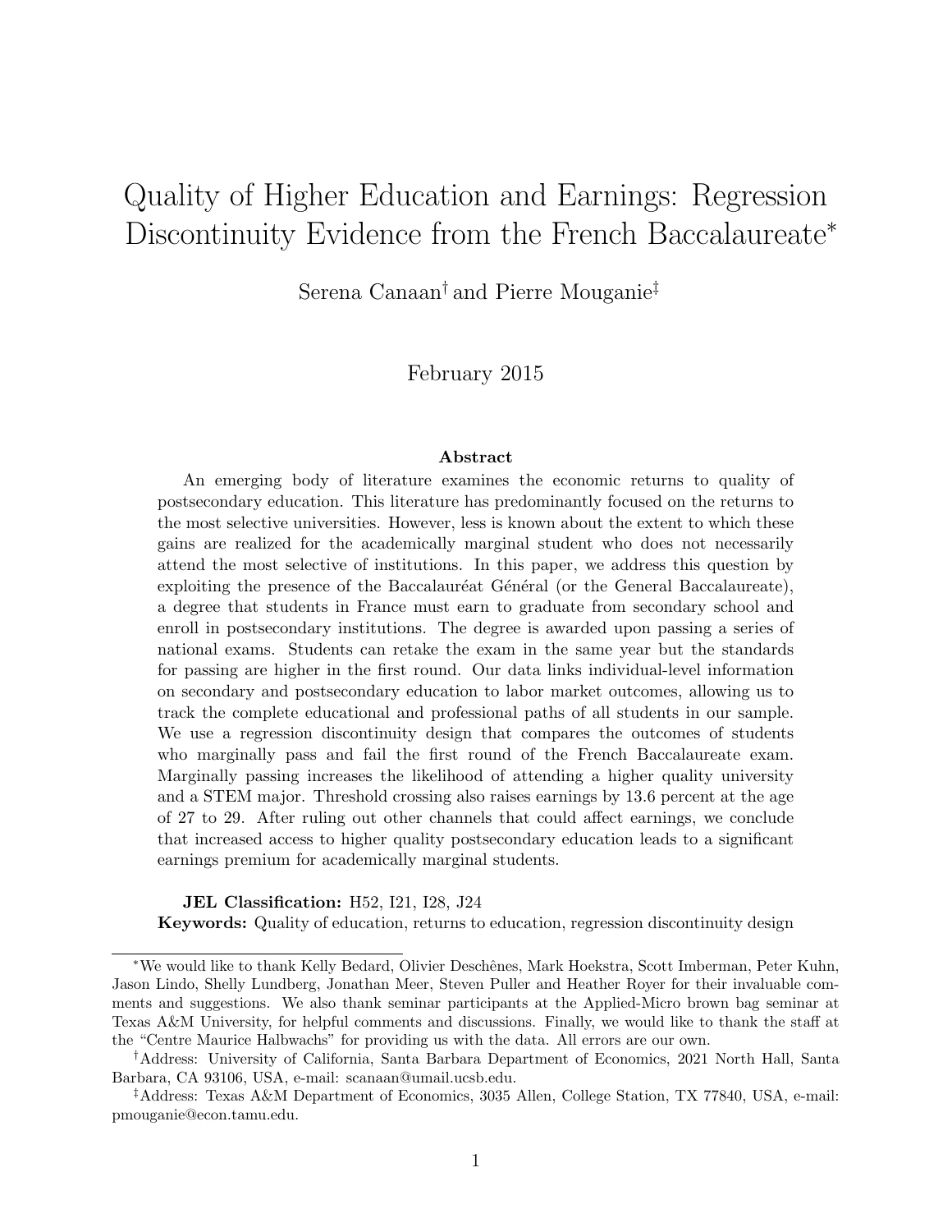# Quality of Higher Education and Earnings: Regression Discontinuity Evidence from the French Baccalaureate*

Serena Canaan[†] and Pierre Mouganie[‡]

February 2015

### Abstract

An emerging body of literature examines the economic returns to quality of postsecondary education. This literature has predominantly focused on the returns to the most selective universities. However, less is known about the extent to which these gains are realized for the academically marginal student who does not necessarily attend the most selective of institutions. In this paper, we address this question by exploiting the presence of the Baccalauréat Général (or the General Baccalaureate), a degree that students in France must earn to graduate from secondary school and enroll in postsecondary institutions. The degree is awarded upon passing a series of national exams. Students can retake the exam in the same year but the standards for passing are higher in the first round. Our data links individual-level information on secondary and postsecondary education to labor market outcomes, allowing us to track the complete educational and professional paths of all students in our sample. We use a regression discontinuity design that compares the outcomes of students who marginally pass and fail the first round of the French Baccalaureate exam. Marginally passing increases the likelihood of attending a higher quality university and a STEM major. Threshold crossing also raises earnings by 13.6 percent at the age of 27 to 29. After ruling out other channels that could affect earnings, we conclude that increased access to higher quality postsecondary education leads to a significant earnings premium for academically marginal students.

**JEL Classification:** H52, I21, I28, J24

**Keywords:** Quality of education, returns to education, regression discontinuity design

---

*We would like to thank Kelly Bedard, Olivier Deschênes, Mark Hoekstra, Scott Imberman, Peter Kuhn, Jason Lindo, Shelly Lundberg, Jonathan Meer, Steven Puller and Heather Royer for their invaluable comments and suggestions. We also thank seminar participants at the Applied-Micro brown bag seminar at Texas A&M University, for helpful comments and discussions. Finally, we would like to thank the staff at the "Centre Maurice Halbwachs" for providing us with the data. All errors are our own.

[†]Address: University of California, Santa Barbara Department of Economics, 2021 North Hall, Santa Barbara, CA 93106, USA, e-mail: scanaan@umail.ucsb.edu.

[‡]Address: Texas A&M Department of Economics, 3035 Allen, College Station, TX 77840, USA, e-mail: pmouganie@econ.tamu.edu.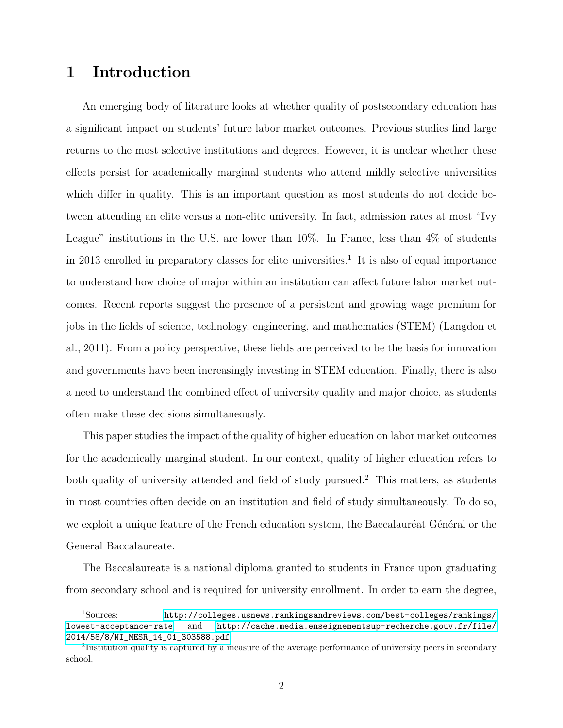# 1 Introduction

An emerging body of literature looks at whether quality of postsecondary education has a significant impact on students' future labor market outcomes. Previous studies find large returns to the most selective institutions and degrees. However, it is unclear whether these effects persist for academically marginal students who attend mildly selective universities which differ in quality. This is an important question as most students do not decide between attending an elite versus a non-elite university. In fact, admission rates at most "Ivy League" institutions in the U.S. are lower than 10%. In France, less than 4% of students in 2013 enrolled in preparatory classes for elite universities.[1] It is also of equal importance to understand how choice of major within an institution can affect future labor market outcomes. Recent reports suggest the presence of a persistent and growing wage premium for jobs in the fields of science, technology, engineering, and mathematics (STEM) (Langdon et al., 2011). From a policy perspective, these fields are perceived to be the basis for innovation and governments have been increasingly investing in STEM education. Finally, there is also a need to understand the combined effect of university quality and major choice, as students often make these decisions simultaneously.

This paper studies the impact of the quality of higher education on labor market outcomes for the academically marginal student. In our context, quality of higher education refers to both quality of university attended and field of study pursued.[2] This matters, as students in most countries often decide on an institution and field of study simultaneously. To do so, we exploit a unique feature of the French education system, the Baccalauréat Général or the General Baccalaureate.

The Baccalaureate is a national diploma granted to students in France upon graduating from secondary school and is required for university enrollment. In order to earn the degree,

---

[1] Sources: http://colleges.usnews.rankingsandreviews.com/best-colleges/rankings/lowest-acceptance-rate and http://cache.media.enseignementsup-recherche.gouv.fr/file/2014/58/8/NI_MESR_14_01_303588.pdf

[2] Institution quality is captured by a measure of the average performance of university peers in secondary school.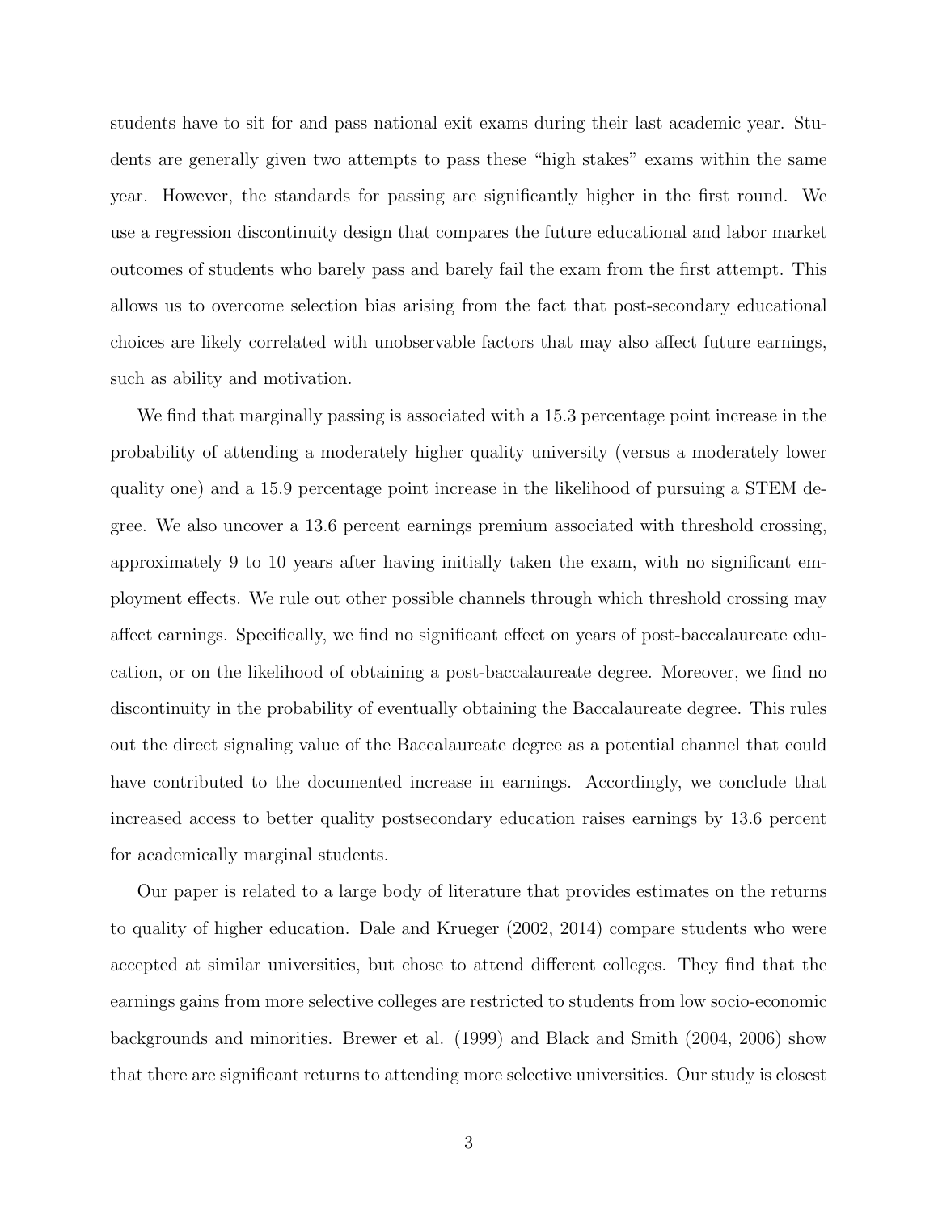students have to sit for and pass national exit exams during their last academic year. Students are generally given two attempts to pass these "high stakes" exams within the same year. However, the standards for passing are significantly higher in the first round. We use a regression discontinuity design that compares the future educational and labor market outcomes of students who barely pass and barely fail the exam from the first attempt. This allows us to overcome selection bias arising from the fact that post-secondary educational choices are likely correlated with unobservable factors that may also affect future earnings, such as ability and motivation.

We find that marginally passing is associated with a 15.3 percentage point increase in the probability of attending a moderately higher quality university (versus a moderately lower quality one) and a 15.9 percentage point increase in the likelihood of pursuing a STEM degree. We also uncover a 13.6 percent earnings premium associated with threshold crossing, approximately 9 to 10 years after having initially taken the exam, with no significant employment effects. We rule out other possible channels through which threshold crossing may affect earnings. Specifically, we find no significant effect on years of post-baccalaureate education, or on the likelihood of obtaining a post-baccalaureate degree. Moreover, we find no discontinuity in the probability of eventually obtaining the Baccalaureate degree. This rules out the direct signaling value of the Baccalaureate degree as a potential channel that could have contributed to the documented increase in earnings. Accordingly, we conclude that increased access to better quality postsecondary education raises earnings by 13.6 percent for academically marginal students.

Our paper is related to a large body of literature that provides estimates on the returns to quality of higher education. Dale and Krueger (2002, 2014) compare students who were accepted at similar universities, but chose to attend different colleges. They find that the earnings gains from more selective colleges are restricted to students from low socio-economic backgrounds and minorities. Brewer et al. (1999) and Black and Smith (2004, 2006) show that there are significant returns to attending more selective universities. Our study is closest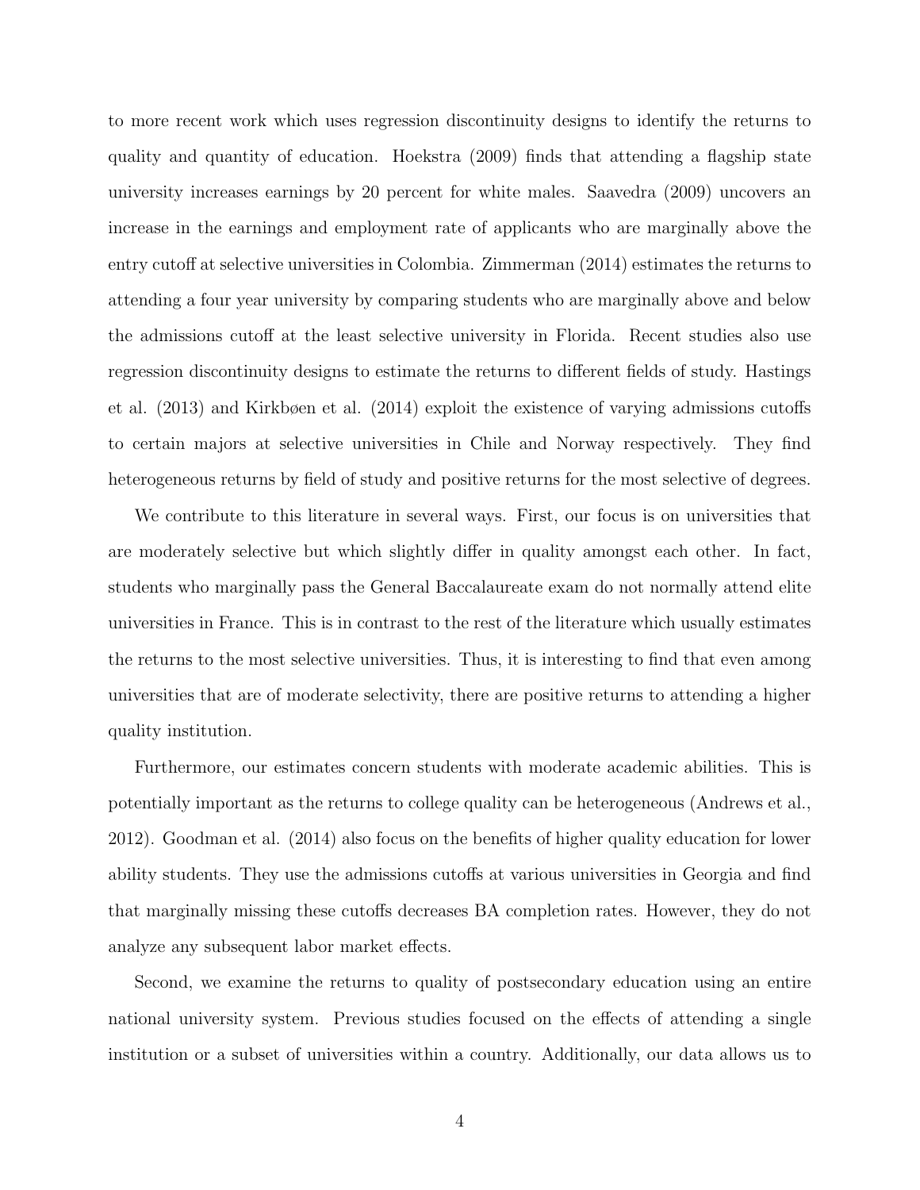to more recent work which uses regression discontinuity designs to identify the returns to quality and quantity of education. Hoekstra (2009) finds that attending a flagship state university increases earnings by 20 percent for white males. Saavedra (2009) uncovers an increase in the earnings and employment rate of applicants who are marginally above the entry cutoff at selective universities in Colombia. Zimmerman (2014) estimates the returns to attending a four year university by comparing students who are marginally above and below the admissions cutoff at the least selective university in Florida. Recent studies also use regression discontinuity designs to estimate the returns to different fields of study. Hastings et al. (2013) and Kirkbøen et al. (2014) exploit the existence of varying admissions cutoffs to certain majors at selective universities in Chile and Norway respectively. They find heterogeneous returns by field of study and positive returns for the most selective of degrees.

We contribute to this literature in several ways. First, our focus is on universities that are moderately selective but which slightly differ in quality amongst each other. In fact, students who marginally pass the General Baccalaureate exam do not normally attend elite universities in France. This is in contrast to the rest of the literature which usually estimates the returns to the most selective universities. Thus, it is interesting to find that even among universities that are of moderate selectivity, there are positive returns to attending a higher quality institution.

Furthermore, our estimates concern students with moderate academic abilities. This is potentially important as the returns to college quality can be heterogeneous (Andrews et al., 2012). Goodman et al. (2014) also focus on the benefits of higher quality education for lower ability students. They use the admissions cutoffs at various universities in Georgia and find that marginally missing these cutoffs decreases BA completion rates. However, they do not analyze any subsequent labor market effects.

Second, we examine the returns to quality of postsecondary education using an entire national university system. Previous studies focused on the effects of attending a single institution or a subset of universities within a country. Additionally, our data allows us to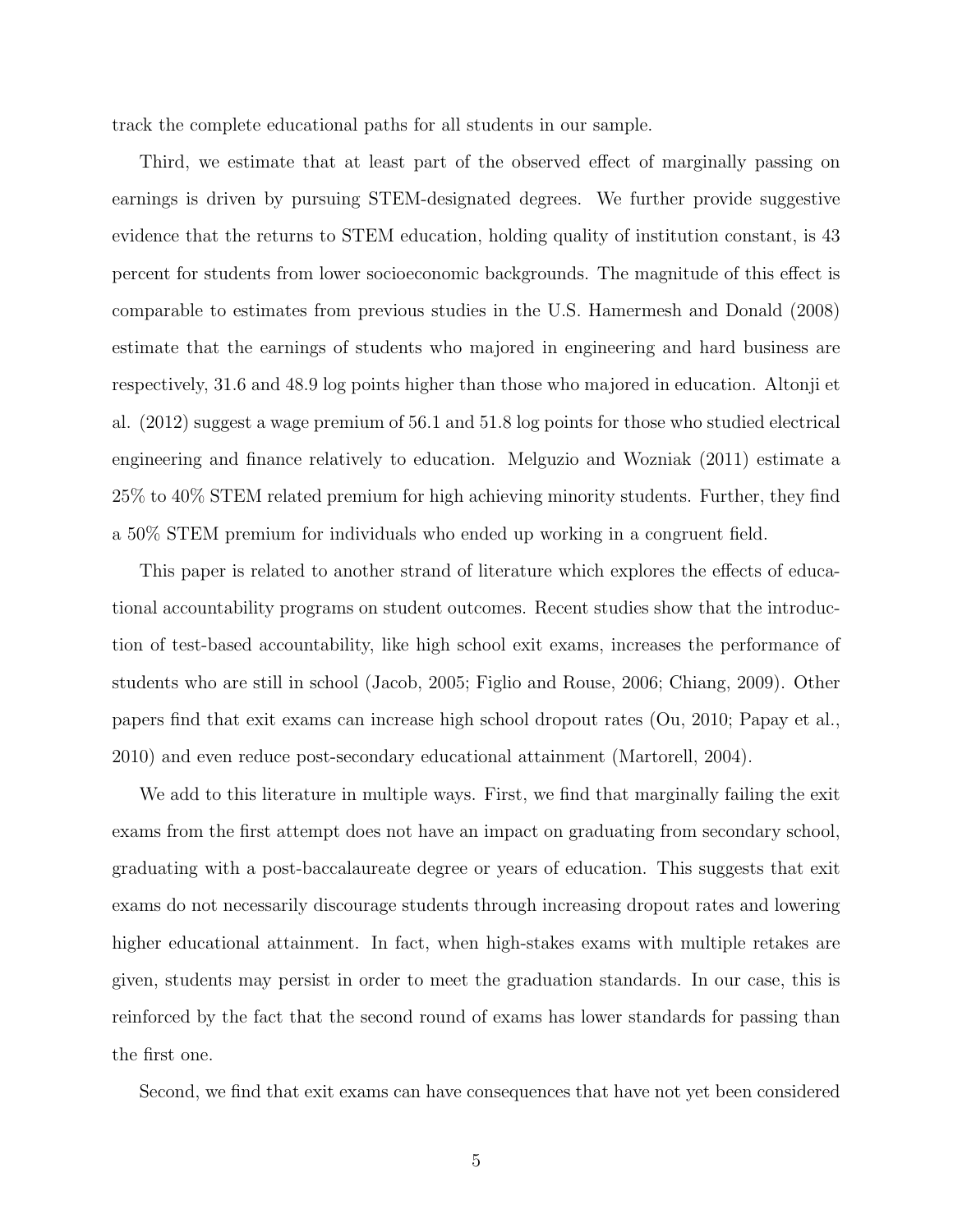track the complete educational paths for all students in our sample.

Third, we estimate that at least part of the observed effect of marginally passing on earnings is driven by pursuing STEM-designated degrees. We further provide suggestive evidence that the returns to STEM education, holding quality of institution constant, is 43 percent for students from lower socioeconomic backgrounds. The magnitude of this effect is comparable to estimates from previous studies in the U.S. Hamermesh and Donald (2008) estimate that the earnings of students who majored in engineering and hard business are respectively, 31.6 and 48.9 log points higher than those who majored in education. Altonji et al. (2012) suggest a wage premium of 56.1 and 51.8 log points for those who studied electrical engineering and finance relatively to education. Melguzio and Wozniak (2011) estimate a 25% to 40% STEM related premium for high achieving minority students. Further, they find a 50% STEM premium for individuals who ended up working in a congruent field.

This paper is related to another strand of literature which explores the effects of educational accountability programs on student outcomes. Recent studies show that the introduction of test-based accountability, like high school exit exams, increases the performance of students who are still in school (Jacob, 2005; Figlio and Rouse, 2006; Chiang, 2009). Other papers find that exit exams can increase high school dropout rates (Ou, 2010; Papay et al., 2010) and even reduce post-secondary educational attainment (Martorell, 2004).

We add to this literature in multiple ways. First, we find that marginally failing the exit exams from the first attempt does not have an impact on graduating from secondary school, graduating with a post-baccalaureate degree or years of education. This suggests that exit exams do not necessarily discourage students through increasing dropout rates and lowering higher educational attainment. In fact, when high-stakes exams with multiple retakes are given, students may persist in order to meet the graduation standards. In our case, this is reinforced by the fact that the second round of exams has lower standards for passing than the first one.

Second, we find that exit exams can have consequences that have not yet been considered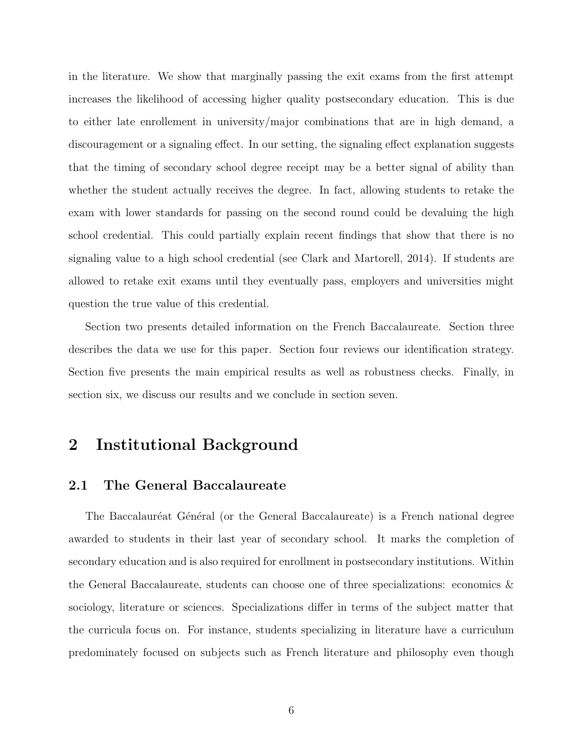in the literature. We show that marginally passing the exit exams from the first attempt increases the likelihood of accessing higher quality postsecondary education. This is due to either late enrollement in university/major combinations that are in high demand, a discouragement or a signaling effect. In our setting, the signaling effect explanation suggests that the timing of secondary school degree receipt may be a better signal of ability than whether the student actually receives the degree. In fact, allowing students to retake the exam with lower standards for passing on the second round could be devaluing the high school credential. This could partially explain recent findings that show that there is no signaling value to a high school credential (see Clark and Martorell, 2014). If students are allowed to retake exit exams until they eventually pass, employers and universities might question the true value of this credential.

Section two presents detailed information on the French Baccalaureate. Section three describes the data we use for this paper. Section four reviews our identification strategy. Section five presents the main empirical results as well as robustness checks. Finally, in section six, we discuss our results and we conclude in section seven.

## 2 Institutional Background

### 2.1 The General Baccalaureate

The Baccalauréat Général (or the General Baccalaureate) is a French national degree awarded to students in their last year of secondary school. It marks the completion of secondary education and is also required for enrollment in postsecondary institutions. Within the General Baccalaureate, students can choose one of three specializations: economics & sociology, literature or sciences. Specializations differ in terms of the subject matter that the curricula focus on. For instance, students specializing in literature have a curriculum predominately focused on subjects such as French literature and philosophy even though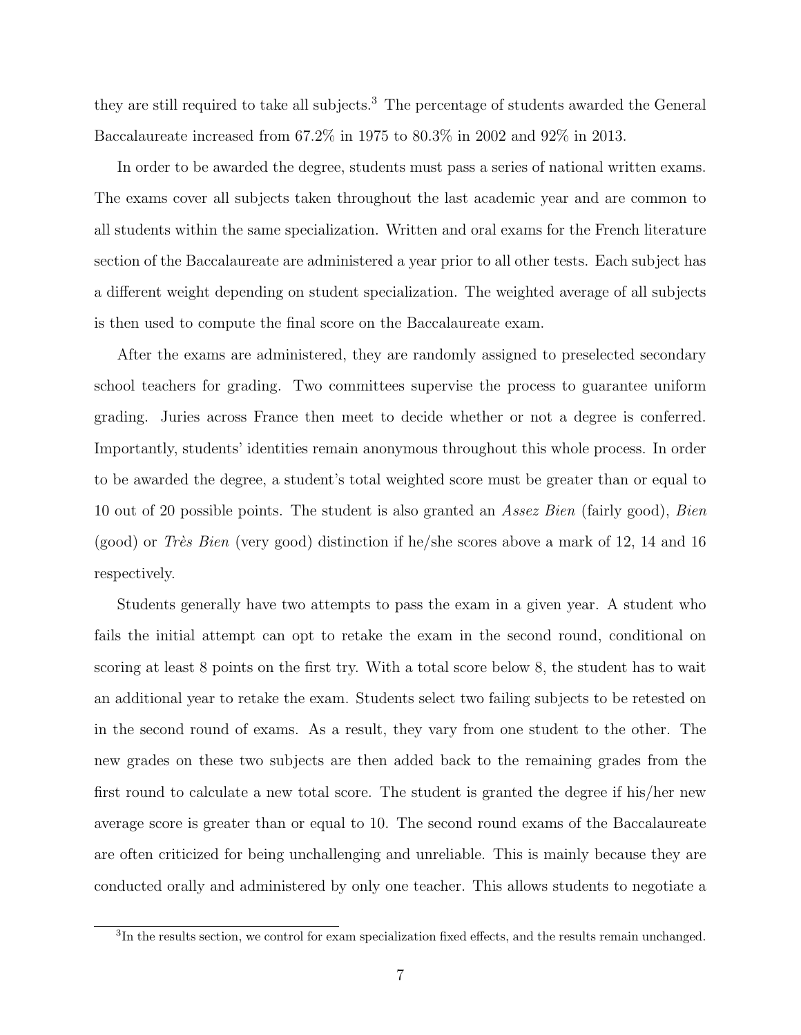they are still required to take all subjects.[3] The percentage of students awarded the General Baccalaureate increased from 67.2% in 1975 to 80.3% in 2002 and 92% in 2013.

In order to be awarded the degree, students must pass a series of national written exams. The exams cover all subjects taken throughout the last academic year and are common to all students within the same specialization. Written and oral exams for the French literature section of the Baccalaureate are administered a year prior to all other tests. Each subject has a different weight depending on student specialization. The weighted average of all subjects is then used to compute the final score on the Baccalaureate exam.

After the exams are administered, they are randomly assigned to preselected secondary school teachers for grading. Two committees supervise the process to guarantee uniform grading. Juries across France then meet to decide whether or not a degree is conferred. Importantly, students' identities remain anonymous throughout this whole process. In order to be awarded the degree, a student's total weighted score must be greater than or equal to 10 out of 20 possible points. The student is also granted an *Assez Bien* (fairly good), *Bien* (good) or *Très Bien* (very good) distinction if he/she scores above a mark of 12, 14 and 16 respectively.

Students generally have two attempts to pass the exam in a given year. A student who fails the initial attempt can opt to retake the exam in the second round, conditional on scoring at least 8 points on the first try. With a total score below 8, the student has to wait an additional year to retake the exam. Students select two failing subjects to be retested on in the second round of exams. As a result, they vary from one student to the other. The new grades on these two subjects are then added back to the remaining grades from the first round to calculate a new total score. The student is granted the degree if his/her new average score is greater than or equal to 10. The second round exams of the Baccalaureate are often criticized for being unchallenging and unreliable. This is mainly because they are conducted orally and administered by only one teacher. This allows students to negotiate a

[3] In the results section, we control for exam specialization fixed effects, and the results remain unchanged.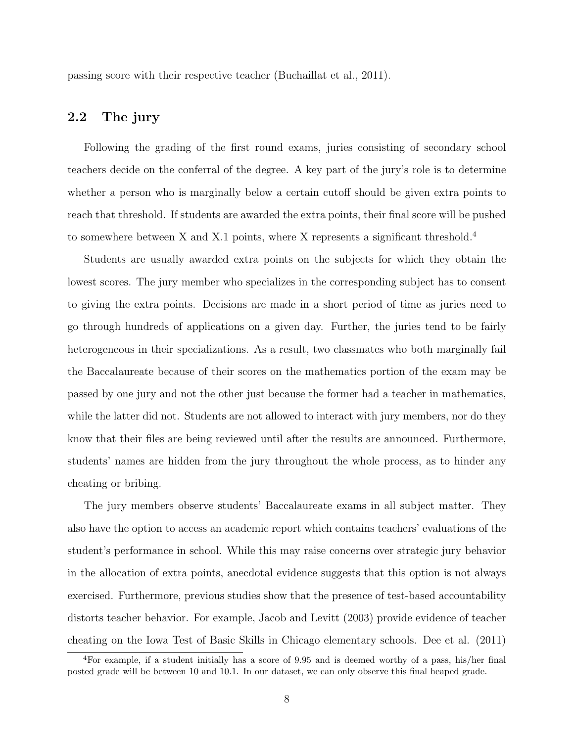passing score with their respective teacher (Buchaillat et al., 2011).

## 2.2 The jury

Following the grading of the first round exams, juries consisting of secondary school teachers decide on the conferral of the degree. A key part of the jury's role is to determine whether a person who is marginally below a certain cutoff should be given extra points to reach that threshold. If students are awarded the extra points, their final score will be pushed to somewhere between X and X.1 points, where X represents a significant threshold.[4]

Students are usually awarded extra points on the subjects for which they obtain the lowest scores. The jury member who specializes in the corresponding subject has to consent to giving the extra points. Decisions are made in a short period of time as juries need to go through hundreds of applications on a given day. Further, the juries tend to be fairly heterogeneous in their specializations. As a result, two classmates who both marginally fail the Baccalaureate because of their scores on the mathematics portion of the exam may be passed by one jury and not the other just because the former had a teacher in mathematics, while the latter did not. Students are not allowed to interact with jury members, nor do they know that their files are being reviewed until after the results are announced. Furthermore, students' names are hidden from the jury throughout the whole process, as to hinder any cheating or bribing.

The jury members observe students' Baccalaureate exams in all subject matter. They also have the option to access an academic report which contains teachers' evaluations of the student's performance in school. While this may raise concerns over strategic jury behavior in the allocation of extra points, anecdotal evidence suggests that this option is not always exercised. Furthermore, previous studies show that the presence of test-based accountability distorts teacher behavior. For example, Jacob and Levitt (2003) provide evidence of teacher cheating on the Iowa Test of Basic Skills in Chicago elementary schools. Dee et al. (2011)

[4] For example, if a student initially has a score of 9.95 and is deemed worthy of a pass, his/her final posted grade will be between 10 and 10.1. In our dataset, we can only observe this final heaped grade.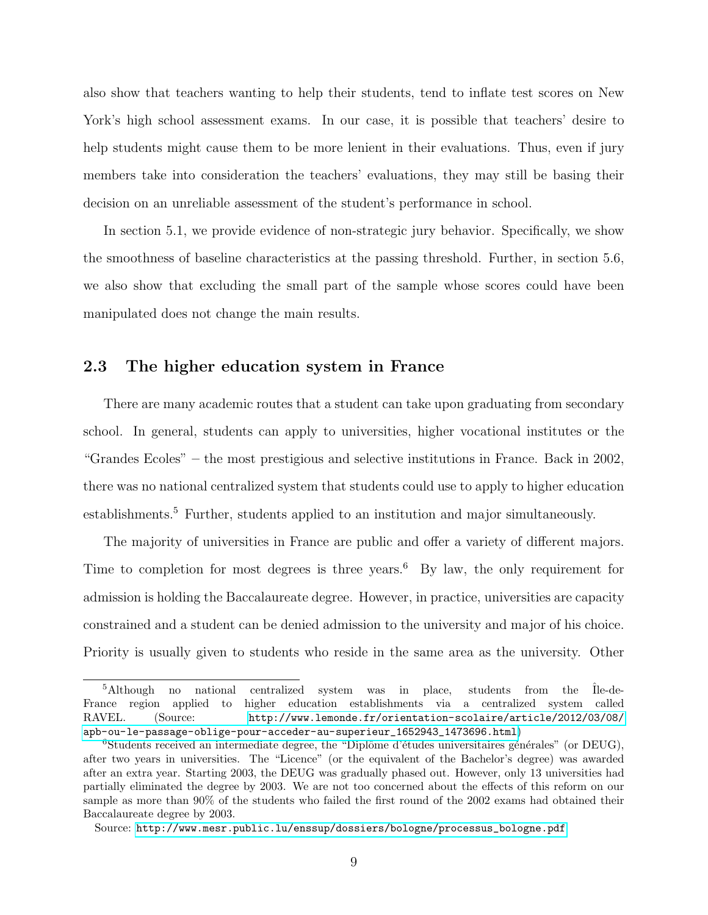also show that teachers wanting to help their students, tend to inflate test scores on New York's high school assessment exams. In our case, it is possible that teachers' desire to help students might cause them to be more lenient in their evaluations. Thus, even if jury members take into consideration the teachers' evaluations, they may still be basing their decision on an unreliable assessment of the student's performance in school.

In section 5.1, we provide evidence of non-strategic jury behavior. Specifically, we show the smoothness of baseline characteristics at the passing threshold. Further, in section 5.6, we also show that excluding the small part of the sample whose scores could have been manipulated does not change the main results.

### 2.3 The higher education system in France

There are many academic routes that a student can take upon graduating from secondary school. In general, students can apply to universities, higher vocational institutes or the "Grandes Ecoles" – the most prestigious and selective institutions in France. Back in 2002, there was no national centralized system that students could use to apply to higher education establishments.[5] Further, students applied to an institution and major simultaneously.

The majority of universities in France are public and offer a variety of different majors. Time to completion for most degrees is three years.[6] By law, the only requirement for admission is holding the Baccalaureate degree. However, in practice, universities are capacity constrained and a student can be denied admission to the university and major of his choice. Priority is usually given to students who reside in the same area as the university. Other

---

[5]Although no national centralized system was in place, students from the Île-de-France region applied to higher education establishments via a centralized system called RAVEL. (Source: http://www.lemonde.fr/orientation-scolaire/article/2012/03/08/apb-ou-le-passage-oblige-pour-acceder-au-superieur_1652943_1473696.html)

[6]Students received an intermediate degree, the "Diplôme d'études universitaires générales" (or DEUG), after two years in universities. The "Licence" (or the equivalent of the Bachelor's degree) was awarded after an extra year. Starting 2003, the DEUG was gradually phased out. However, only 13 universities had partially eliminated the degree by 2003. We are not too concerned about the effects of this reform on our sample as more than 90% of the students who failed the first round of the 2002 exams had obtained their Baccalaureate degree by 2003.

Source: http://www.mesr.public.lu/enssup/dossiers/bologne/processus_bologne.pdf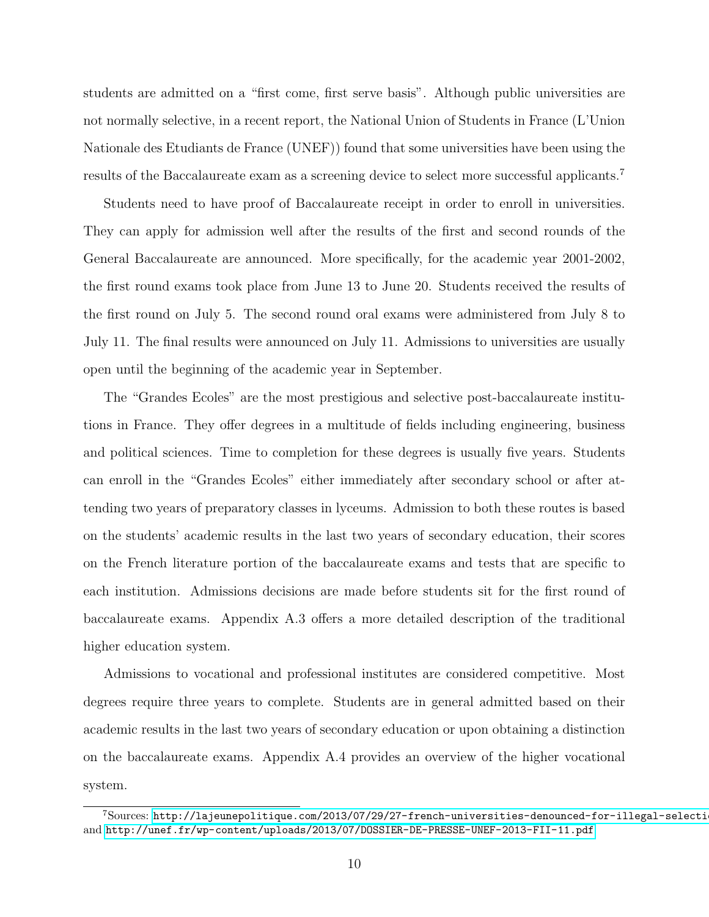students are admitted on a "first come, first serve basis". Although public universities are not normally selective, in a recent report, the National Union of Students in France (L'Union Nationale des Etudiants de France (UNEF)) found that some universities have been using the results of the Baccalaureate exam as a screening device to select more successful applicants.[7]

Students need to have proof of Baccalaureate receipt in order to enroll in universities. They can apply for admission well after the results of the first and second rounds of the General Baccalaureate are announced. More specifically, for the academic year 2001-2002, the first round exams took place from June 13 to June 20. Students received the results of the first round on July 5. The second round oral exams were administered from July 8 to July 11. The final results were announced on July 11. Admissions to universities are usually open until the beginning of the academic year in September.

The "Grandes Ecoles" are the most prestigious and selective post-baccalaureate institutions in France. They offer degrees in a multitude of fields including engineering, business and political sciences. Time to completion for these degrees is usually five years. Students can enroll in the "Grandes Ecoles" either immediately after secondary school or after attending two years of preparatory classes in lyceums. Admission to both these routes is based on the students' academic results in the last two years of secondary education, their scores on the French literature portion of the baccalaureate exams and tests that are specific to each institution. Admissions decisions are made before students sit for the first round of baccalaureate exams. Appendix A.3 offers a more detailed description of the traditional higher education system.

Admissions to vocational and professional institutes are considered competitive. Most degrees require three years to complete. Students are in general admitted based on their academic results in the last two years of secondary education or upon obtaining a distinction on the baccalaureate exams. Appendix A.4 provides an overview of the higher vocational system.

---

[7]Sources: http://lajeunepolitique.com/2013/07/29/27-french-universities-denounced-for-illegal-selecti and http://unef.fr/wp-content/uploads/2013/07/DOSSIER-DE-PRESSE-UNEF-2013-FII-11.pdf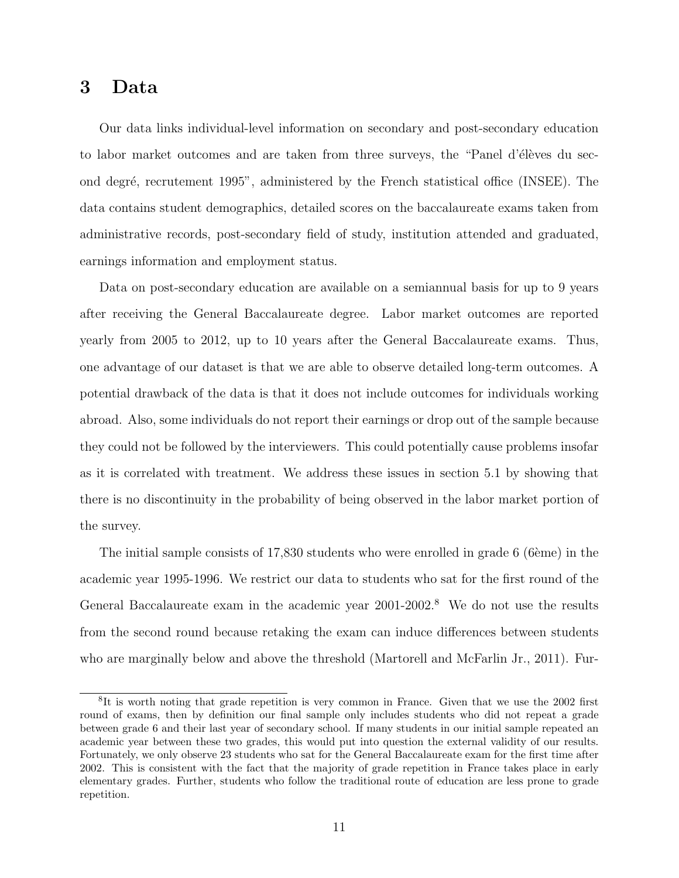# 3 Data

Our data links individual-level information on secondary and post-secondary education to labor market outcomes and are taken from three surveys, the "Panel d'élèves du second degré, recrutement 1995", administered by the French statistical office (INSEE). The data contains student demographics, detailed scores on the baccalaureate exams taken from administrative records, post-secondary field of study, institution attended and graduated, earnings information and employment status.

Data on post-secondary education are available on a semiannual basis for up to 9 years after receiving the General Baccalaureate degree. Labor market outcomes are reported yearly from 2005 to 2012, up to 10 years after the General Baccalaureate exams. Thus, one advantage of our dataset is that we are able to observe detailed long-term outcomes. A potential drawback of the data is that it does not include outcomes for individuals working abroad. Also, some individuals do not report their earnings or drop out of the sample because they could not be followed by the interviewers. This could potentially cause problems insofar as it is correlated with treatment. We address these issues in section 5.1 by showing that there is no discontinuity in the probability of being observed in the labor market portion of the survey.

The initial sample consists of 17,830 students who were enrolled in grade 6 (6ème) in the academic year 1995-1996. We restrict our data to students who sat for the first round of the General Baccalaureate exam in the academic year 2001-2002.[8] We do not use the results from the second round because retaking the exam can induce differences between students who are marginally below and above the threshold (Martorell and McFarlin Jr., 2011). Fur-

[8] It is worth noting that grade repetition is very common in France. Given that we use the 2002 first round of exams, then by definition our final sample only includes students who did not repeat a grade between grade 6 and their last year of secondary school. If many students in our initial sample repeated an academic year between these two grades, this would put into question the external validity of our results. Fortunately, we only observe 23 students who sat for the General Baccalaureate exam for the first time after 2002. This is consistent with the fact that the majority of grade repetition in France takes place in early elementary grades. Further, students who follow the traditional route of education are less prone to grade repetition.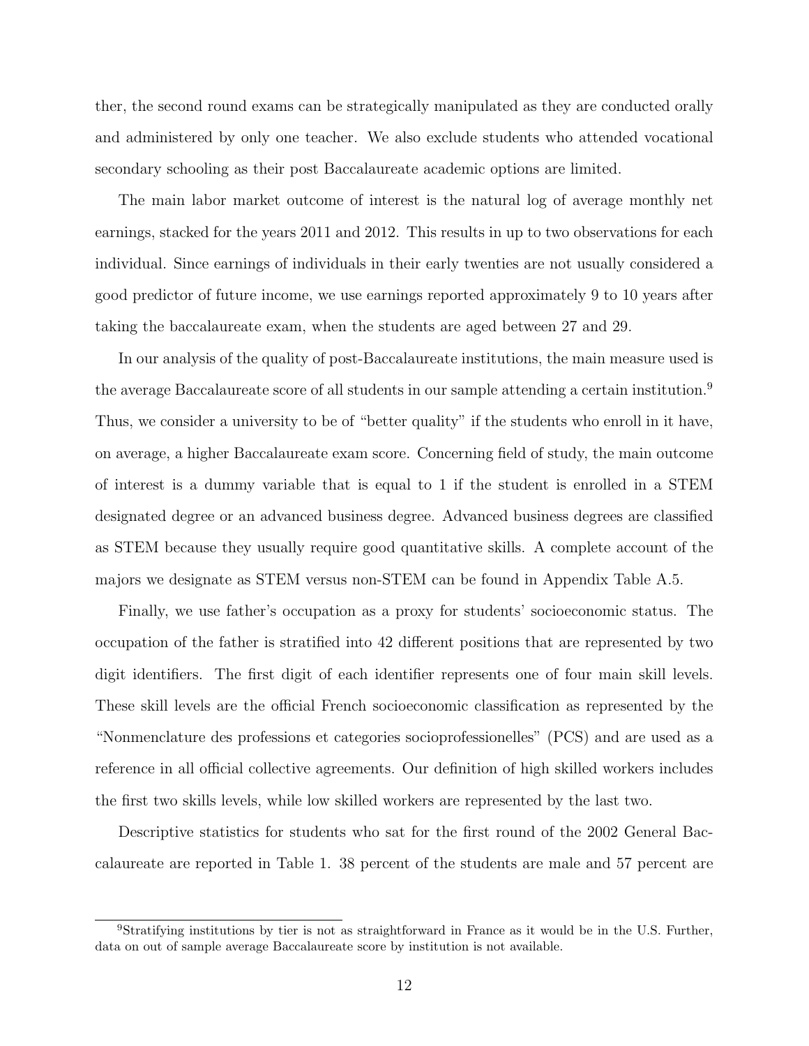ther, the second round exams can be strategically manipulated as they are conducted orally and administered by only one teacher. We also exclude students who attended vocational secondary schooling as their post Baccalaureate academic options are limited.

The main labor market outcome of interest is the natural log of average monthly net earnings, stacked for the years 2011 and 2012. This results in up to two observations for each individual. Since earnings of individuals in their early twenties are not usually considered a good predictor of future income, we use earnings reported approximately 9 to 10 years after taking the baccalaureate exam, when the students are aged between 27 and 29.

In our analysis of the quality of post-Baccalaureate institutions, the main measure used is the average Baccalaureate score of all students in our sample attending a certain institution.[9] Thus, we consider a university to be of "better quality" if the students who enroll in it have, on average, a higher Baccalaureate exam score. Concerning field of study, the main outcome of interest is a dummy variable that is equal to 1 if the student is enrolled in a STEM designated degree or an advanced business degree. Advanced business degrees are classified as STEM because they usually require good quantitative skills. A complete account of the majors we designate as STEM versus non-STEM can be found in Appendix Table A.5.

Finally, we use father's occupation as a proxy for students' socioeconomic status. The occupation of the father is stratified into 42 different positions that are represented by two digit identifiers. The first digit of each identifier represents one of four main skill levels. These skill levels are the official French socioeconomic classification as represented by the "Nonmenclature des professions et categories socioprofessionelles" (PCS) and are used as a reference in all official collective agreements. Our definition of high skilled workers includes the first two skills levels, while low skilled workers are represented by the last two.

Descriptive statistics for students who sat for the first round of the 2002 General Baccalaureate are reported in Table 1. 38 percent of the students are male and 57 percent are

[9] Stratifying institutions by tier is not as straightforward in France as it would be in the U.S. Further, data on out of sample average Baccalaureate score by institution is not available.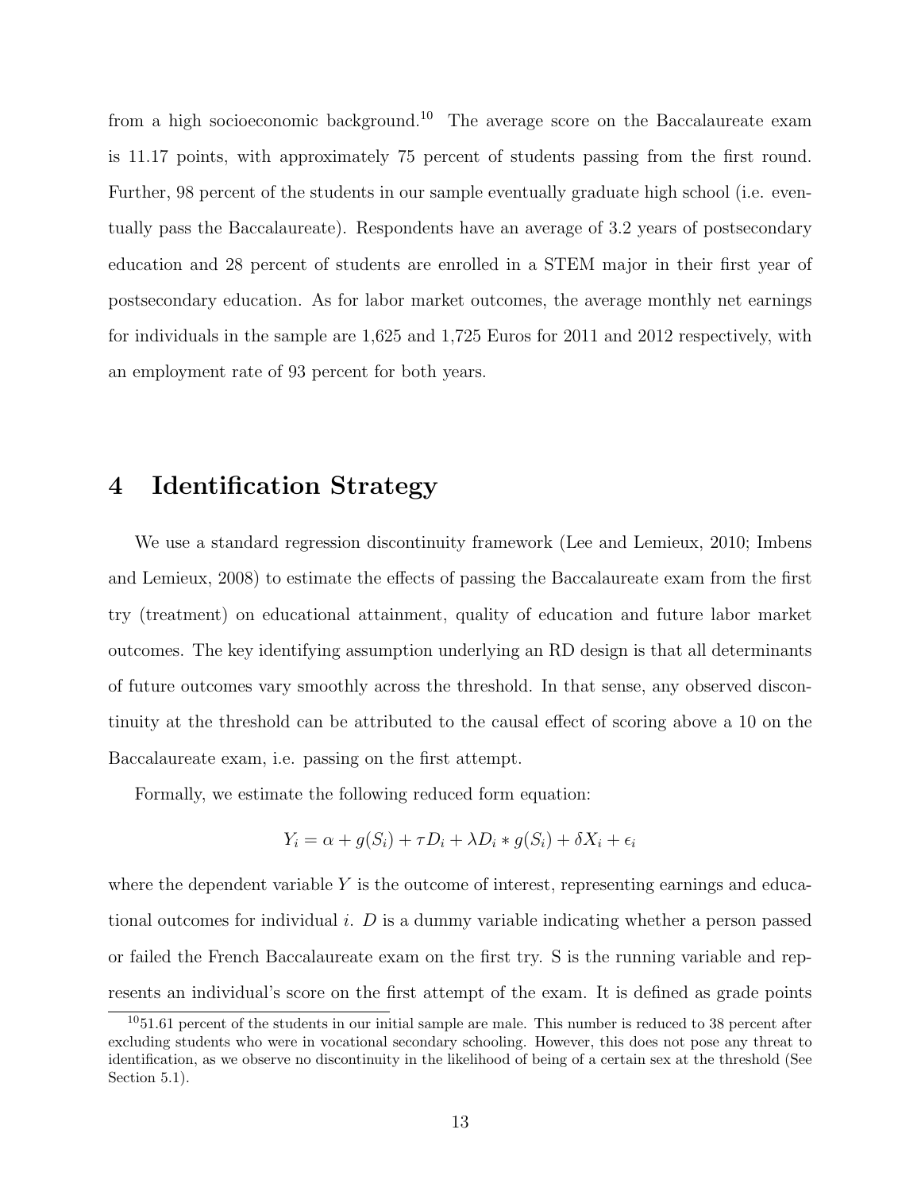from a high socioeconomic background.[10] The average score on the Baccalaureate exam is 11.17 points, with approximately 75 percent of students passing from the first round. Further, 98 percent of the students in our sample eventually graduate high school (i.e. eventually pass the Baccalaureate). Respondents have an average of 3.2 years of postsecondary education and 28 percent of students are enrolled in a STEM major in their first year of postsecondary education. As for labor market outcomes, the average monthly net earnings for individuals in the sample are 1,625 and 1,725 Euros for 2011 and 2012 respectively, with an employment rate of 93 percent for both years.

# 4 Identification Strategy

We use a standard regression discontinuity framework (Lee and Lemieux, 2010; Imbens and Lemieux, 2008) to estimate the effects of passing the Baccalaureate exam from the first try (treatment) on educational attainment, quality of education and future labor market outcomes. The key identifying assumption underlying an RD design is that all determinants of future outcomes vary smoothly across the threshold. In that sense, any observed discontinuity at the threshold can be attributed to the causal effect of scoring above a 10 on the Baccalaureate exam, i.e. passing on the first attempt.

Formally, we estimate the following reduced form equation:

$$Y_i = \alpha + g(S_i) + \tau D_i + \lambda D_i * g(S_i) + \delta X_i + \epsilon_i$$

where the dependent variable $Y$ is the outcome of interest, representing earnings and educational outcomes for individual $i$. $D$ is a dummy variable indicating whether a person passed or failed the French Baccalaureate exam on the first try. S is the running variable and represents an individual's score on the first attempt of the exam. It is defined as grade points

[10] 51.61 percent of the students in our initial sample are male. This number is reduced to 38 percent after excluding students who were in vocational secondary schooling. However, this does not pose any threat to identification, as we observe no discontinuity in the likelihood of being of a certain sex at the threshold (See Section 5.1).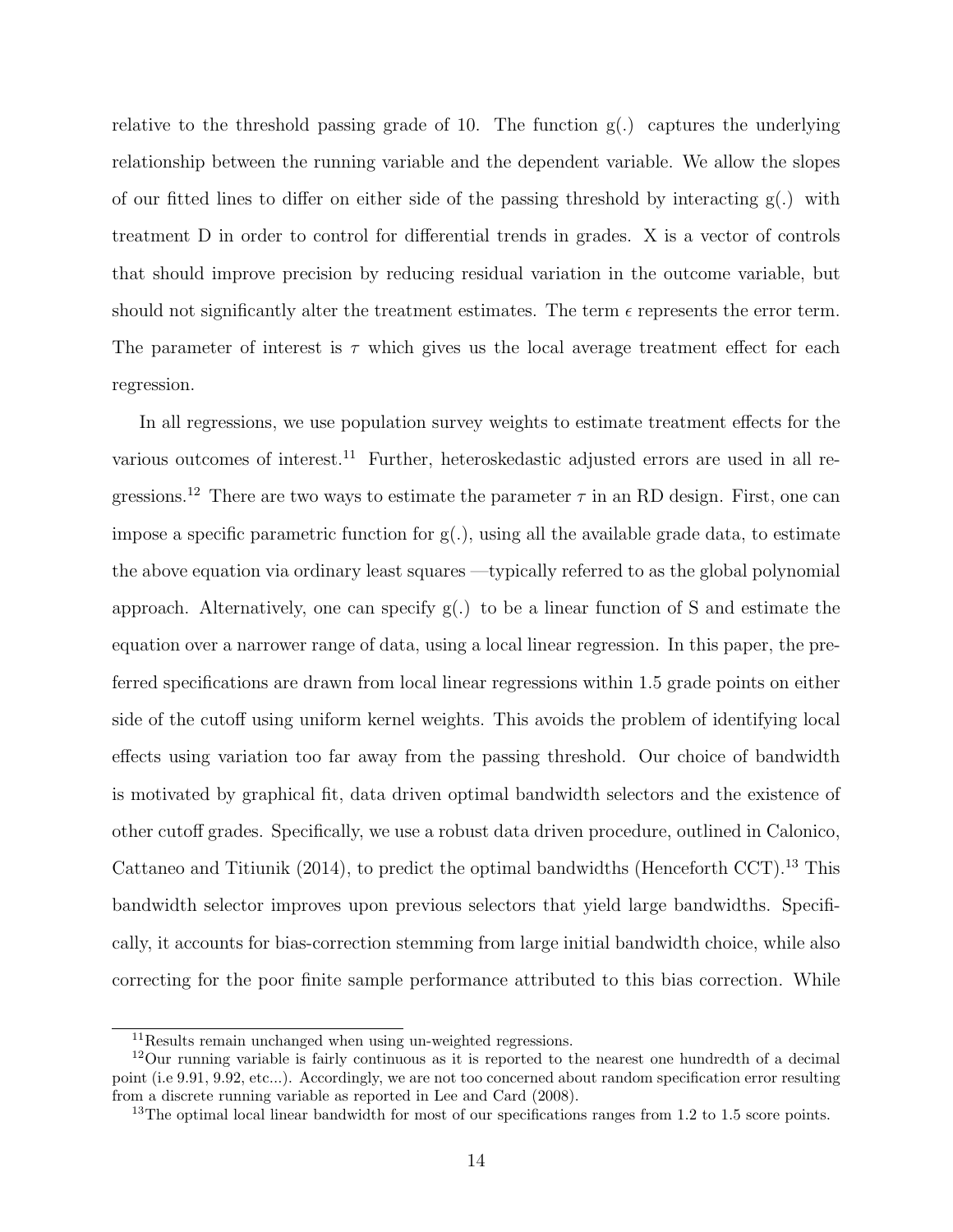relative to the threshold passing grade of 10. The function g(.) captures the underlying relationship between the running variable and the dependent variable. We allow the slopes of our fitted lines to differ on either side of the passing threshold by interacting g(.) with treatment D in order to control for differential trends in grades. X is a vector of controls that should improve precision by reducing residual variation in the outcome variable, but should not significantly alter the treatment estimates. The term $\epsilon$ represents the error term. The parameter of interest is $\tau$ which gives us the local average treatment effect for each regression.

In all regressions, we use population survey weights to estimate treatment effects for the various outcomes of interest.[11] Further, heteroskedastic adjusted errors are used in all regressions.[12] There are two ways to estimate the parameter $\tau$ in an RD design. First, one can impose a specific parametric function for g(.), using all the available grade data, to estimate the above equation via ordinary least squares —typically referred to as the global polynomial approach. Alternatively, one can specify g(.) to be a linear function of S and estimate the equation over a narrower range of data, using a local linear regression. In this paper, the preferred specifications are drawn from local linear regressions within 1.5 grade points on either side of the cutoff using uniform kernel weights. This avoids the problem of identifying local effects using variation too far away from the passing threshold. Our choice of bandwidth is motivated by graphical fit, data driven optimal bandwidth selectors and the existence of other cutoff grades. Specifically, we use a robust data driven procedure, outlined in Calonico, Cattaneo and Titiunik (2014), to predict the optimal bandwidths (Henceforth CCT).[13] This bandwidth selector improves upon previous selectors that yield large bandwidths. Specifically, it accounts for bias-correction stemming from large initial bandwidth choice, while also correcting for the poor finite sample performance attributed to this bias correction. While

[11] Results remain unchanged when using un-weighted regressions.

[12] Our running variable is fairly continuous as it is reported to the nearest one hundredth of a decimal point (i.e 9.91, 9.92, etc...). Accordingly, we are not too concerned about random specification error resulting from a discrete running variable as reported in Lee and Card (2008).

[13] The optimal local linear bandwidth for most of our specifications ranges from 1.2 to 1.5 score points.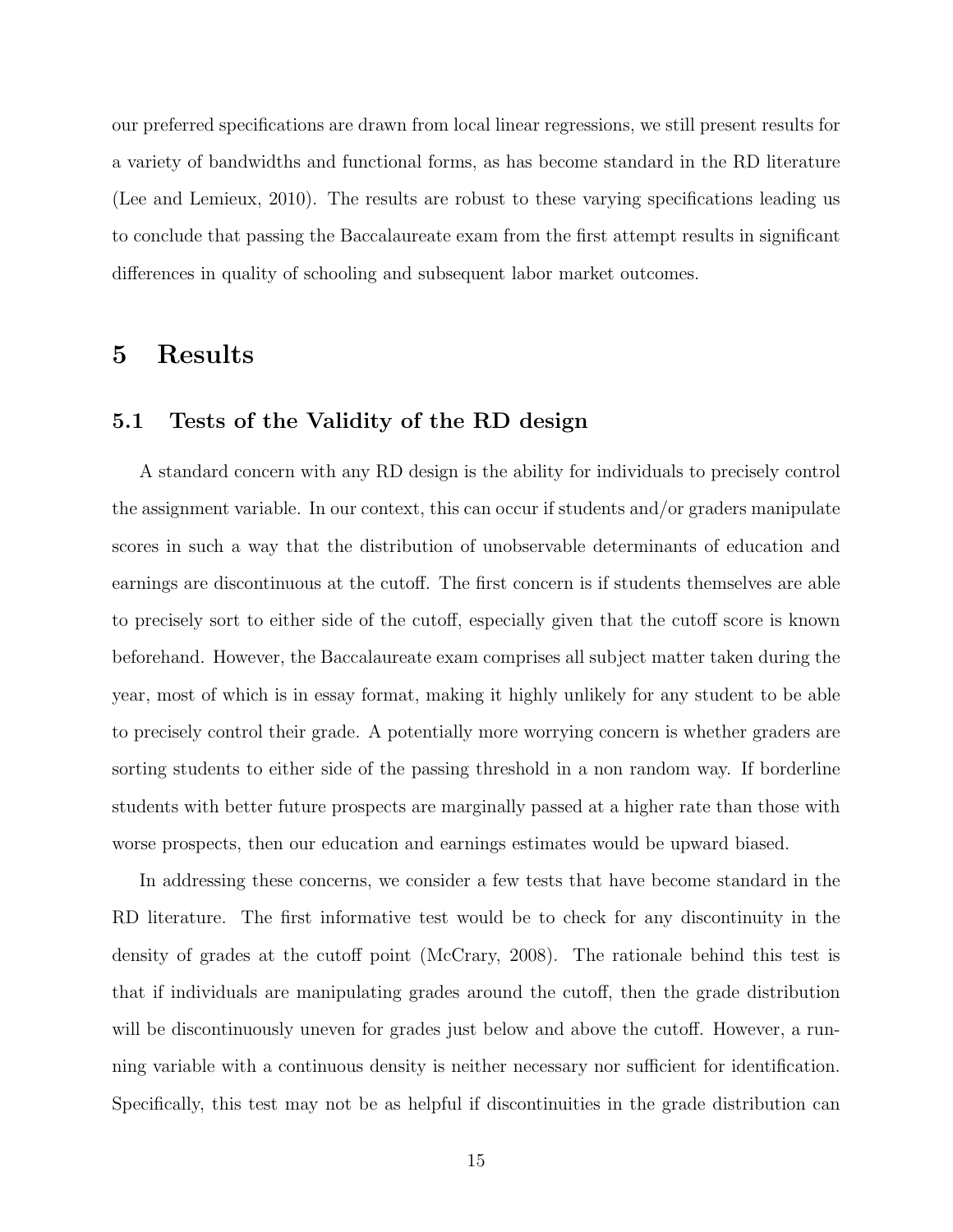our preferred specifications are drawn from local linear regressions, we still present results for a variety of bandwidths and functional forms, as has become standard in the RD literature (Lee and Lemieux, 2010). The results are robust to these varying specifications leading us to conclude that passing the Baccalaureate exam from the first attempt results in significant differences in quality of schooling and subsequent labor market outcomes.

# 5 Results

## 5.1 Tests of the Validity of the RD design

A standard concern with any RD design is the ability for individuals to precisely control the assignment variable. In our context, this can occur if students and/or graders manipulate scores in such a way that the distribution of unobservable determinants of education and earnings are discontinuous at the cutoff. The first concern is if students themselves are able to precisely sort to either side of the cutoff, especially given that the cutoff score is known beforehand. However, the Baccalaureate exam comprises all subject matter taken during the year, most of which is in essay format, making it highly unlikely for any student to be able to precisely control their grade. A potentially more worrying concern is whether graders are sorting students to either side of the passing threshold in a non random way. If borderline students with better future prospects are marginally passed at a higher rate than those with worse prospects, then our education and earnings estimates would be upward biased.

In addressing these concerns, we consider a few tests that have become standard in the RD literature. The first informative test would be to check for any discontinuity in the density of grades at the cutoff point (McCrary, 2008). The rationale behind this test is that if individuals are manipulating grades around the cutoff, then the grade distribution will be discontinuously uneven for grades just below and above the cutoff. However, a running variable with a continuous density is neither necessary nor sufficient for identification. Specifically, this test may not be as helpful if discontinuities in the grade distribution can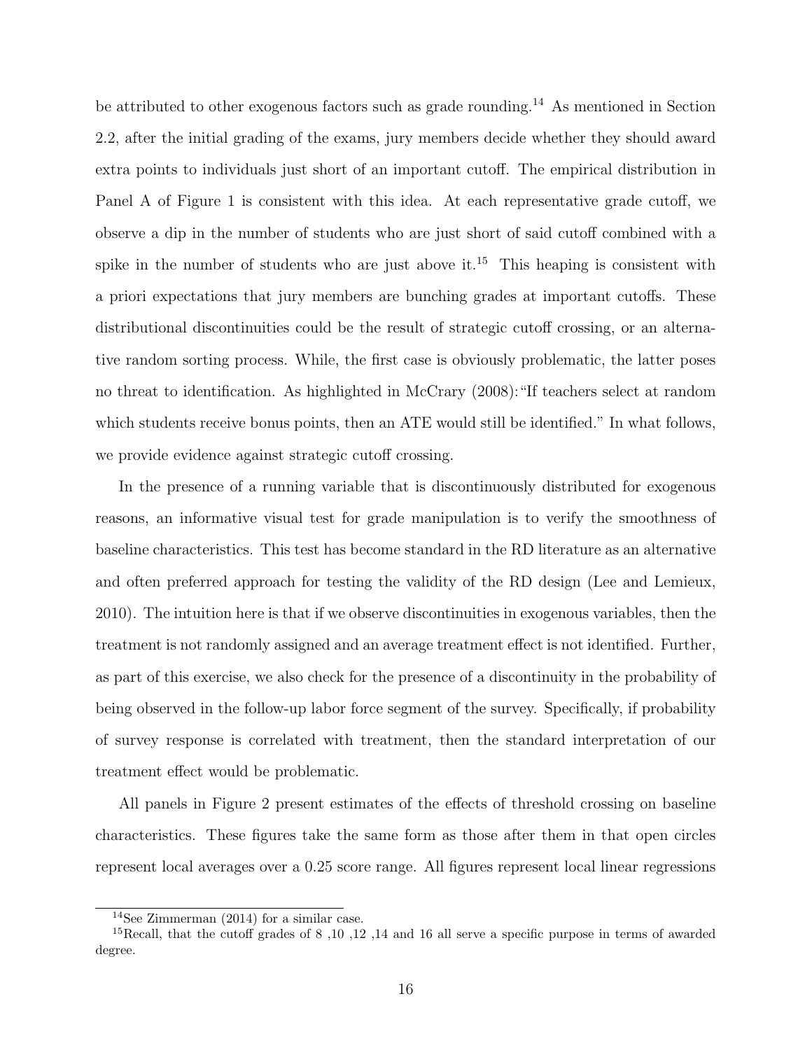be attributed to other exogenous factors such as grade rounding.[14] As mentioned in Section 2.2, after the initial grading of the exams, jury members decide whether they should award extra points to individuals just short of an important cutoff. The empirical distribution in Panel A of Figure 1 is consistent with this idea. At each representative grade cutoff, we observe a dip in the number of students who are just short of said cutoff combined with a spike in the number of students who are just above it.[15] This heaping is consistent with a priori expectations that jury members are bunching grades at important cutoffs. These distributional discontinuities could be the result of strategic cutoff crossing, or an alternative random sorting process. While, the first case is obviously problematic, the latter poses no threat to identification. As highlighted in McCrary (2008):"If teachers select at random which students receive bonus points, then an ATE would still be identified." In what follows, we provide evidence against strategic cutoff crossing.

In the presence of a running variable that is discontinuously distributed for exogenous reasons, an informative visual test for grade manipulation is to verify the smoothness of baseline characteristics. This test has become standard in the RD literature as an alternative and often preferred approach for testing the validity of the RD design (Lee and Lemieux, 2010). The intuition here is that if we observe discontinuities in exogenous variables, then the treatment is not randomly assigned and an average treatment effect is not identified. Further, as part of this exercise, we also check for the presence of a discontinuity in the probability of being observed in the follow-up labor force segment of the survey. Specifically, if probability of survey response is correlated with treatment, then the standard interpretation of our treatment effect would be problematic.

All panels in Figure 2 present estimates of the effects of threshold crossing on baseline characteristics. These figures take the same form as those after them in that open circles represent local averages over a 0.25 score range. All figures represent local linear regressions

[14] See Zimmerman (2014) for a similar case.

[15] Recall, that the cutoff grades of 8 ,10 ,12 ,14 and 16 all serve a specific purpose in terms of awarded degree.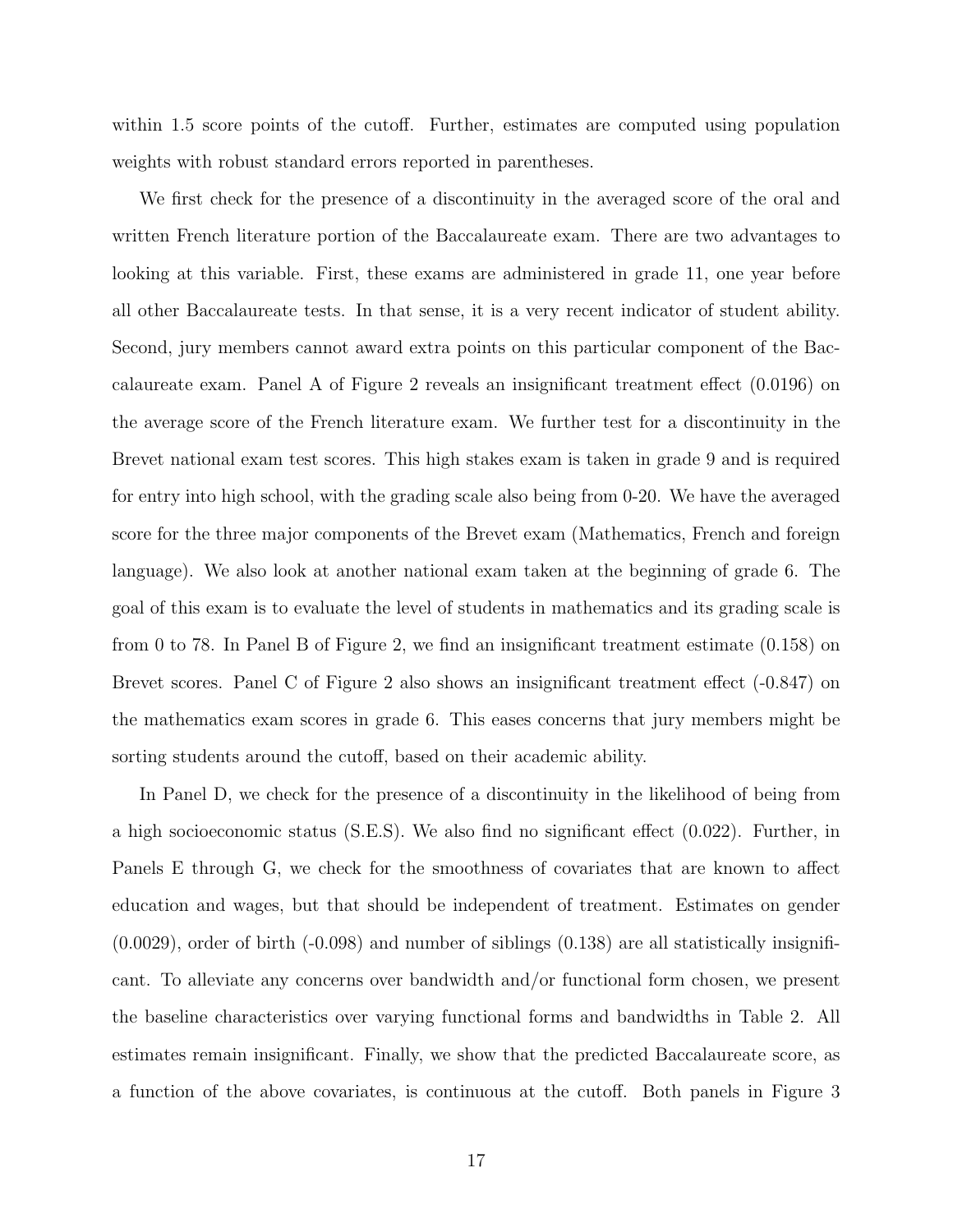within 1.5 score points of the cutoff. Further, estimates are computed using population weights with robust standard errors reported in parentheses.

We first check for the presence of a discontinuity in the averaged score of the oral and written French literature portion of the Baccalaureate exam. There are two advantages to looking at this variable. First, these exams are administered in grade 11, one year before all other Baccalaureate tests. In that sense, it is a very recent indicator of student ability. Second, jury members cannot award extra points on this particular component of the Baccalaureate exam. Panel A of Figure 2 reveals an insignificant treatment effect (0.0196) on the average score of the French literature exam. We further test for a discontinuity in the Brevet national exam test scores. This high stakes exam is taken in grade 9 and is required for entry into high school, with the grading scale also being from 0-20. We have the averaged score for the three major components of the Brevet exam (Mathematics, French and foreign language). We also look at another national exam taken at the beginning of grade 6. The goal of this exam is to evaluate the level of students in mathematics and its grading scale is from 0 to 78. In Panel B of Figure 2, we find an insignificant treatment estimate (0.158) on Brevet scores. Panel C of Figure 2 also shows an insignificant treatment effect (-0.847) on the mathematics exam scores in grade 6. This eases concerns that jury members might be sorting students around the cutoff, based on their academic ability.

In Panel D, we check for the presence of a discontinuity in the likelihood of being from a high socioeconomic status (S.E.S). We also find no significant effect (0.022). Further, in Panels E through G, we check for the smoothness of covariates that are known to affect education and wages, but that should be independent of treatment. Estimates on gender (0.0029), order of birth (-0.098) and number of siblings (0.138) are all statistically insignificant. To alleviate any concerns over bandwidth and/or functional form chosen, we present the baseline characteristics over varying functional forms and bandwidths in Table 2. All estimates remain insignificant. Finally, we show that the predicted Baccalaureate score, as a function of the above covariates, is continuous at the cutoff. Both panels in Figure 3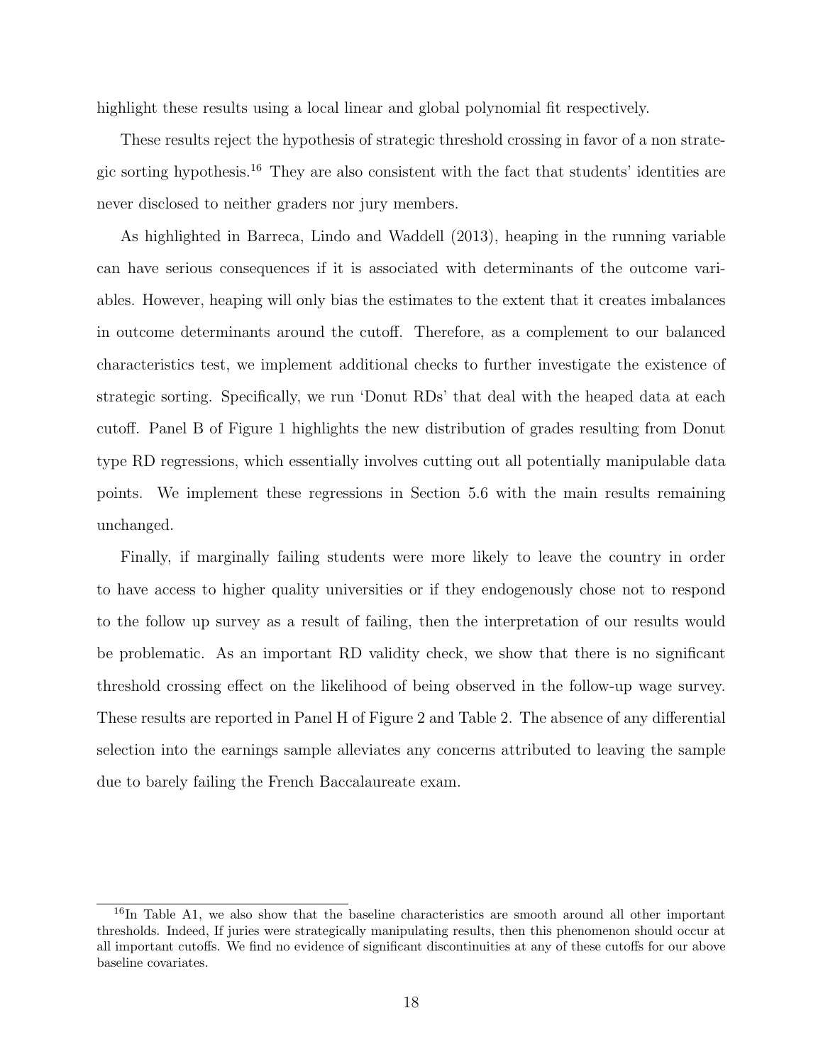highlight these results using a local linear and global polynomial fit respectively.

These results reject the hypothesis of strategic threshold crossing in favor of a non strategic sorting hypothesis.[16] They are also consistent with the fact that students' identities are never disclosed to neither graders nor jury members.

As highlighted in Barreca, Lindo and Waddell (2013), heaping in the running variable can have serious consequences if it is associated with determinants of the outcome variables. However, heaping will only bias the estimates to the extent that it creates imbalances in outcome determinants around the cutoff. Therefore, as a complement to our balanced characteristics test, we implement additional checks to further investigate the existence of strategic sorting. Specifically, we run 'Donut RDs' that deal with the heaped data at each cutoff. Panel B of Figure 1 highlights the new distribution of grades resulting from Donut type RD regressions, which essentially involves cutting out all potentially manipulable data points. We implement these regressions in Section 5.6 with the main results remaining unchanged.

Finally, if marginally failing students were more likely to leave the country in order to have access to higher quality universities or if they endogenously chose not to respond to the follow up survey as a result of failing, then the interpretation of our results would be problematic. As an important RD validity check, we show that there is no significant threshold crossing effect on the likelihood of being observed in the follow-up wage survey. These results are reported in Panel H of Figure 2 and Table 2. The absence of any differential selection into the earnings sample alleviates any concerns attributed to leaving the sample due to barely failing the French Baccalaureate exam.

[16] In Table A1, we also show that the baseline characteristics are smooth around all other important thresholds. Indeed, If juries were strategically manipulating results, then this phenomenon should occur at all important cutoffs. We find no evidence of significant discontinuities at any of these cutoffs for our above baseline covariates.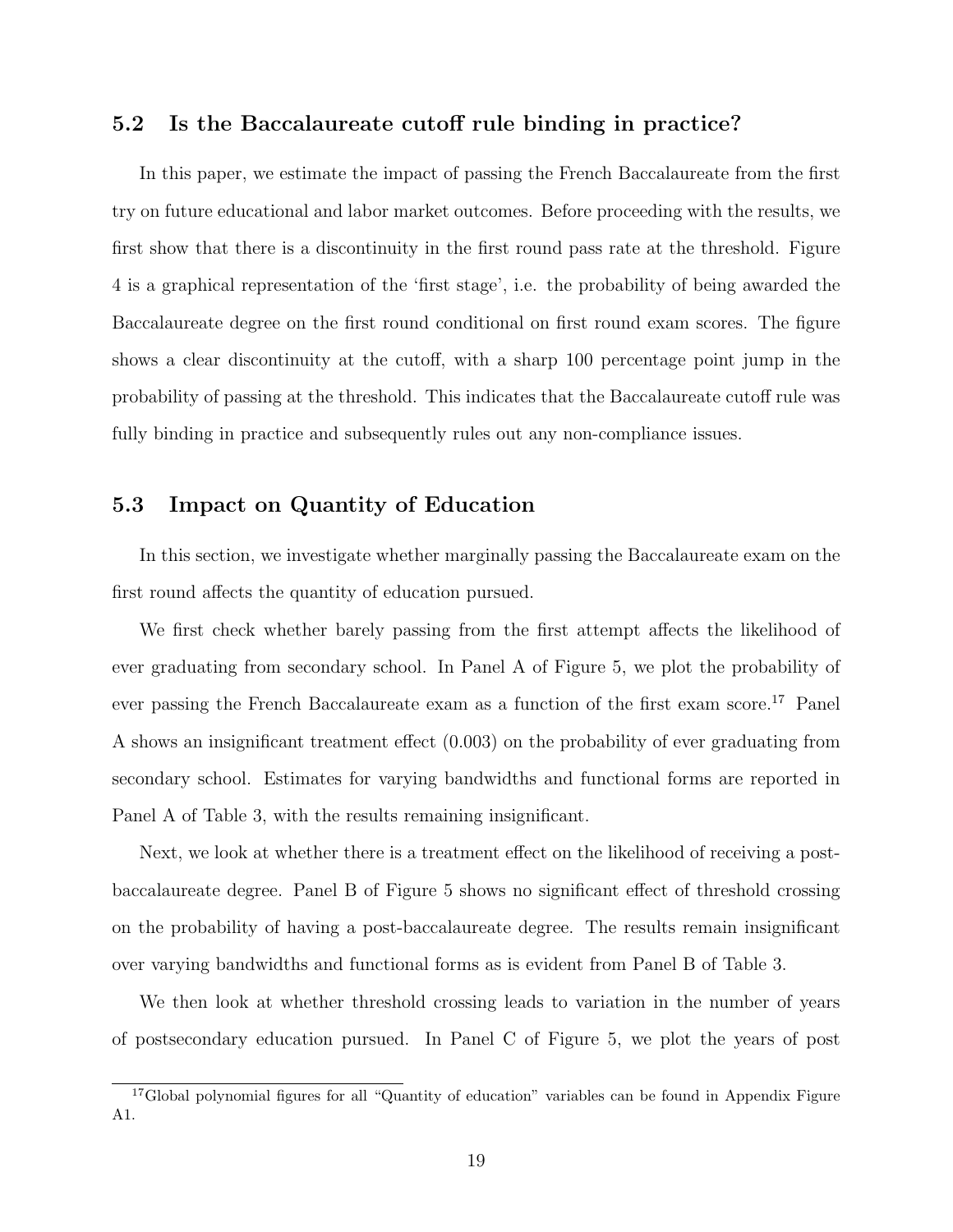### 5.2 Is the Baccalaureate cutoff rule binding in practice?

In this paper, we estimate the impact of passing the French Baccalaureate from the first try on future educational and labor market outcomes. Before proceeding with the results, we first show that there is a discontinuity in the first round pass rate at the threshold. Figure 4 is a graphical representation of the 'first stage', i.e. the probability of being awarded the Baccalaureate degree on the first round conditional on first round exam scores. The figure shows a clear discontinuity at the cutoff, with a sharp 100 percentage point jump in the probability of passing at the threshold. This indicates that the Baccalaureate cutoff rule was fully binding in practice and subsequently rules out any non-compliance issues.

### 5.3 Impact on Quantity of Education

In this section, we investigate whether marginally passing the Baccalaureate exam on the first round affects the quantity of education pursued.

We first check whether barely passing from the first attempt affects the likelihood of ever graduating from secondary school. In Panel A of Figure 5, we plot the probability of ever passing the French Baccalaureate exam as a function of the first exam score.[17] Panel A shows an insignificant treatment effect (0.003) on the probability of ever graduating from secondary school. Estimates for varying bandwidths and functional forms are reported in Panel A of Table 3, with the results remaining insignificant.

Next, we look at whether there is a treatment effect on the likelihood of receiving a post-baccalaureate degree. Panel B of Figure 5 shows no significant effect of threshold crossing on the probability of having a post-baccalaureate degree. The results remain insignificant over varying bandwidths and functional forms as is evident from Panel B of Table 3.

We then look at whether threshold crossing leads to variation in the number of years of postsecondary education pursued. In Panel C of Figure 5, we plot the years of post

[17]Global polynomial figures for all "Quantity of education" variables can be found in Appendix Figure A1.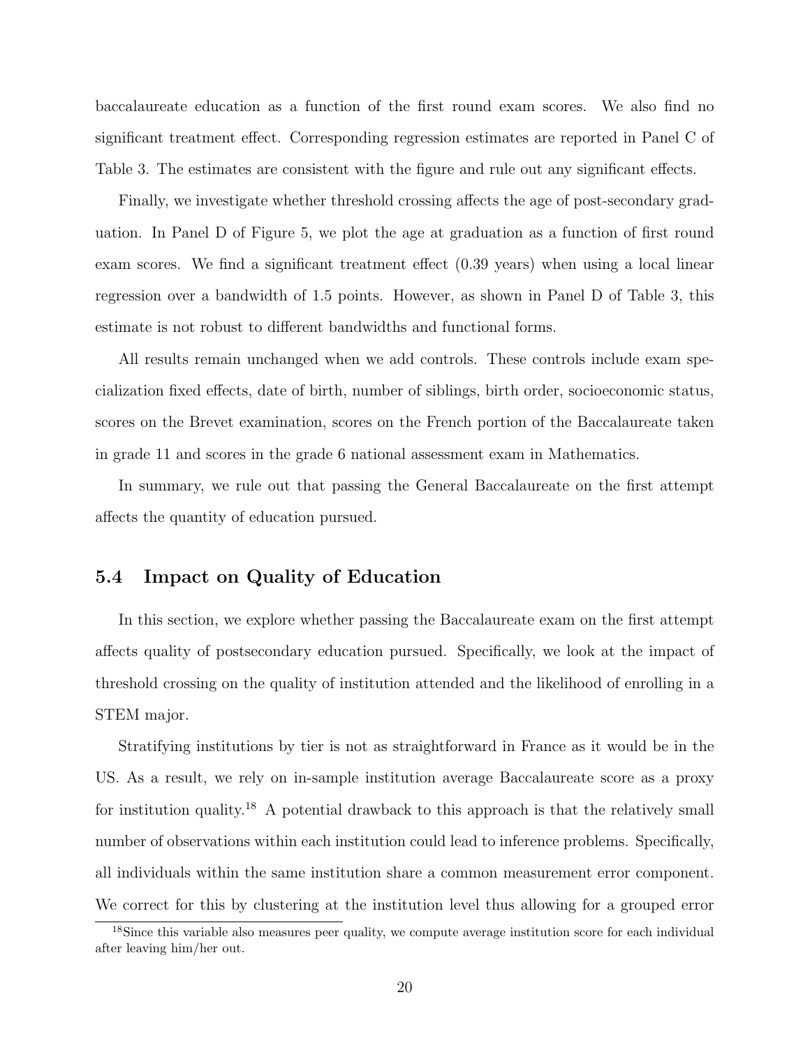baccalaureate education as a function of the first round exam scores. We also find no significant treatment effect. Corresponding regression estimates are reported in Panel C of Table 3. The estimates are consistent with the figure and rule out any significant effects.

Finally, we investigate whether threshold crossing affects the age of post-secondary graduation. In Panel D of Figure 5, we plot the age at graduation as a function of first round exam scores. We find a significant treatment effect (0.39 years) when using a local linear regression over a bandwidth of 1.5 points. However, as shown in Panel D of Table 3, this estimate is not robust to different bandwidths and functional forms.

All results remain unchanged when we add controls. These controls include exam specialization fixed effects, date of birth, number of siblings, birth order, socioeconomic status, scores on the Brevet examination, scores on the French portion of the Baccalaureate taken in grade 11 and scores in the grade 6 national assessment exam in Mathematics.

In summary, we rule out that passing the General Baccalaureate on the first attempt affects the quantity of education pursued.

### 5.4 Impact on Quality of Education

In this section, we explore whether passing the Baccalaureate exam on the first attempt affects quality of postsecondary education pursued. Specifically, we look at the impact of threshold crossing on the quality of institution attended and the likelihood of enrolling in a STEM major.

Stratifying institutions by tier is not as straightforward in France as it would be in the US. As a result, we rely on in-sample institution average Baccalaureate score as a proxy for institution quality.[18] A potential drawback to this approach is that the relatively small number of observations within each institution could lead to inference problems. Specifically, all individuals within the same institution share a common measurement error component. We correct for this by clustering at the institution level thus allowing for a grouped error

[18] Since this variable also measures peer quality, we compute average institution score for each individual after leaving him/her out.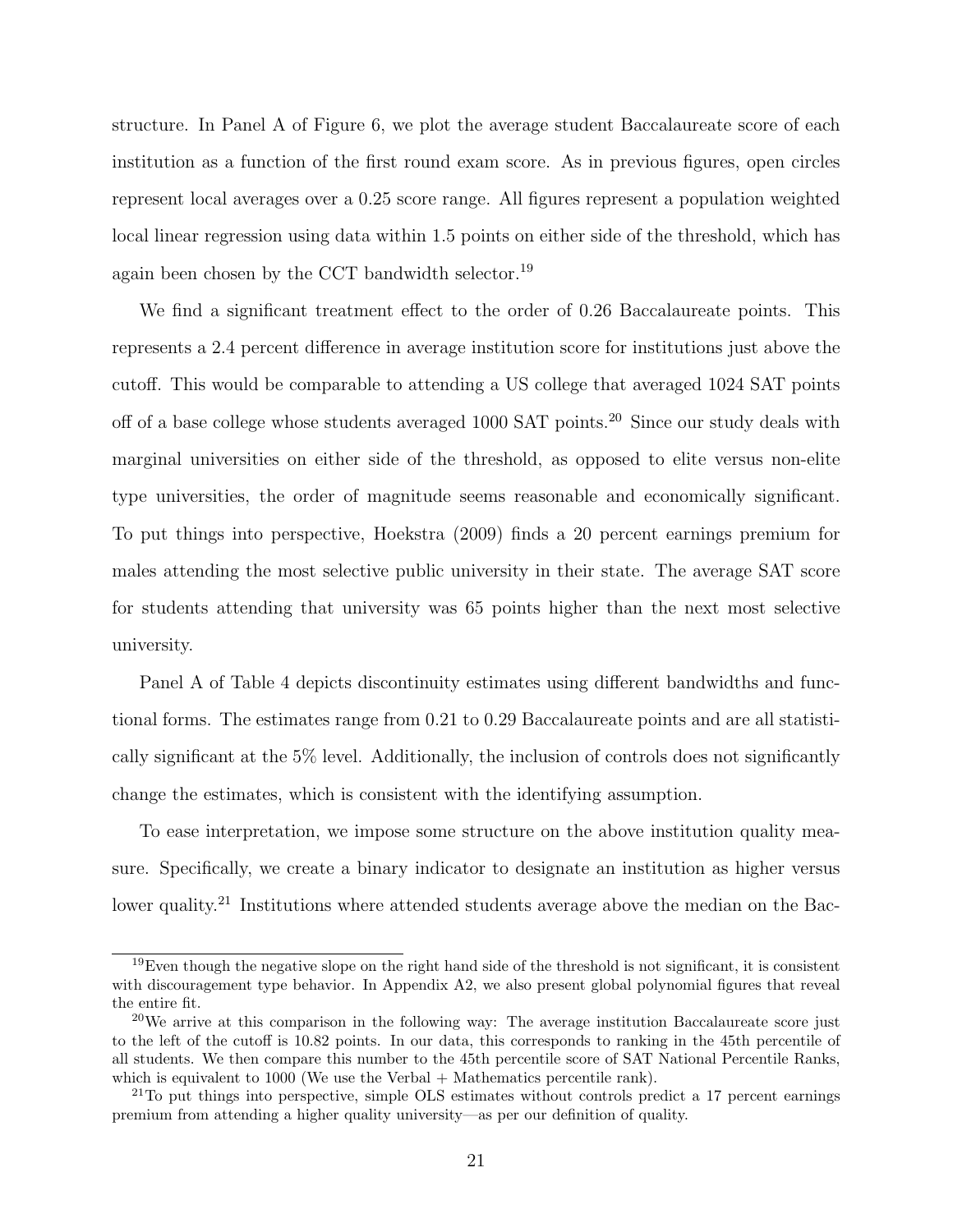structure. In Panel A of Figure 6, we plot the average student Baccalaureate score of each institution as a function of the first round exam score. As in previous figures, open circles represent local averages over a 0.25 score range. All figures represent a population weighted local linear regression using data within 1.5 points on either side of the threshold, which has again been chosen by the CCT bandwidth selector.[19]

We find a significant treatment effect to the order of 0.26 Baccalaureate points. This represents a 2.4 percent difference in average institution score for institutions just above the cutoff. This would be comparable to attending a US college that averaged 1024 SAT points off of a base college whose students averaged 1000 SAT points.[20] Since our study deals with marginal universities on either side of the threshold, as opposed to elite versus non-elite type universities, the order of magnitude seems reasonable and economically significant. To put things into perspective, Hoekstra (2009) finds a 20 percent earnings premium for males attending the most selective public university in their state. The average SAT score for students attending that university was 65 points higher than the next most selective university.

Panel A of Table 4 depicts discontinuity estimates using different bandwidths and functional forms. The estimates range from 0.21 to 0.29 Baccalaureate points and are all statistically significant at the 5% level. Additionally, the inclusion of controls does not significantly change the estimates, which is consistent with the identifying assumption.

To ease interpretation, we impose some structure on the above institution quality measure. Specifically, we create a binary indicator to designate an institution as higher versus lower quality.[21] Institutions where attended students average above the median on the Bac-

[19] Even though the negative slope on the right hand side of the threshold is not significant, it is consistent with discouragement type behavior. In Appendix A2, we also present global polynomial figures that reveal the entire fit.

[20] We arrive at this comparison in the following way: The average institution Baccalaureate score just to the left of the cutoff is 10.82 points. In our data, this corresponds to ranking in the 45th percentile of all students. We then compare this number to the 45th percentile score of SAT National Percentile Ranks, which is equivalent to 1000 (We use the Verbal + Mathematics percentile rank).

[21] To put things into perspective, simple OLS estimates without controls predict a 17 percent earnings premium from attending a higher quality university—as per our definition of quality.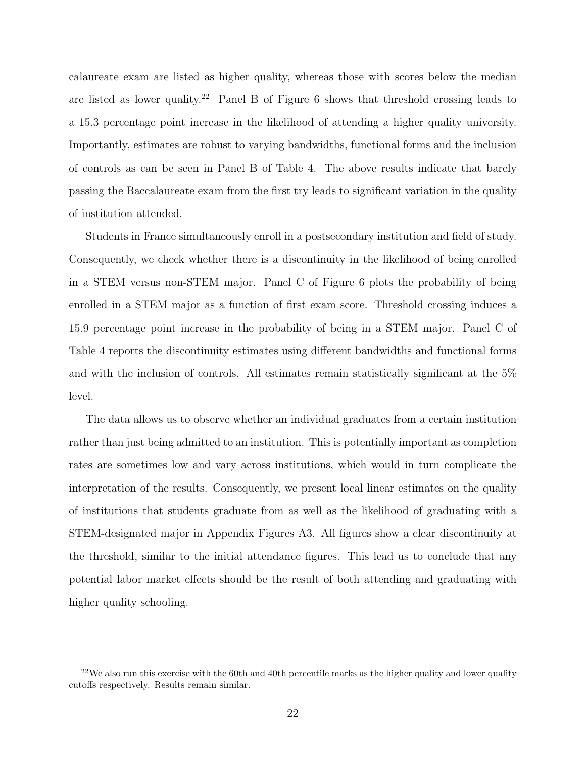calaureate exam are listed as higher quality, whereas those with scores below the median are listed as lower quality.[22] Panel B of Figure 6 shows that threshold crossing leads to a 15.3 percentage point increase in the likelihood of attending a higher quality university. Importantly, estimates are robust to varying bandwidths, functional forms and the inclusion of controls as can be seen in Panel B of Table 4. The above results indicate that barely passing the Baccalaureate exam from the first try leads to significant variation in the quality of institution attended.

Students in France simultaneously enroll in a postsecondary institution and field of study. Consequently, we check whether there is a discontinuity in the likelihood of being enrolled in a STEM versus non-STEM major. Panel C of Figure 6 plots the probability of being enrolled in a STEM major as a function of first exam score. Threshold crossing induces a 15.9 percentage point increase in the probability of being in a STEM major. Panel C of Table 4 reports the discontinuity estimates using different bandwidths and functional forms and with the inclusion of controls. All estimates remain statistically significant at the 5% level.

The data allows us to observe whether an individual graduates from a certain institution rather than just being admitted to an institution. This is potentially important as completion rates are sometimes low and vary across institutions, which would in turn complicate the interpretation of the results. Consequently, we present local linear estimates on the quality of institutions that students graduate from as well as the likelihood of graduating with a STEM-designated major in Appendix Figures A3. All figures show a clear discontinuity at the threshold, similar to the initial attendance figures. This lead us to conclude that any potential labor market effects should be the result of both attending and graduating with higher quality schooling.

[22] We also run this exercise with the 60th and 40th percentile marks as the higher quality and lower quality cutoffs respectively. Results remain similar.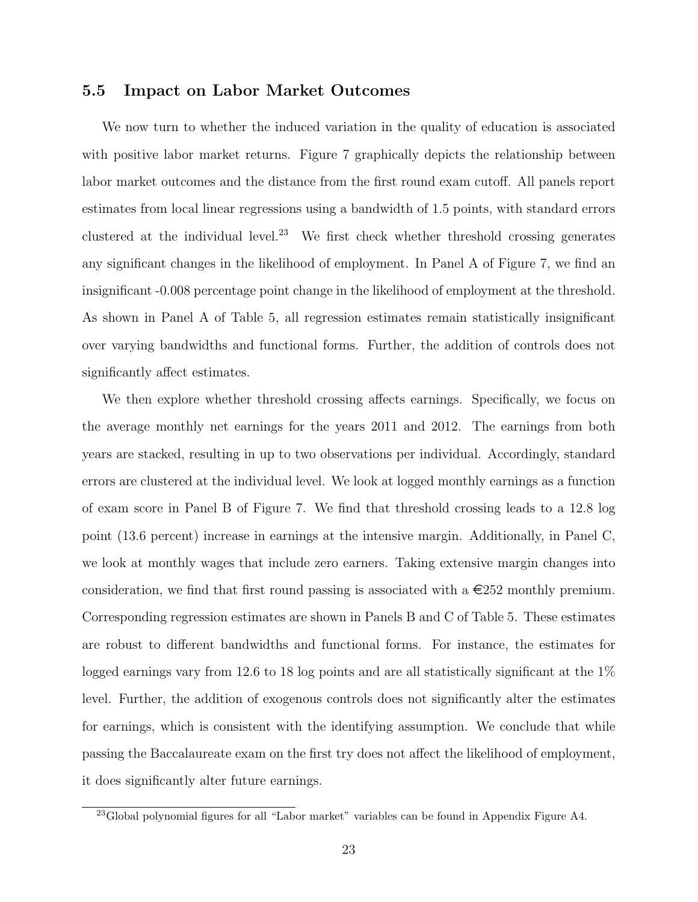## 5.5 Impact on Labor Market Outcomes

We now turn to whether the induced variation in the quality of education is associated with positive labor market returns. Figure 7 graphically depicts the relationship between labor market outcomes and the distance from the first round exam cutoff. All panels report estimates from local linear regressions using a bandwidth of 1.5 points, with standard errors clustered at the individual level.[23] We first check whether threshold crossing generates any significant changes in the likelihood of employment. In Panel A of Figure 7, we find an insignificant -0.008 percentage point change in the likelihood of employment at the threshold. As shown in Panel A of Table 5, all regression estimates remain statistically insignificant over varying bandwidths and functional forms. Further, the addition of controls does not significantly affect estimates.

We then explore whether threshold crossing affects earnings. Specifically, we focus on the average monthly net earnings for the years 2011 and 2012. The earnings from both years are stacked, resulting in up to two observations per individual. Accordingly, standard errors are clustered at the individual level. We look at logged monthly earnings as a function of exam score in Panel B of Figure 7. We find that threshold crossing leads to a 12.8 log point (13.6 percent) increase in earnings at the intensive margin. Additionally, in Panel C, we look at monthly wages that include zero earners. Taking extensive margin changes into consideration, we find that first round passing is associated with a €252 monthly premium. Corresponding regression estimates are shown in Panels B and C of Table 5. These estimates are robust to different bandwidths and functional forms. For instance, the estimates for logged earnings vary from 12.6 to 18 log points and are all statistically significant at the 1% level. Further, the addition of exogenous controls does not significantly alter the estimates for earnings, which is consistent with the identifying assumption. We conclude that while passing the Baccalaureate exam on the first try does not affect the likelihood of employment, it does significantly alter future earnings.

[23] Global polynomial figures for all "Labor market" variables can be found in Appendix Figure A4.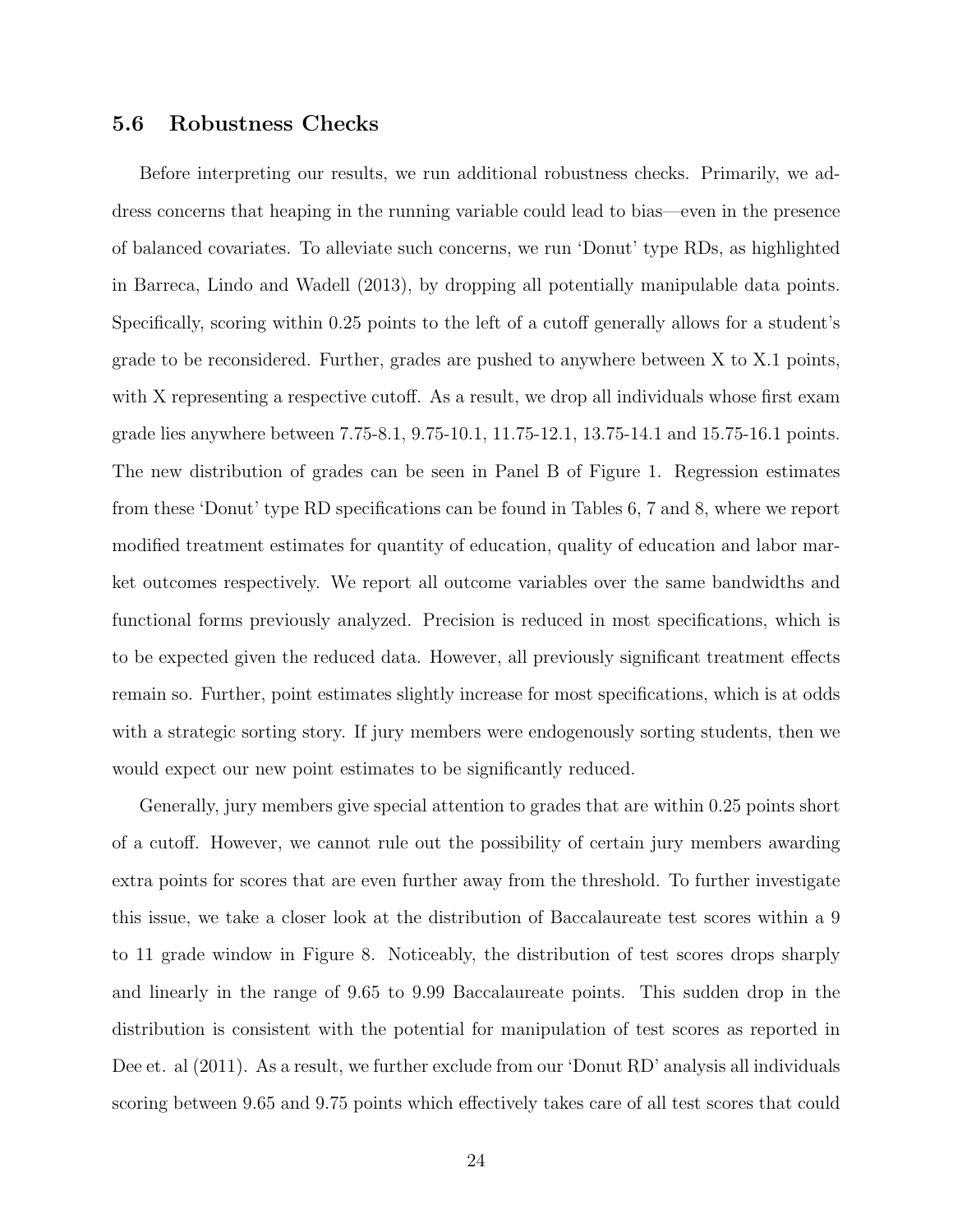### 5.6 Robustness Checks

Before interpreting our results, we run additional robustness checks. Primarily, we address concerns that heaping in the running variable could lead to bias—even in the presence of balanced covariates. To alleviate such concerns, we run 'Donut' type RDs, as highlighted in Barreca, Lindo and Wadell (2013), by dropping all potentially manipulable data points. Specifically, scoring within 0.25 points to the left of a cutoff generally allows for a student's grade to be reconsidered. Further, grades are pushed to anywhere between X to X.1 points, with X representing a respective cutoff. As a result, we drop all individuals whose first exam grade lies anywhere between 7.75-8.1, 9.75-10.1, 11.75-12.1, 13.75-14.1 and 15.75-16.1 points. The new distribution of grades can be seen in Panel B of Figure 1. Regression estimates from these 'Donut' type RD specifications can be found in Tables 6, 7 and 8, where we report modified treatment estimates for quantity of education, quality of education and labor market outcomes respectively. We report all outcome variables over the same bandwidths and functional forms previously analyzed. Precision is reduced in most specifications, which is to be expected given the reduced data. However, all previously significant treatment effects remain so. Further, point estimates slightly increase for most specifications, which is at odds with a strategic sorting story. If jury members were endogenously sorting students, then we would expect our new point estimates to be significantly reduced.

Generally, jury members give special attention to grades that are within 0.25 points short of a cutoff. However, we cannot rule out the possibility of certain jury members awarding extra points for scores that are even further away from the threshold. To further investigate this issue, we take a closer look at the distribution of Baccalaureate test scores within a 9 to 11 grade window in Figure 8. Noticeably, the distribution of test scores drops sharply and linearly in the range of 9.65 to 9.99 Baccalaureate points. This sudden drop in the distribution is consistent with the potential for manipulation of test scores as reported in Dee et. al (2011). As a result, we further exclude from our 'Donut RD' analysis all individuals scoring between 9.65 and 9.75 points which effectively takes care of all test scores that could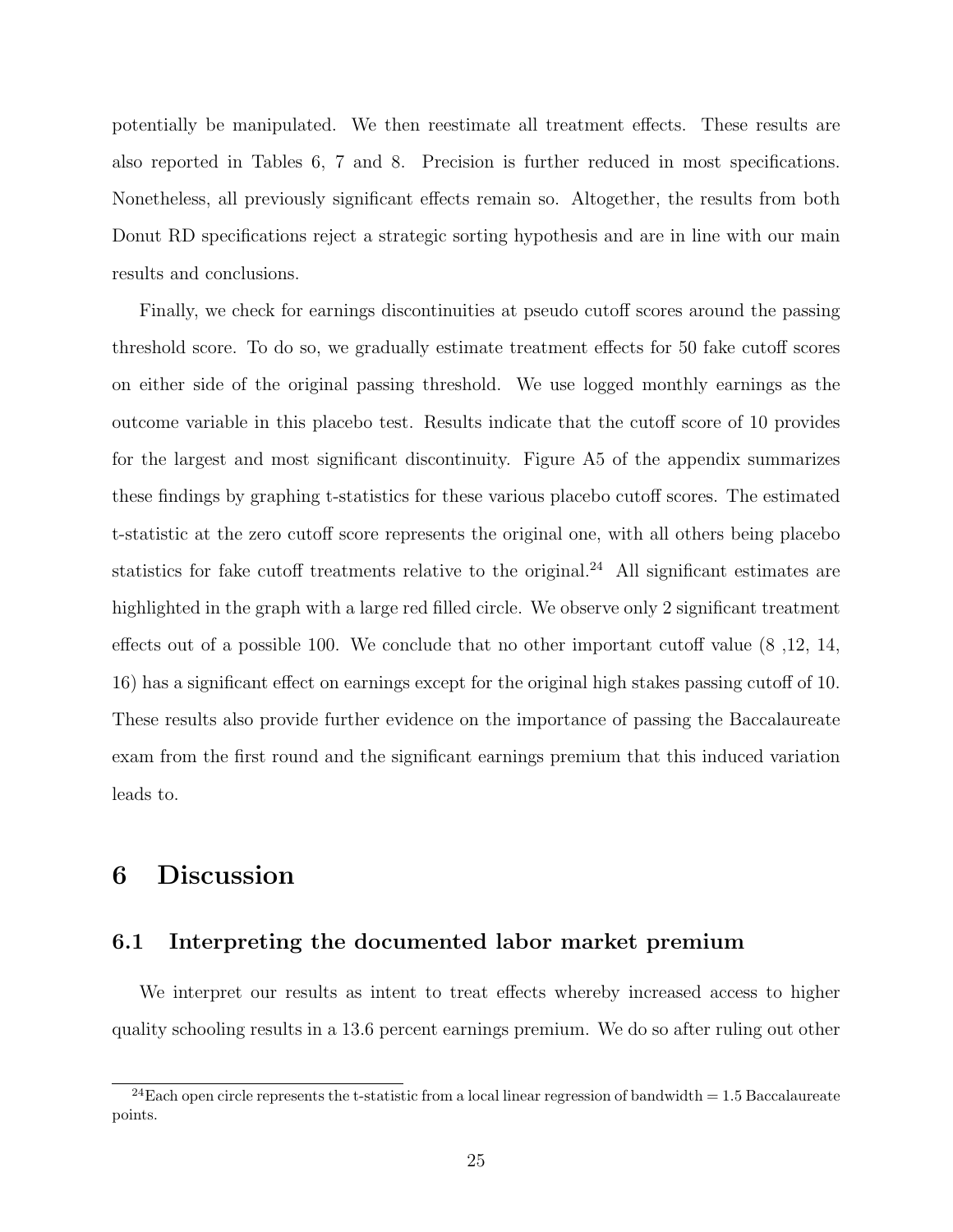potentially be manipulated. We then reestimate all treatment effects. These results are also reported in Tables 6, 7 and 8. Precision is further reduced in most specifications. Nonetheless, all previously significant effects remain so. Altogether, the results from both Donut RD specifications reject a strategic sorting hypothesis and are in line with our main results and conclusions.

Finally, we check for earnings discontinuities at pseudo cutoff scores around the passing threshold score. To do so, we gradually estimate treatment effects for 50 fake cutoff scores on either side of the original passing threshold. We use logged monthly earnings as the outcome variable in this placebo test. Results indicate that the cutoff score of 10 provides for the largest and most significant discontinuity. Figure A5 of the appendix summarizes these findings by graphing t-statistics for these various placebo cutoff scores. The estimated t-statistic at the zero cutoff score represents the original one, with all others being placebo statistics for fake cutoff treatments relative to the original.[24] All significant estimates are highlighted in the graph with a large red filled circle. We observe only 2 significant treatment effects out of a possible 100. We conclude that no other important cutoff value (8 ,12, 14, 16) has a significant effect on earnings except for the original high stakes passing cutoff of 10. These results also provide further evidence on the importance of passing the Baccalaureate exam from the first round and the significant earnings premium that this induced variation leads to.

# 6 Discussion

## 6.1 Interpreting the documented labor market premium

We interpret our results as intent to treat effects whereby increased access to higher quality schooling results in a 13.6 percent earnings premium. We do so after ruling out other

[24]Each open circle represents the t-statistic from a local linear regression of bandwidth = 1.5 Baccalaureate points.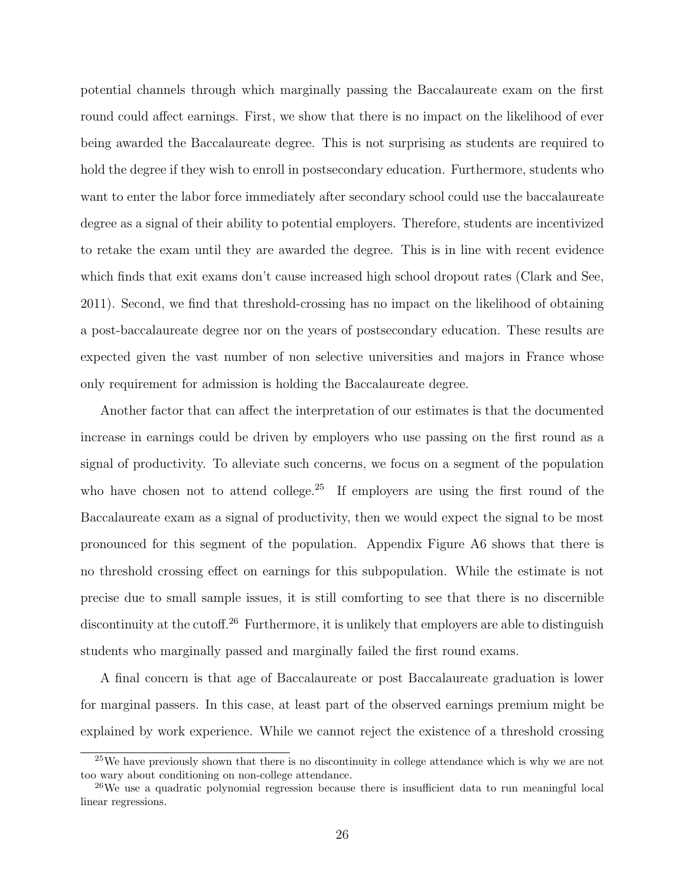potential channels through which marginally passing the Baccalaureate exam on the first round could affect earnings. First, we show that there is no impact on the likelihood of ever being awarded the Baccalaureate degree. This is not surprising as students are required to hold the degree if they wish to enroll in postsecondary education. Furthermore, students who want to enter the labor force immediately after secondary school could use the baccalaureate degree as a signal of their ability to potential employers. Therefore, students are incentivized to retake the exam until they are awarded the degree. This is in line with recent evidence which finds that exit exams don't cause increased high school dropout rates (Clark and See, 2011). Second, we find that threshold-crossing has no impact on the likelihood of obtaining a post-baccalaureate degree nor on the years of postsecondary education. These results are expected given the vast number of non selective universities and majors in France whose only requirement for admission is holding the Baccalaureate degree.

Another factor that can affect the interpretation of our estimates is that the documented increase in earnings could be driven by employers who use passing on the first round as a signal of productivity. To alleviate such concerns, we focus on a segment of the population who have chosen not to attend college.[25] If employers are using the first round of the Baccalaureate exam as a signal of productivity, then we would expect the signal to be most pronounced for this segment of the population. Appendix Figure A6 shows that there is no threshold crossing effect on earnings for this subpopulation. While the estimate is not precise due to small sample issues, it is still comforting to see that there is no discernible discontinuity at the cutoff.[26] Furthermore, it is unlikely that employers are able to distinguish students who marginally passed and marginally failed the first round exams.

A final concern is that age of Baccalaureate or post Baccalaureate graduation is lower for marginal passers. In this case, at least part of the observed earnings premium might be explained by work experience. While we cannot reject the existence of a threshold crossing

[25] We have previously shown that there is no discontinuity in college attendance which is why we are not too wary about conditioning on non-college attendance.

[26] We use a quadratic polynomial regression because there is insufficient data to run meaningful local linear regressions.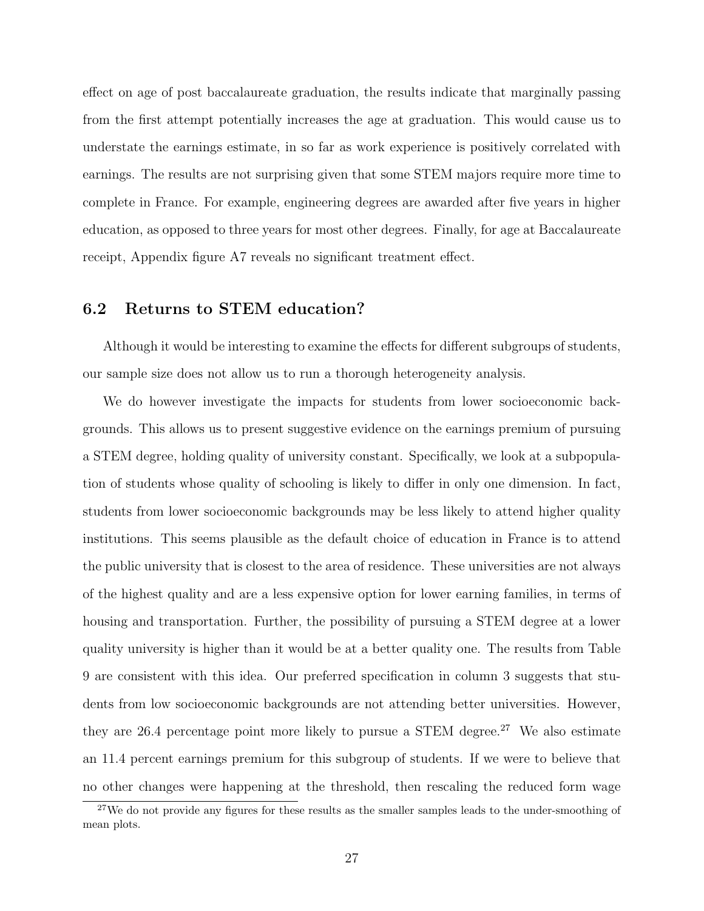effect on age of post baccalaureate graduation, the results indicate that marginally passing from the first attempt potentially increases the age at graduation. This would cause us to understate the earnings estimate, in so far as work experience is positively correlated with earnings. The results are not surprising given that some STEM majors require more time to complete in France. For example, engineering degrees are awarded after five years in higher education, as opposed to three years for most other degrees. Finally, for age at Baccalaureate receipt, Appendix figure A7 reveals no significant treatment effect.

### 6.2 Returns to STEM education?

Although it would be interesting to examine the effects for different subgroups of students, our sample size does not allow us to run a thorough heterogeneity analysis.

We do however investigate the impacts for students from lower socioeconomic backgrounds. This allows us to present suggestive evidence on the earnings premium of pursuing a STEM degree, holding quality of university constant. Specifically, we look at a subpopulation of students whose quality of schooling is likely to differ in only one dimension. In fact, students from lower socioeconomic backgrounds may be less likely to attend higher quality institutions. This seems plausible as the default choice of education in France is to attend the public university that is closest to the area of residence. These universities are not always of the highest quality and are a less expensive option for lower earning families, in terms of housing and transportation. Further, the possibility of pursuing a STEM degree at a lower quality university is higher than it would be at a better quality one. The results from Table 9 are consistent with this idea. Our preferred specification in column 3 suggests that students from low socioeconomic backgrounds are not attending better universities. However, they are 26.4 percentage point more likely to pursue a STEM degree.[27] We also estimate an 11.4 percent earnings premium for this subgroup of students. If we were to believe that no other changes were happening at the threshold, then rescaling the reduced form wage

[27] We do not provide any figures for these results as the smaller samples leads to the under-smoothing of mean plots.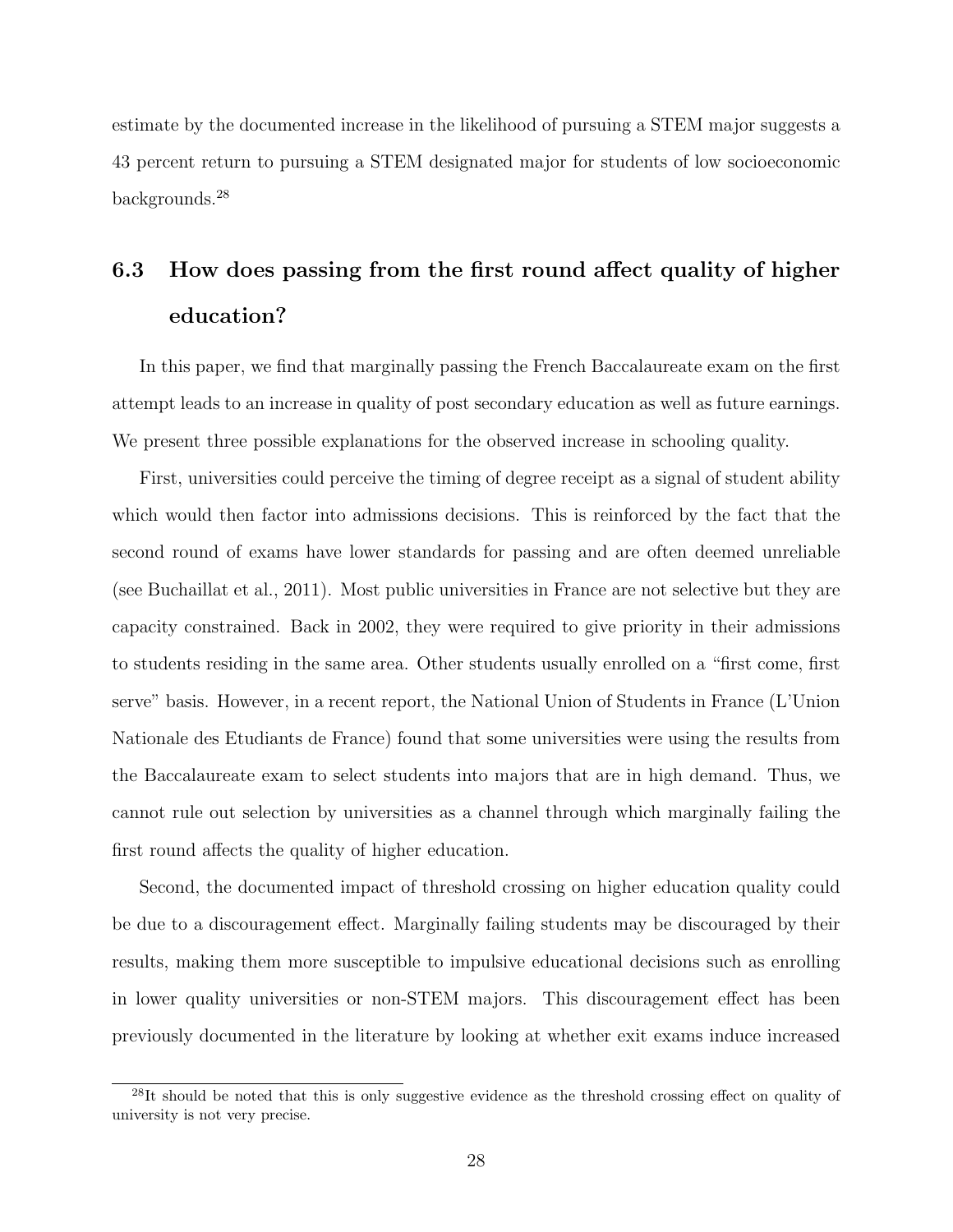estimate by the documented increase in the likelihood of pursuing a STEM major suggests a 43 percent return to pursuing a STEM designated major for students of low socioeconomic backgrounds.[28]

## 6.3 How does passing from the first round affect quality of higher education?

In this paper, we find that marginally passing the French Baccalaureate exam on the first attempt leads to an increase in quality of post secondary education as well as future earnings. We present three possible explanations for the observed increase in schooling quality.

First, universities could perceive the timing of degree receipt as a signal of student ability which would then factor into admissions decisions. This is reinforced by the fact that the second round of exams have lower standards for passing and are often deemed unreliable (see Buchaillat et al., 2011). Most public universities in France are not selective but they are capacity constrained. Back in 2002, they were required to give priority in their admissions to students residing in the same area. Other students usually enrolled on a "first come, first serve" basis. However, in a recent report, the National Union of Students in France (L'Union Nationale des Etudiants de France) found that some universities were using the results from the Baccalaureate exam to select students into majors that are in high demand. Thus, we cannot rule out selection by universities as a channel through which marginally failing the first round affects the quality of higher education.

Second, the documented impact of threshold crossing on higher education quality could be due to a discouragement effect. Marginally failing students may be discouraged by their results, making them more susceptible to impulsive educational decisions such as enrolling in lower quality universities or non-STEM majors. This discouragement effect has been previously documented in the literature by looking at whether exit exams induce increased

[28]It should be noted that this is only suggestive evidence as the threshold crossing effect on quality of university is not very precise.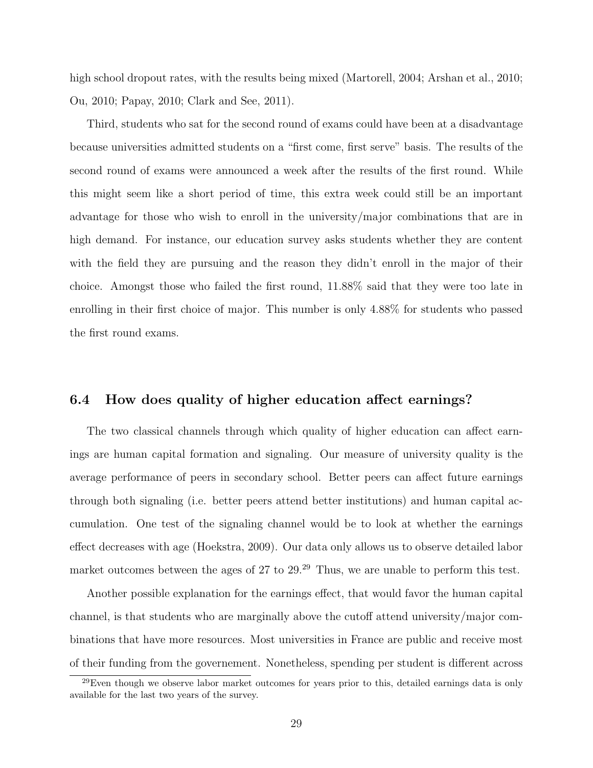high school dropout rates, with the results being mixed (Martorell, 2004; Arshan et al., 2010; Ou, 2010; Papay, 2010; Clark and See, 2011).

Third, students who sat for the second round of exams could have been at a disadvantage because universities admitted students on a "first come, first serve" basis. The results of the second round of exams were announced a week after the results of the first round. While this might seem like a short period of time, this extra week could still be an important advantage for those who wish to enroll in the university/major combinations that are in high demand. For instance, our education survey asks students whether they are content with the field they are pursuing and the reason they didn't enroll in the major of their choice. Amongst those who failed the first round, 11.88% said that they were too late in enrolling in their first choice of major. This number is only 4.88% for students who passed the first round exams.

### 6.4 How does quality of higher education affect earnings?

The two classical channels through which quality of higher education can affect earnings are human capital formation and signaling. Our measure of university quality is the average performance of peers in secondary school. Better peers can affect future earnings through both signaling (i.e. better peers attend better institutions) and human capital accumulation. One test of the signaling channel would be to look at whether the earnings effect decreases with age (Hoekstra, 2009). Our data only allows us to observe detailed labor market outcomes between the ages of 27 to 29.[29] Thus, we are unable to perform this test.

Another possible explanation for the earnings effect, that would favor the human capital channel, is that students who are marginally above the cutoff attend university/major combinations that have more resources. Most universities in France are public and receive most of their funding from the governement. Nonetheless, spending per student is different across

[29] Even though we observe labor market outcomes for years prior to this, detailed earnings data is only available for the last two years of the survey.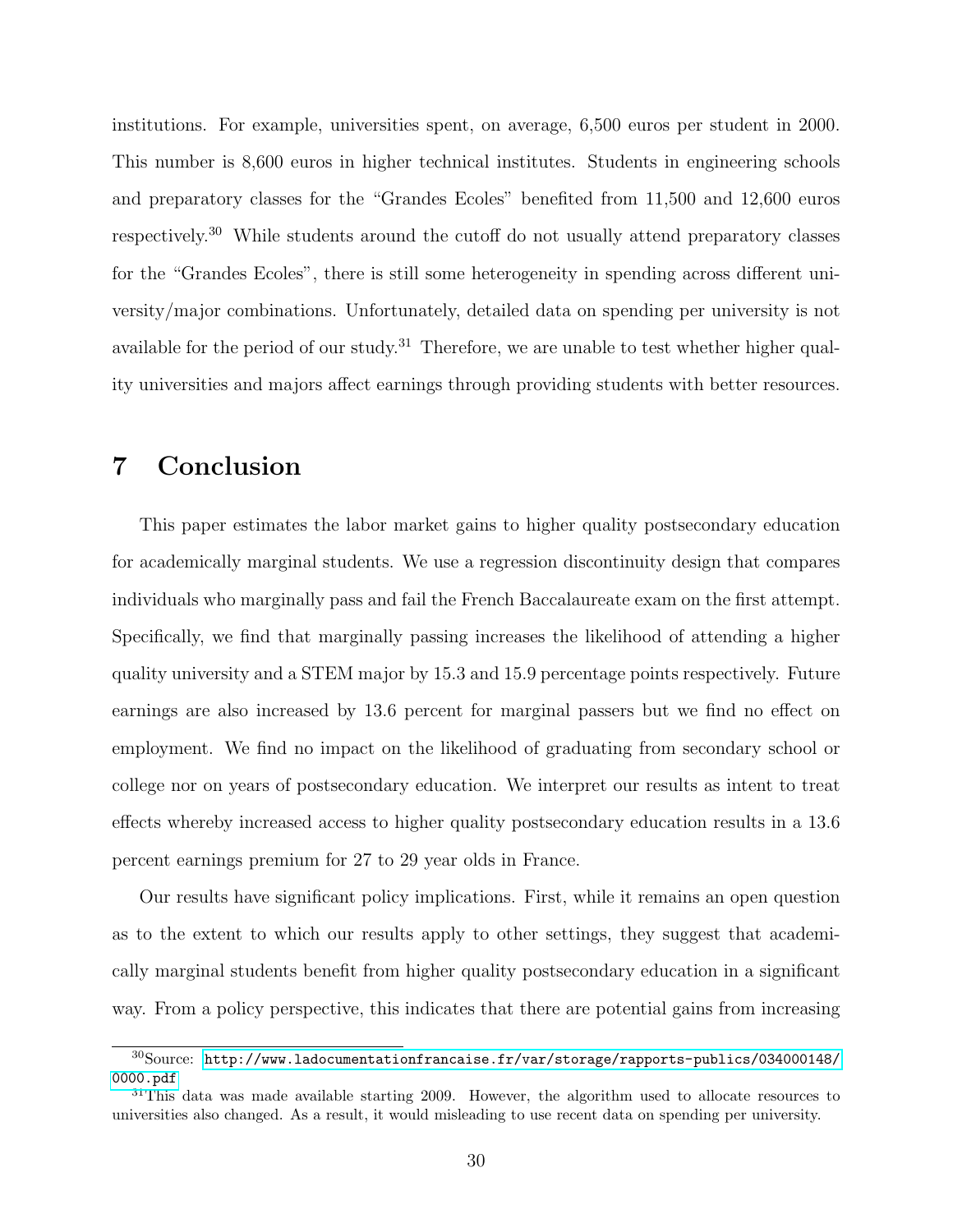institutions. For example, universities spent, on average, 6,500 euros per student in 2000. This number is 8,600 euros in higher technical institutes. Students in engineering schools and preparatory classes for the "Grandes Ecoles" benefited from 11,500 and 12,600 euros respectively.[30] While students around the cutoff do not usually attend preparatory classes for the "Grandes Ecoles", there is still some heterogeneity in spending across different university/major combinations. Unfortunately, detailed data on spending per university is not available for the period of our study.[31] Therefore, we are unable to test whether higher quality universities and majors affect earnings through providing students with better resources.

# 7 Conclusion

This paper estimates the labor market gains to higher quality postsecondary education for academically marginal students. We use a regression discontinuity design that compares individuals who marginally pass and fail the French Baccalaureate exam on the first attempt. Specifically, we find that marginally passing increases the likelihood of attending a higher quality university and a STEM major by 15.3 and 15.9 percentage points respectively. Future earnings are also increased by 13.6 percent for marginal passers but we find no effect on employment. We find no impact on the likelihood of graduating from secondary school or college nor on years of postsecondary education. We interpret our results as intent to treat effects whereby increased access to higher quality postsecondary education results in a 13.6 percent earnings premium for 27 to 29 year olds in France.

Our results have significant policy implications. First, while it remains an open question as to the extent to which our results apply to other settings, they suggest that academically marginal students benefit from higher quality postsecondary education in a significant way. From a policy perspective, this indicates that there are potential gains from increasing

[30] Source: http://www.ladocumentationfrancaise.fr/var/storage/rapports-publics/034000148/0000.pdf

[31] This data was made available starting 2009. However, the algorithm used to allocate resources to universities also changed. As a result, it would misleading to use recent data on spending per university.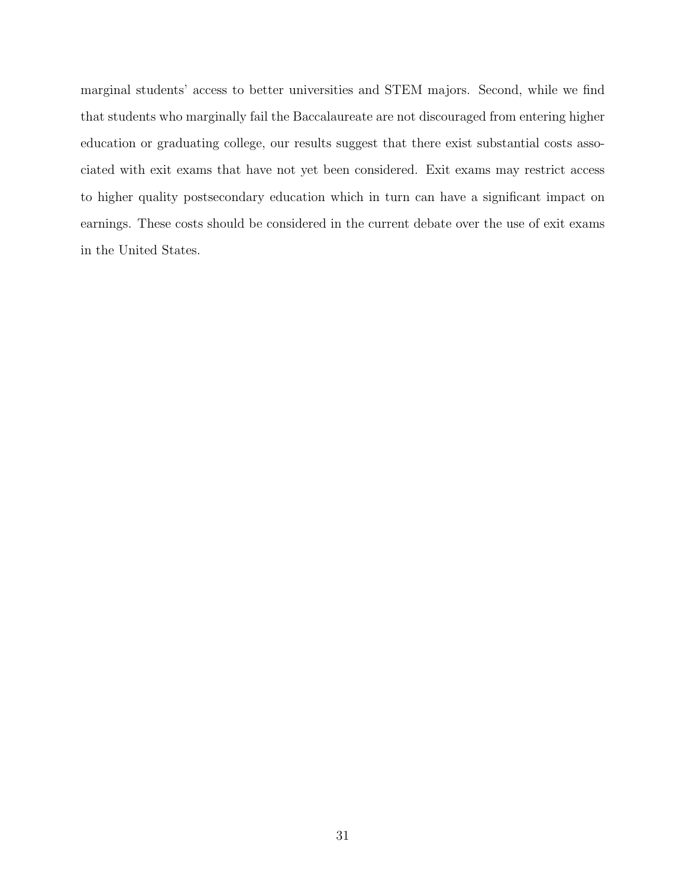marginal students' access to better universities and STEM majors. Second, while we find that students who marginally fail the Baccalaureate are not discouraged from entering higher education or graduating college, our results suggest that there exist substantial costs associated with exit exams that have not yet been considered. Exit exams may restrict access to higher quality postsecondary education which in turn can have a significant impact on earnings. These costs should be considered in the current debate over the use of exit exams in the United States.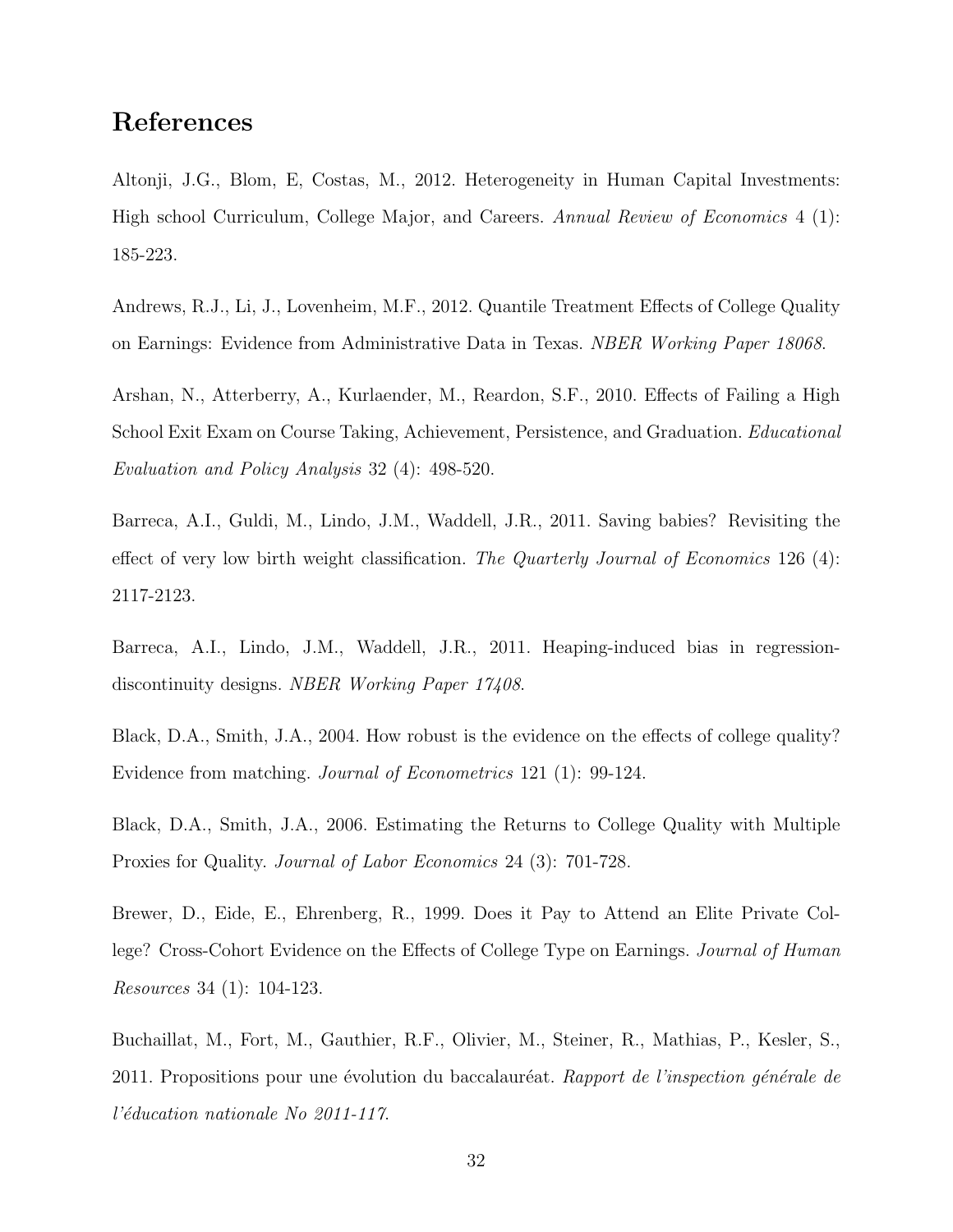## References

Altonji, J.G., Blom, E, Costas, M., 2012. Heterogeneity in Human Capital Investments: High school Curriculum, College Major, and Careers. *Annual Review of Economics* 4 (1): 185-223.

Andrews, R.J., Li, J., Lovenheim, M.F., 2012. Quantile Treatment Effects of College Quality on Earnings: Evidence from Administrative Data in Texas. *NBER Working Paper 18068.*

Arshan, N., Atterberry, A., Kurlaender, M., Reardon, S.F., 2010. Effects of Failing a High School Exit Exam on Course Taking, Achievement, Persistence, and Graduation. *Educational Evaluation and Policy Analysis* 32 (4): 498-520.

Barreca, A.I., Guldi, M., Lindo, J.M., Waddell, J.R., 2011. Saving babies? Revisiting the effect of very low birth weight classification. *The Quarterly Journal of Economics* 126 (4): 2117-2123.

Barreca, A.I., Lindo, J.M., Waddell, J.R., 2011. Heaping-induced bias in regression-discontinuity designs. *NBER Working Paper 17408.*

Black, D.A., Smith, J.A., 2004. How robust is the evidence on the effects of college quality? Evidence from matching. *Journal of Econometrics* 121 (1): 99-124.

Black, D.A., Smith, J.A., 2006. Estimating the Returns to College Quality with Multiple Proxies for Quality. *Journal of Labor Economics* 24 (3): 701-728.

Brewer, D., Eide, E., Ehrenberg, R., 1999. Does it Pay to Attend an Elite Private College? Cross-Cohort Evidence on the Effects of College Type on Earnings. *Journal of Human Resources* 34 (1): 104-123.

Buchaillat, M., Fort, M., Gauthier, R.F., Olivier, M., Steiner, R., Mathias, P., Kesler, S., 2011. Propositions pour une évolution du baccalauréat. *Rapport de l'inspection générale de l'éducation nationale No 2011-117.*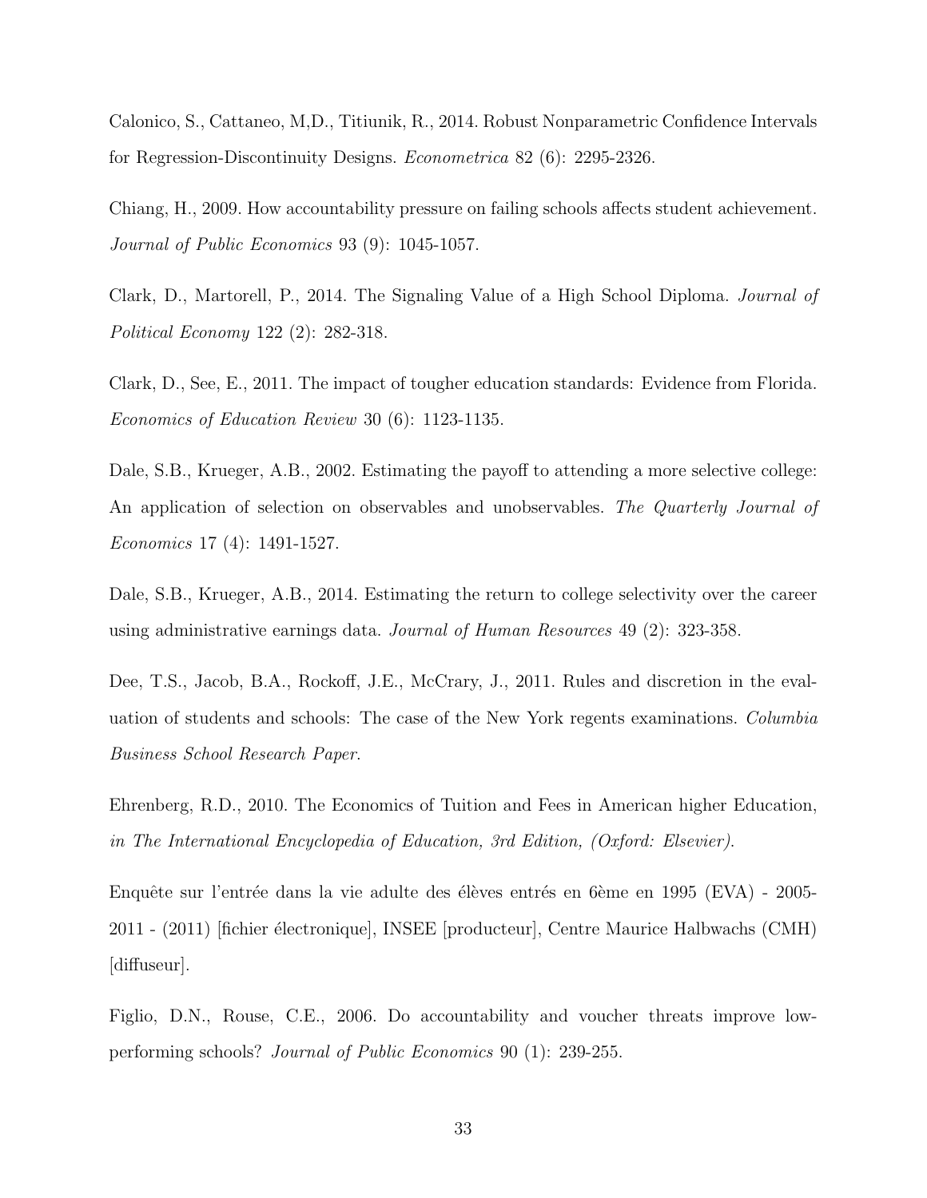Calonico, S., Cattaneo, M,D., Titiunik, R., 2014. Robust Nonparametric Confidence Intervals for Regression-Discontinuity Designs. *Econometrica* 82 (6): 2295-2326.

Chiang, H., 2009. How accountability pressure on failing schools affects student achievement. *Journal of Public Economics* 93 (9): 1045-1057.

Clark, D., Martorell, P., 2014. The Signaling Value of a High School Diploma. *Journal of Political Economy* 122 (2): 282-318.

Clark, D., See, E., 2011. The impact of tougher education standards: Evidence from Florida. *Economics of Education Review* 30 (6): 1123-1135.

Dale, S.B., Krueger, A.B., 2002. Estimating the payoff to attending a more selective college: An application of selection on observables and unobservables. *The Quarterly Journal of Economics* 17 (4): 1491-1527.

Dale, S.B., Krueger, A.B., 2014. Estimating the return to college selectivity over the career using administrative earnings data. *Journal of Human Resources* 49 (2): 323-358.

Dee, T.S., Jacob, B.A., Rockoff, J.E., McCrary, J., 2011. Rules and discretion in the evaluation of students and schools: The case of the New York regents examinations. *Columbia Business School Research Paper*.

Ehrenberg, R.D., 2010. The Economics of Tuition and Fees in American higher Education, *in The International Encyclopedia of Education, 3rd Edition, (Oxford: Elsevier).*

Enquête sur l'entrée dans la vie adulte des élèves entrés en 6ème en 1995 (EVA) - 2005-2011 - (2011) [fichier électronique], INSEE [producteur], Centre Maurice Halbwachs (CMH) [diffuseur].

Figlio, D.N., Rouse, C.E., 2006. Do accountability and voucher threats improve low-performing schools? *Journal of Public Economics* 90 (1): 239-255.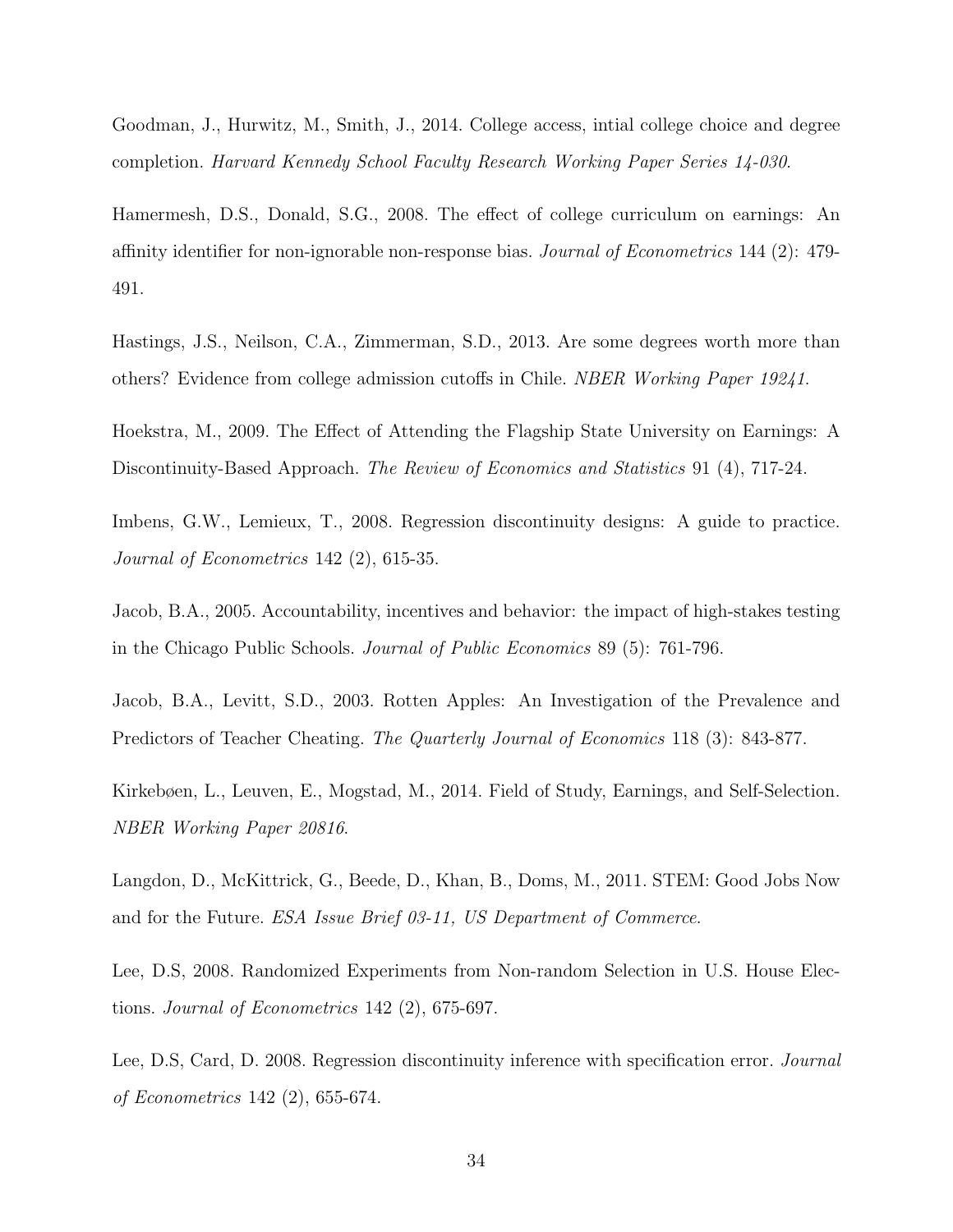Goodman, J., Hurwitz, M., Smith, J., 2014. College access, intial college choice and degree completion. *Harvard Kennedy School Faculty Research Working Paper Series 14-030*.

Hamermesh, D.S., Donald, S.G., 2008. The effect of college curriculum on earnings: An affinity identifier for non-ignorable non-response bias. *Journal of Econometrics* 144 (2): 479-491.

Hastings, J.S., Neilson, C.A., Zimmerman, S.D., 2013. Are some degrees worth more than others? Evidence from college admission cutoffs in Chile. *NBER Working Paper 19241*.

Hoekstra, M., 2009. The Effect of Attending the Flagship State University on Earnings: A Discontinuity-Based Approach. *The Review of Economics and Statistics* 91 (4), 717-24.

Imbens, G.W., Lemieux, T., 2008. Regression discontinuity designs: A guide to practice. *Journal of Econometrics* 142 (2), 615-35.

Jacob, B.A., 2005. Accountability, incentives and behavior: the impact of high-stakes testing in the Chicago Public Schools. *Journal of Public Economics* 89 (5): 761-796.

Jacob, B.A., Levitt, S.D., 2003. Rotten Apples: An Investigation of the Prevalence and Predictors of Teacher Cheating. *The Quarterly Journal of Economics* 118 (3): 843-877.

Kirkebøen, L., Leuven, E., Mogstad, M., 2014. Field of Study, Earnings, and Self-Selection. *NBER Working Paper 20816*.

Langdon, D., McKittrick, G., Beede, D., Khan, B., Doms, M., 2011. STEM: Good Jobs Now and for the Future. *ESA Issue Brief 03-11, US Department of Commerce*.

Lee, D.S, 2008. Randomized Experiments from Non-random Selection in U.S. House Elections. *Journal of Econometrics* 142 (2), 675-697.

Lee, D.S, Card, D. 2008. Regression discontinuity inference with specification error. *Journal of Econometrics* 142 (2), 655-674.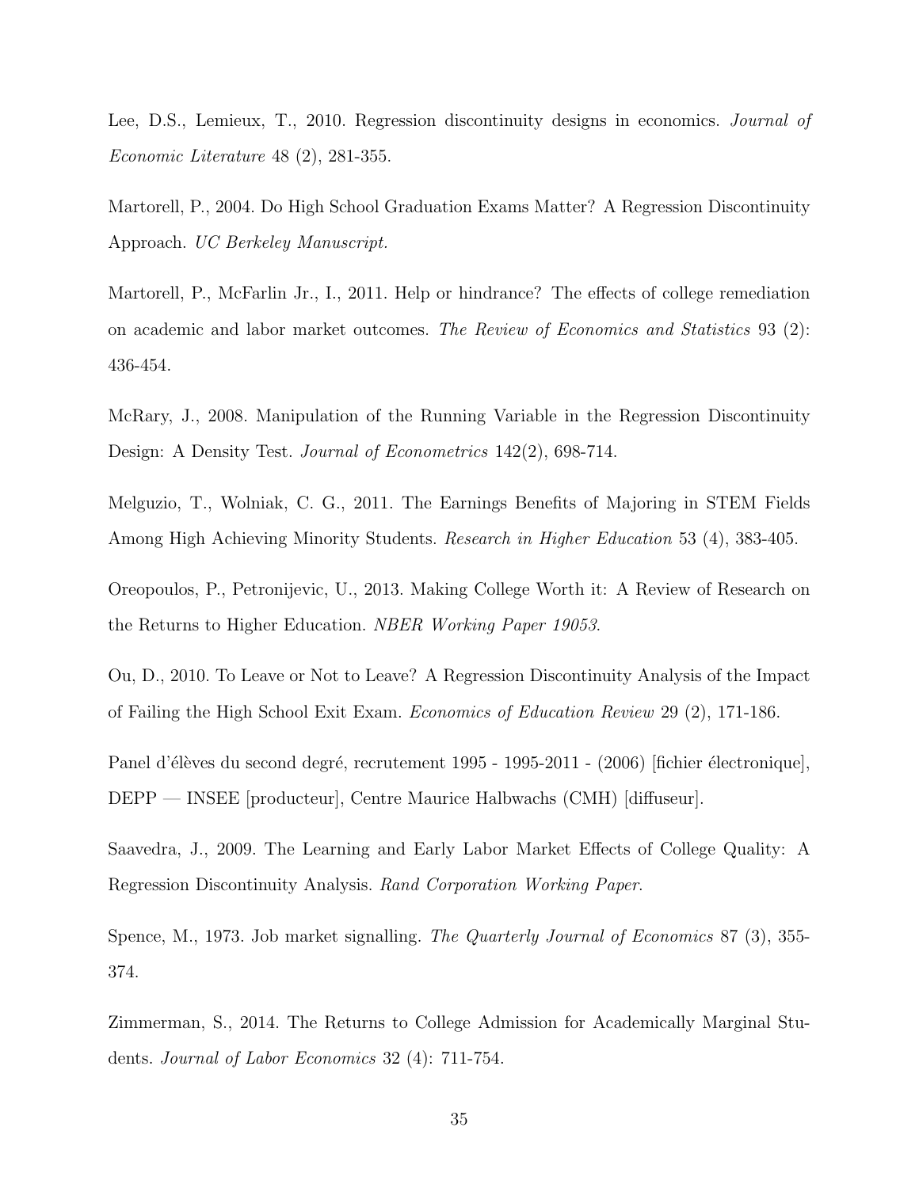Lee, D.S., Lemieux, T., 2010. Regression discontinuity designs in economics. *Journal of Economic Literature* 48 (2), 281-355.

Martorell, P., 2004. Do High School Graduation Exams Matter? A Regression Discontinuity Approach. *UC Berkeley Manuscript.*

Martorell, P., McFarlin Jr., I., 2011. Help or hindrance? The effects of college remediation on academic and labor market outcomes. *The Review of Economics and Statistics* 93 (2): 436-454.

McRary, J., 2008. Manipulation of the Running Variable in the Regression Discontinuity Design: A Density Test. *Journal of Econometrics* 142(2), 698-714.

Melguzio, T., Wolniak, C. G., 2011. The Earnings Benefits of Majoring in STEM Fields Among High Achieving Minority Students. *Research in Higher Education* 53 (4), 383-405.

Oreopoulos, P., Petronijevic, U., 2013. Making College Worth it: A Review of Research on the Returns to Higher Education. *NBER Working Paper 19053*.

Ou, D., 2010. To Leave or Not to Leave? A Regression Discontinuity Analysis of the Impact of Failing the High School Exit Exam. *Economics of Education Review* 29 (2), 171-186.

Panel d'élèves du second degré, recrutement 1995 - 1995-2011 - (2006) [fichier électronique], DEPP — INSEE [producteur], Centre Maurice Halbwachs (CMH) [diffuseur].

Saavedra, J., 2009. The Learning and Early Labor Market Effects of College Quality: A Regression Discontinuity Analysis. *Rand Corporation Working Paper*.

Spence, M., 1973. Job market signalling. *The Quarterly Journal of Economics* 87 (3), 355-374.

Zimmerman, S., 2014. The Returns to College Admission for Academically Marginal Students. *Journal of Labor Economics* 32 (4): 711-754.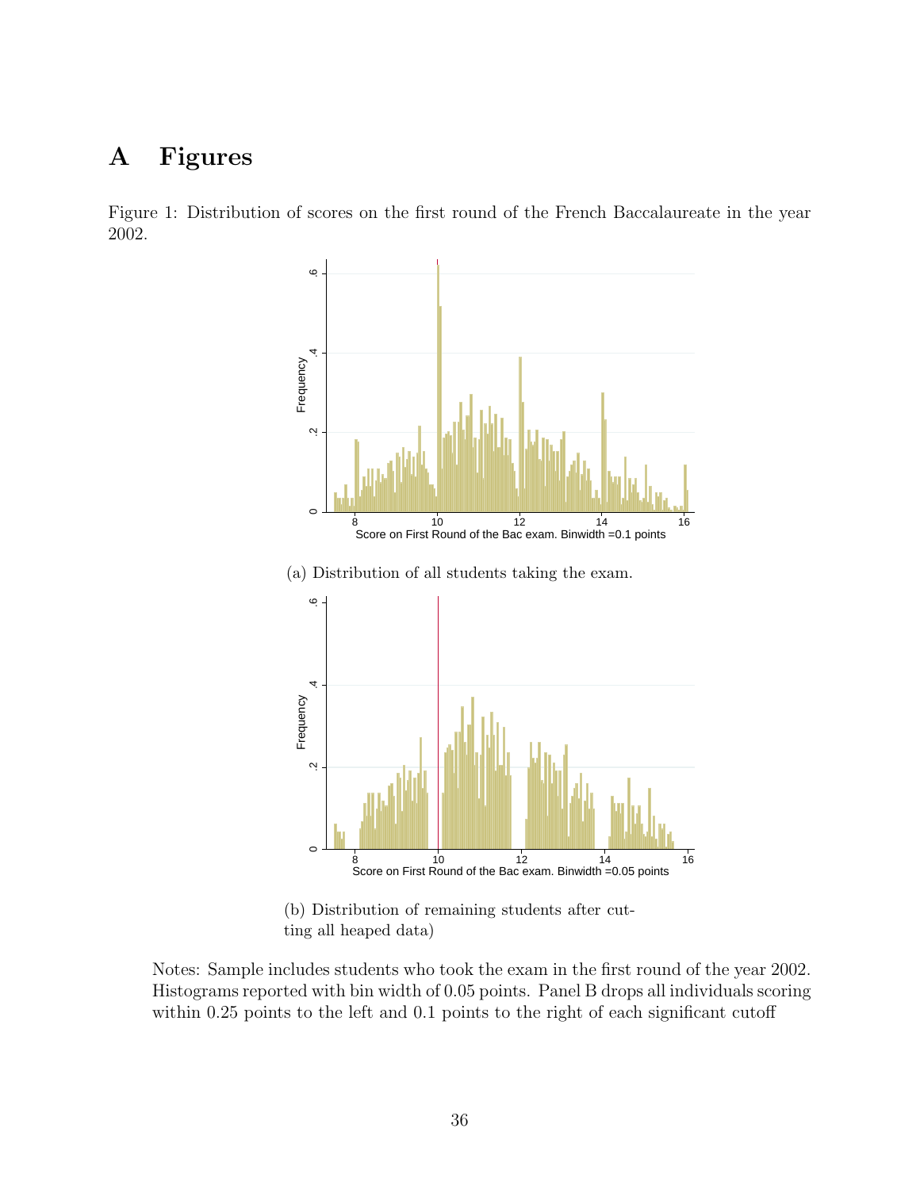# A Figures

Figure 1: Distribution of scores on the first round of the French Baccalaureate in the year 2002.

(a) Distribution of all students taking the exam.

(b) Distribution of remaining students after cutting all heaped data)

Notes: Sample includes students who took the exam in the first round of the year 2002. Histograms reported with bin width of 0.05 points. Panel B drops all individuals scoring within 0.25 points to the left and 0.1 points to the right of each significant cutoff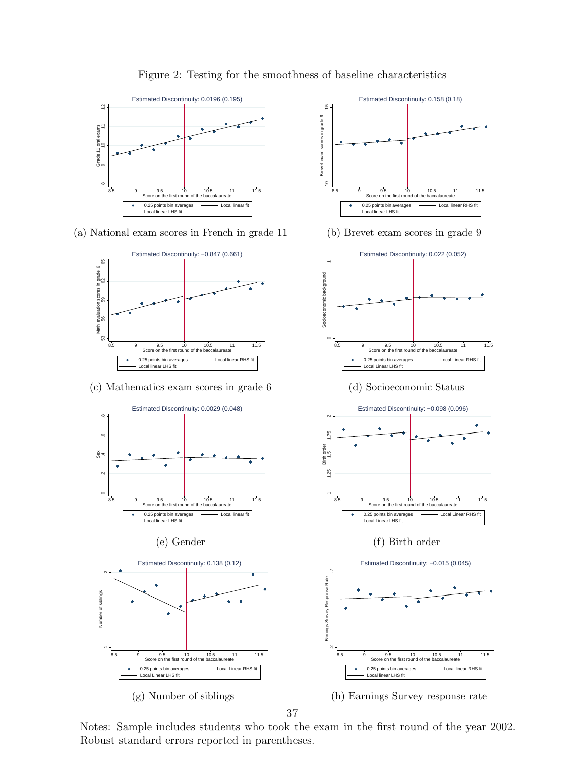Figure 2: Testing for the smoothness of baseline characteristics

(a) National exam scores in French in grade 11

(b) Brevet exam scores in grade 9

(c) Mathematics exam scores in grade 6

(d) Socioeconomic Status

(e) Gender

(f) Birth order

(g) Number of siblings

(h) Earnings Survey response rate

Notes: Sample includes students who took the exam in the first round of the year 2002. Robust standard errors reported in parentheses.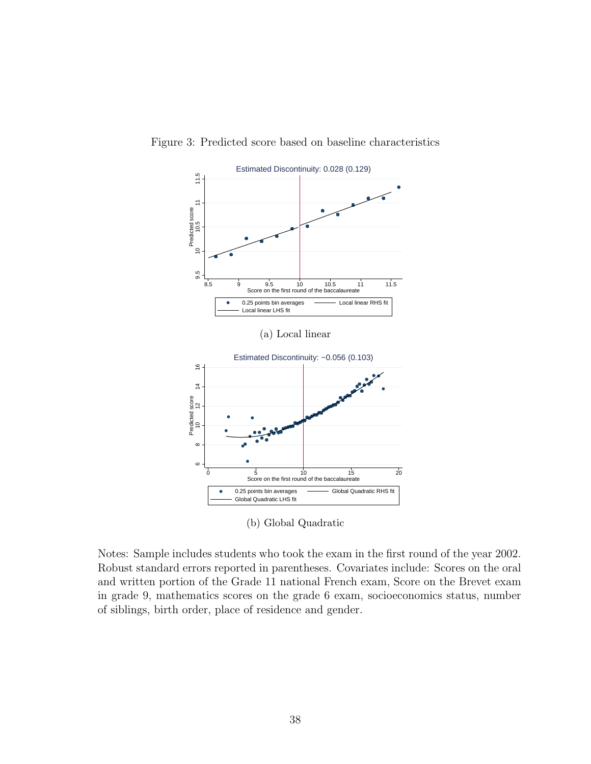Figure 3: Predicted score based on baseline characteristics

(a) Local linear

(b) Global Quadratic

Notes: Sample includes students who took the exam in the first round of the year 2002. Robust standard errors reported in parentheses. Covariates include: Scores on the oral and written portion of the Grade 11 national French exam, Score on the Brevet exam in grade 9, mathematics scores on the grade 6 exam, socioeconomics status, number of siblings, birth order, place of residence and gender.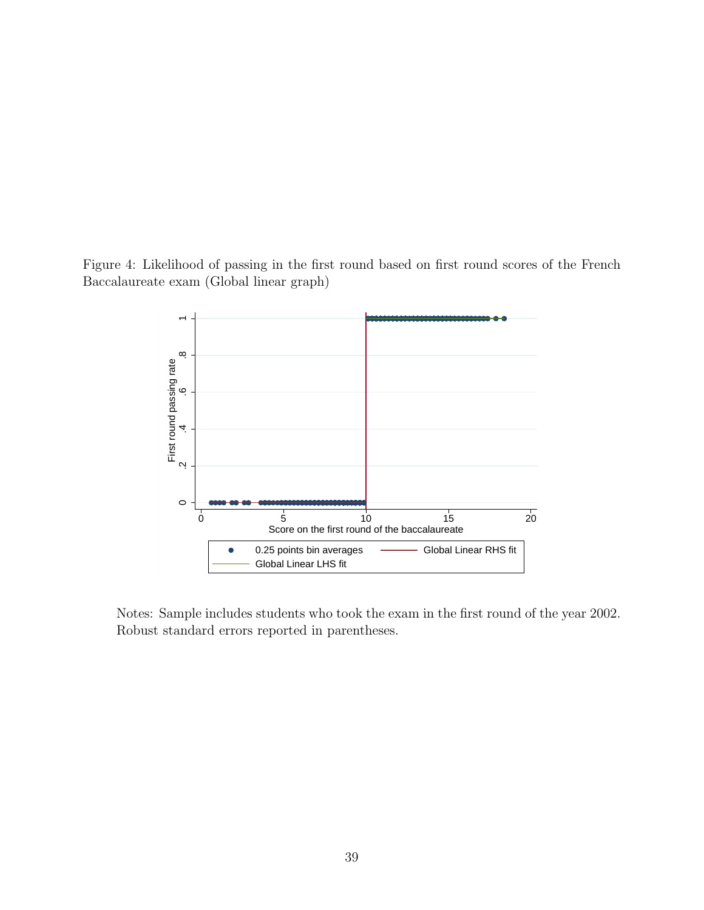Figure 4: Likelihood of passing in the first round based on first round scores of the French Baccalaureate exam (Global linear graph)

Notes: Sample includes students who took the exam in the first round of the year 2002. Robust standard errors reported in parentheses.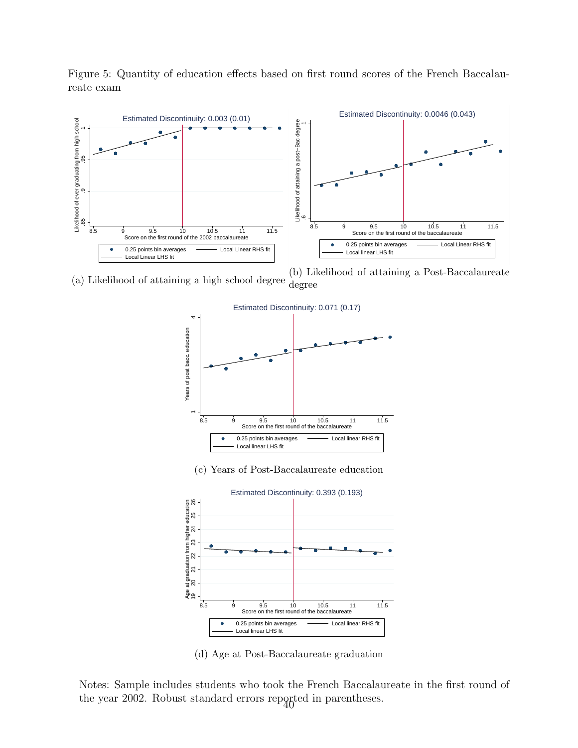Figure 5: Quantity of education effects based on first round scores of the French Baccalaureate exam

(a) Likelihood of attaining a high school degree

(b) Likelihood of attaining a Post-Baccalaureate degree

(c) Years of Post-Baccalaureate education

(d) Age at Post-Baccalaureate graduation

Notes: Sample includes students who took the French Baccalaureate in the first round of the year 2002. Robust standard errors reported in parentheses.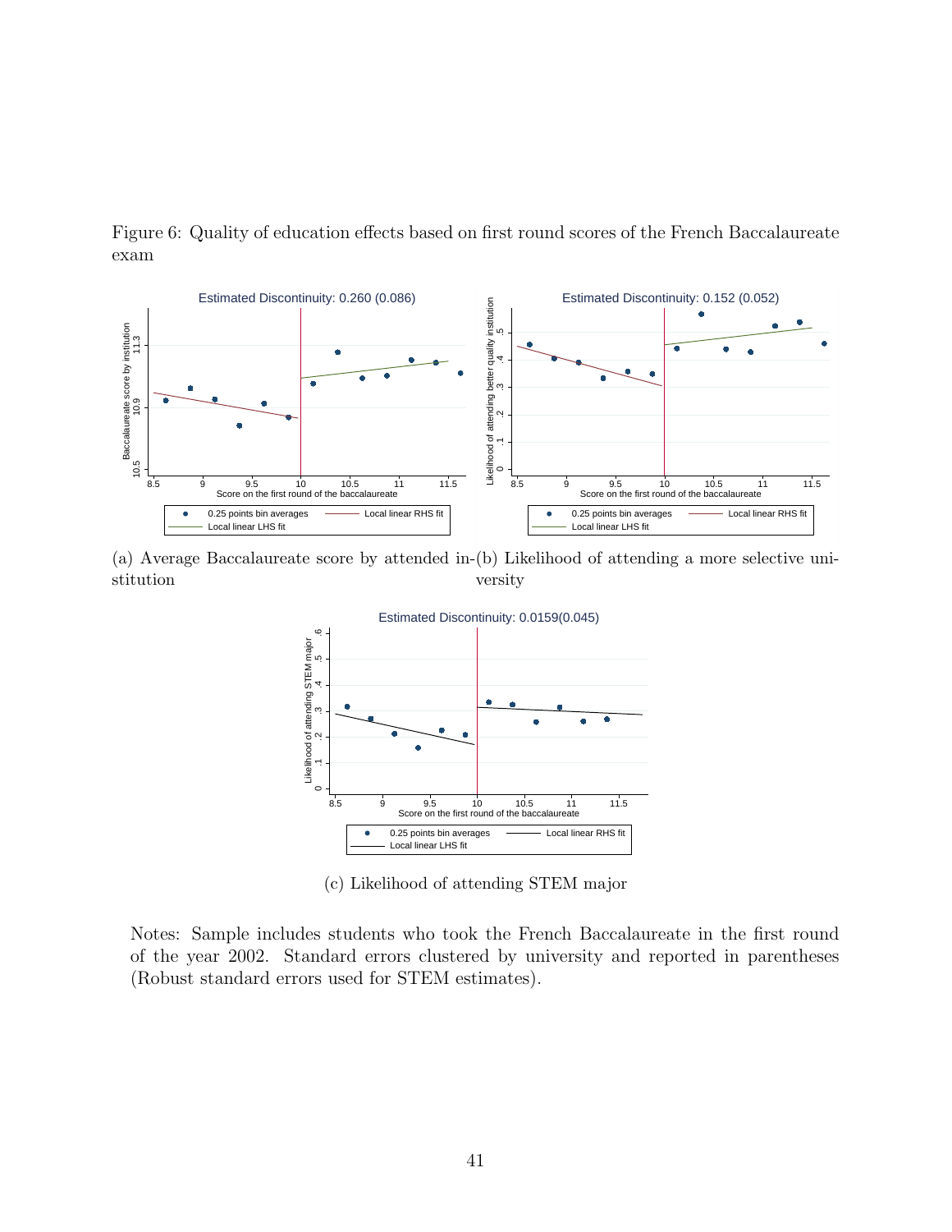Figure 6: Quality of education effects based on first round scores of the French Baccalaureate exam

(a) Average Baccalaureate score by attended institution

(b) Likelihood of attending a more selective university

(c) Likelihood of attending STEM major

Notes: Sample includes students who took the French Baccalaureate in the first round of the year 2002. Standard errors clustered by university and reported in parentheses (Robust standard errors used for STEM estimates).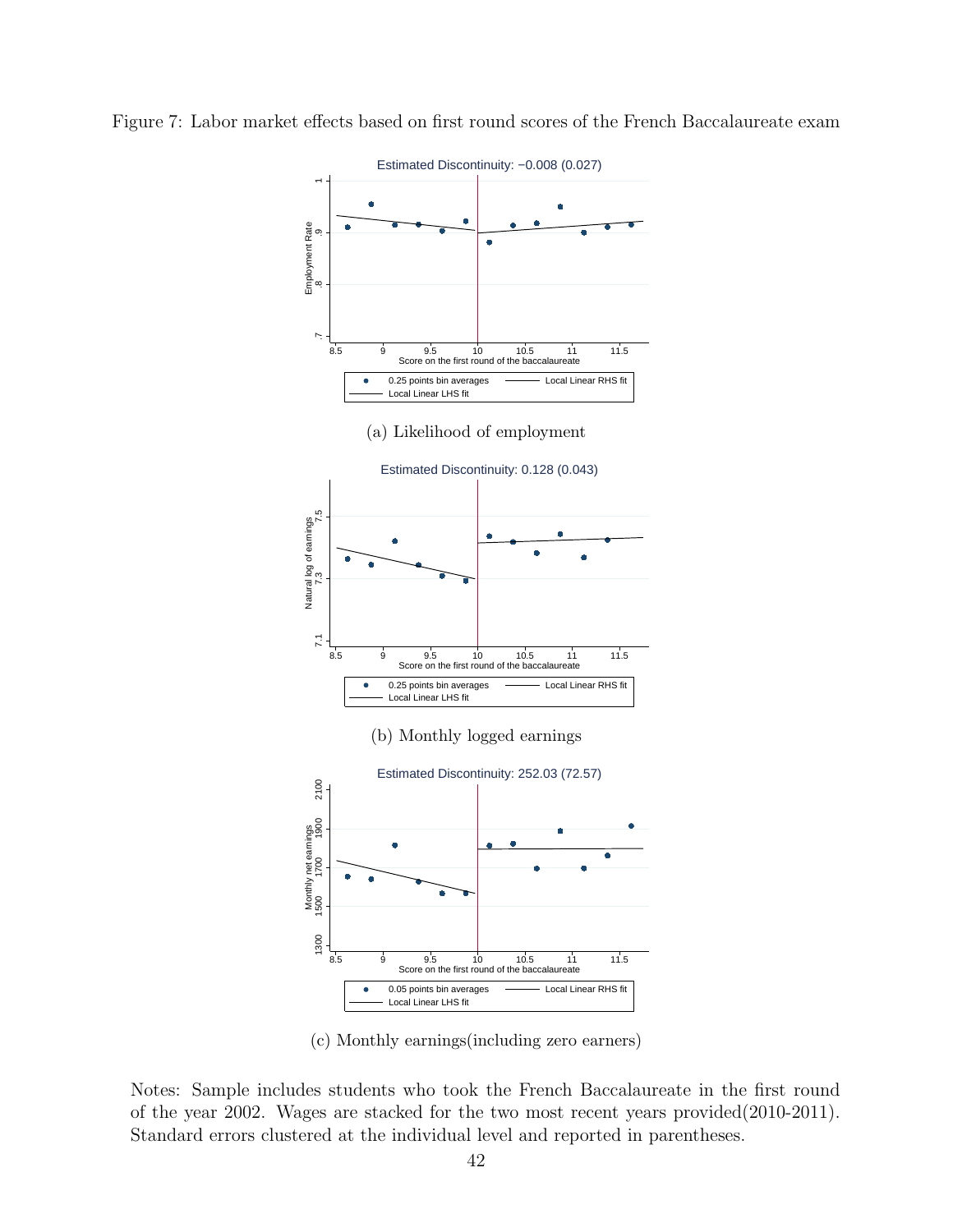Figure 7: Labor market effects based on first round scores of the French Baccalaureate exam

Estimated Discontinuity: −0.008 (0.027)

(a) Likelihood of employment

Estimated Discontinuity: 0.128 (0.043)

(b) Monthly logged earnings

Estimated Discontinuity: 252.03 (72.57)

(c) Monthly earnings(including zero earners)

Notes: Sample includes students who took the French Baccalaureate in the first round of the year 2002. Wages are stacked for the two most recent years provided(2010-2011). Standard errors clustered at the individual level and reported in parentheses.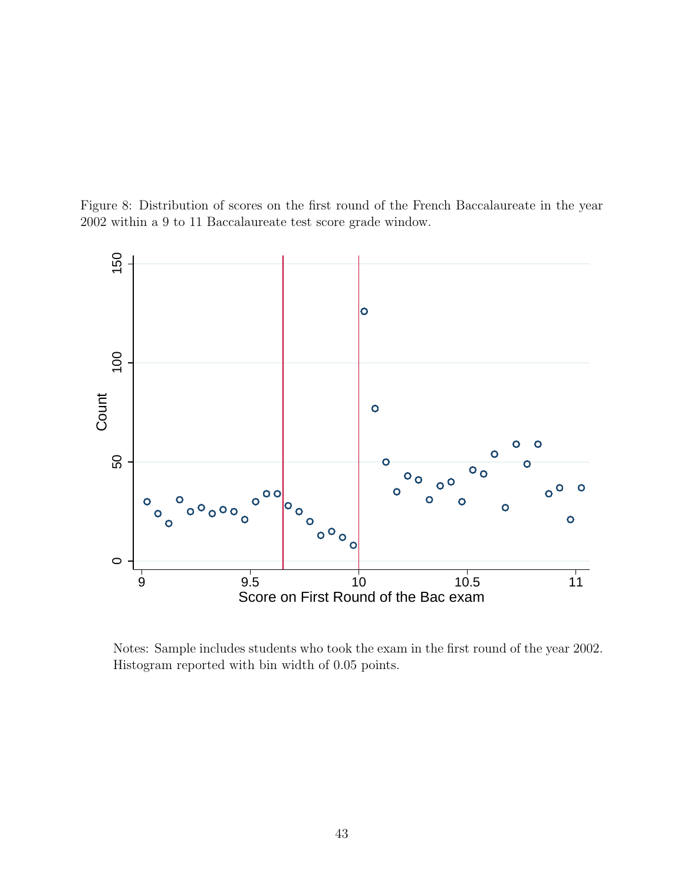Figure 8: Distribution of scores on the first round of the French Baccalaureate in the year 2002 within a 9 to 11 Baccalaureate test score grade window.

Notes: Sample includes students who took the exam in the first round of the year 2002. Histogram reported with bin width of 0.05 points.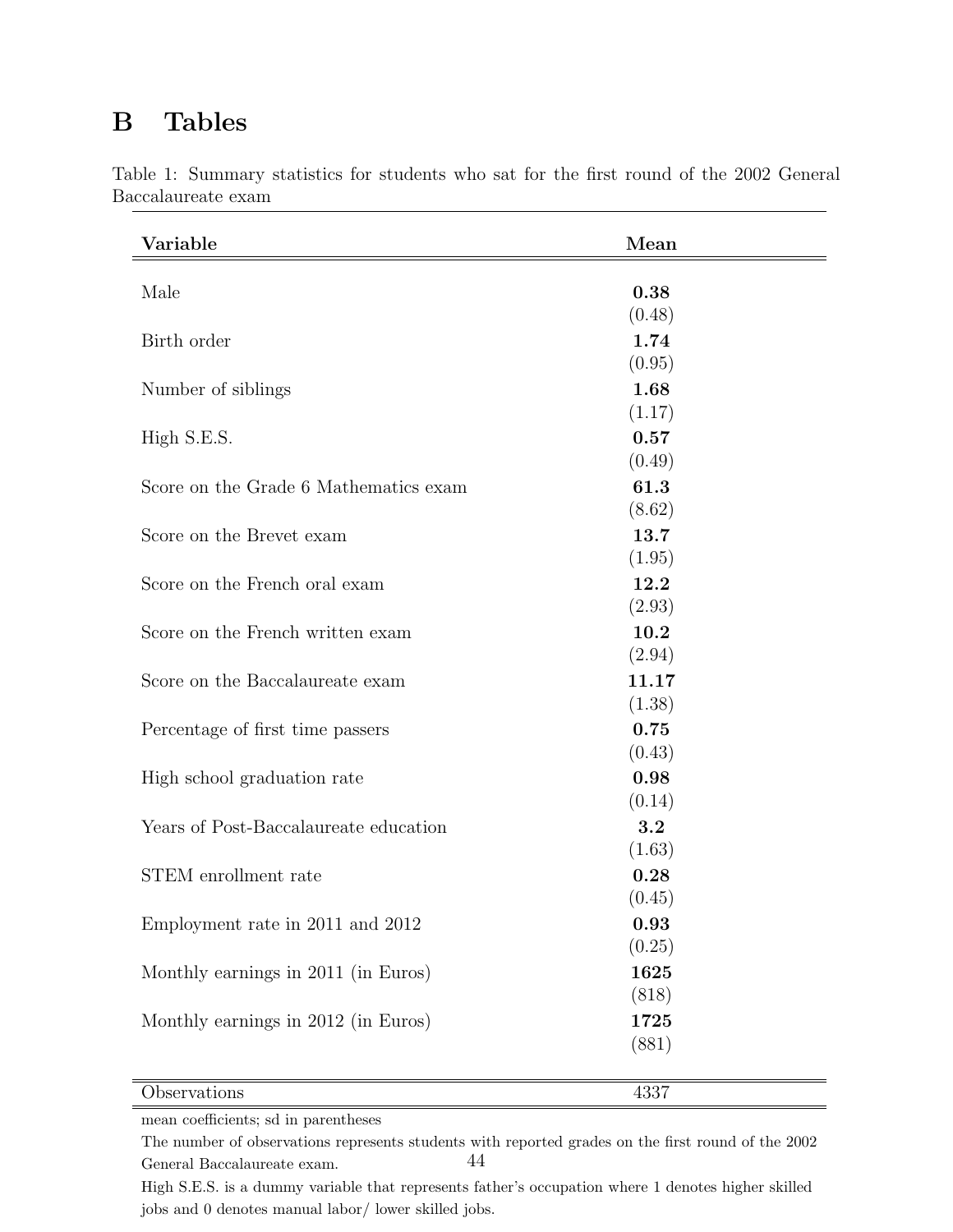# B Tables

Table 1: Summary statistics for students who sat for the first round of the 2002 General Baccalaureate exam

| Variable | Mean |
|---|---|
| Male | **0.38** (0.48) |
| Birth order | **1.74** (0.95) |
| Number of siblings | **1.68** (1.17) |
| High S.E.S. | **0.57** (0.49) |
| Score on the Grade 6 Mathematics exam | **61.3** (8.62) |
| Score on the Brevet exam | **13.7** (1.95) |
| Score on the French oral exam | **12.2** (2.93) |
| Score on the French written exam | **10.2** (2.94) |
| Score on the Baccalaureate exam | **11.17** (1.38) |
| Percentage of first time passers | **0.75** (0.43) |
| High school graduation rate | **0.98** (0.14) |
| Years of Post-Baccalaureate education | **3.2** (1.63) |
| STEM enrollment rate | **0.28** (0.45) |
| Employment rate in 2011 and 2012 | **0.93** (0.25) |
| Monthly earnings in 2011 (in Euros) | **1625** (818) |
| Monthly earnings in 2012 (in Euros) | **1725** (881) |
| Observations | 4337 |

mean coefficients; sd in parentheses

The number of observations represents students with reported grades on the first round of the 2002 General Baccalaureate exam.

High S.E.S. is a dummy variable that represents father's occupation where 1 denotes higher skilled jobs and 0 denotes manual labor/ lower skilled jobs.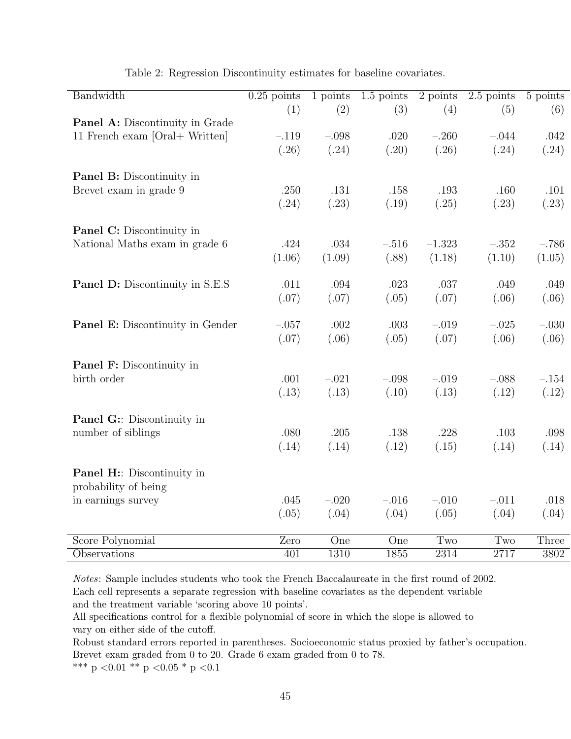Table 2: Regression Discontinuity estimates for baseline covariates.

| Bandwidth | 0.25 points | 1 points | 1.5 points | 2 points | 2.5 points | 5 points |
|---|---|---|---|---|---|---|
| | (1) | (2) | (3) | (4) | (5) | (6) |
| **Panel A:** Discontinuity in Grade 11 French exam [Oral+ Written] | −.119 | −.098 | .020 | −.260 | −.044 | .042 |
| | (.26) | (.24) | (.20) | (.26) | (.24) | (.24) |
| **Panel B:** Discontinuity in Brevet exam in grade 9 | .250 | .131 | .158 | .193 | .160 | .101 |
| | (.24) | (.23) | (.19) | (.25) | (.23) | (.23) |
| **Panel C:** Discontinuity in National Maths exam in grade 6 | .424 | .034 | −.516 | −1.323 | −.352 | −.786 |
| | (1.06) | (1.09) | (.88) | (1.18) | (1.10) | (1.05) |
| **Panel D:** Discontinuity in S.E.S | .011 | .094 | .023 | .037 | .049 | .049 |
| | (.07) | (.07) | (.05) | (.07) | (.06) | (.06) |
| **Panel E:** Discontinuity in Gender | −.057 | .002 | .003 | −.019 | −.025 | −.030 |
| | (.07) | (.06) | (.05) | (.07) | (.06) | (.06) |
| **Panel F:** Discontinuity in birth order | .001 | −.021 | −.098 | −.019 | −.088 | −.154 |
| | (.13) | (.13) | (.10) | (.13) | (.12) | (.12) |
| **Panel G:**: Discontinuity in number of siblings | .080 | .205 | .138 | .228 | .103 | .098 |
| | (.14) | (.14) | (.12) | (.15) | (.14) | (.14) |
| **Panel H:**: Discontinuity in probability of being in earnings survey | .045 | −.020 | −.016 | −.010 | −.011 | .018 |
| | (.05) | (.04) | (.04) | (.05) | (.04) | (.04) |
| Score Polynomial | Zero | One | One | Two | Two | Three |
| Observations | 401 | 1310 | 1855 | 2314 | 2717 | 3802 |

*Notes*: Sample includes students who took the French Baccalaureate in the first round of 2002.
Each cell represents a separate regression with baseline covariates as the dependent variable and the treatment variable 'scoring above 10 points'.
All specifications control for a flexible polynomial of score in which the slope is allowed to vary on either side of the cutoff.
Robust standard errors reported in parentheses. Socioeconomic status proxied by father's occupation.
Brevet exam graded from 0 to 20. Grade 6 exam graded from 0 to 78.
*** $p < 0.01$ ** $p < 0.05$ * $p < 0.1$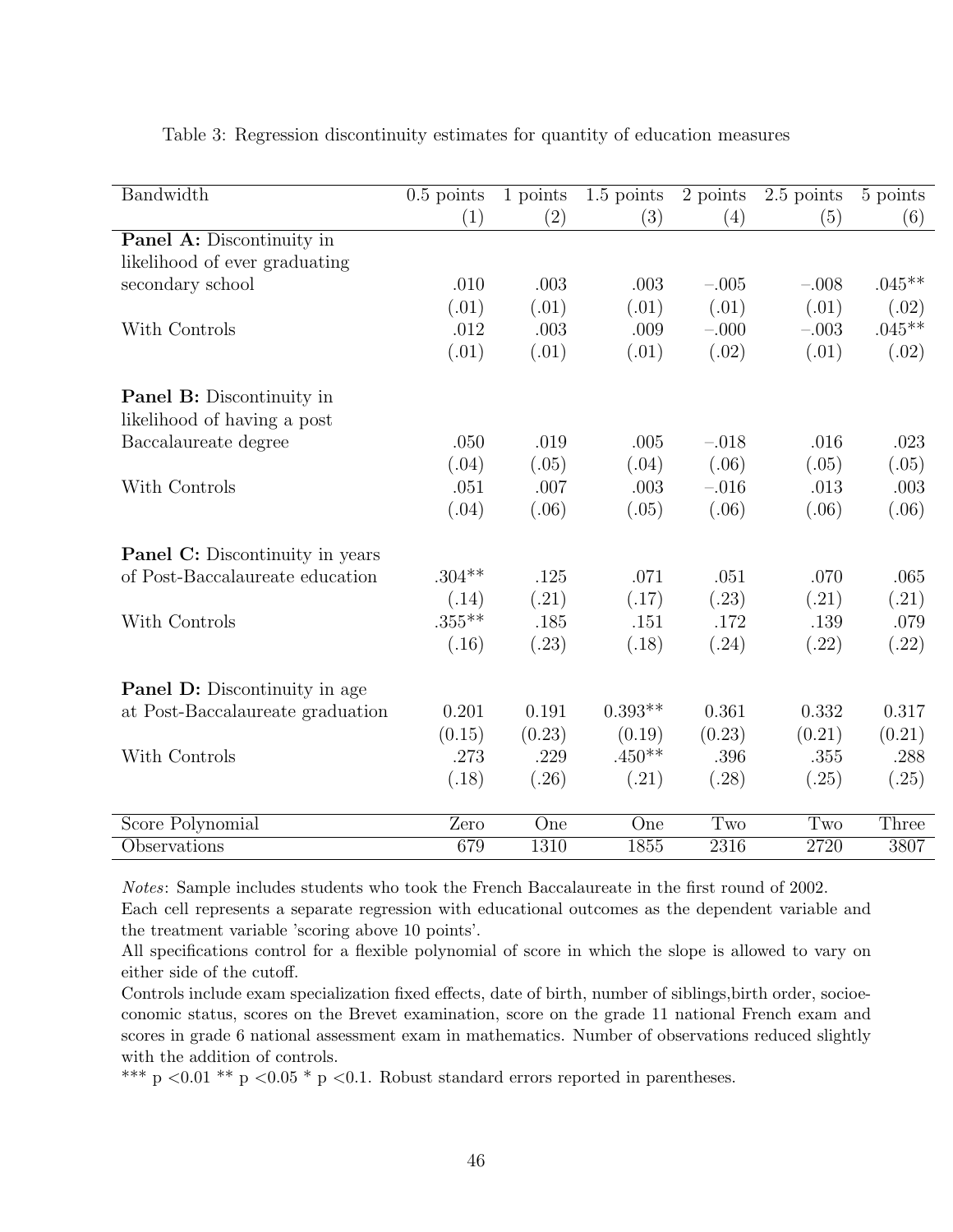Table 3: Regression discontinuity estimates for quantity of education measures

| Bandwidth | 0.5 points | 1 points | 1.5 points | 2 points | 2.5 points | 5 points |
|---|---|---|---|---|---|---|
| | (1) | (2) | (3) | (4) | (5) | (6) |
| **Panel A:** Discontinuity in likelihood of ever graduating secondary school | .010 | .003 | .003 | −.005 | −.008 | .045** |
| | (.01) | (.01) | (.01) | (.01) | (.01) | (.02) |
| With Controls | .012 | .003 | .009 | −.000 | −.003 | .045** |
| | (.01) | (.01) | (.01) | (.02) | (.01) | (.02) |
| **Panel B:** Discontinuity in likelihood of having a post Baccalaureate degree | .050 | .019 | .005 | −.018 | .016 | .023 |
| | (.04) | (.05) | (.04) | (.06) | (.05) | (.05) |
| With Controls | .051 | .007 | .003 | −.016 | .013 | .003 |
| | (.04) | (.06) | (.05) | (.06) | (.06) | (.06) |
| **Panel C:** Discontinuity in years of Post-Baccalaureate education | .304** | .125 | .071 | .051 | .070 | .065 |
| | (.14) | (.21) | (.17) | (.23) | (.21) | (.21) |
| With Controls | .355** | .185 | .151 | .172 | .139 | .079 |
| | (.16) | (.23) | (.18) | (.24) | (.22) | (.22) |
| **Panel D:** Discontinuity in age at Post-Baccalaureate graduation | 0.201 | 0.191 | 0.393** | 0.361 | 0.332 | 0.317 |
| | (0.15) | (0.23) | (0.19) | (0.23) | (0.21) | (0.21) |
| With Controls | .273 | .229 | .450** | .396 | .355 | .288 |
| | (.18) | (.26) | (.21) | (.28) | (.25) | (.25) |
| Score Polynomial | Zero | One | One | Two | Two | Three |
| Observations | 679 | 1310 | 1855 | 2316 | 2720 | 3807 |

*Notes*: Sample includes students who took the French Baccalaureate in the first round of 2002.
Each cell represents a separate regression with educational outcomes as the dependent variable and the treatment variable 'scoring above 10 points'.
All specifications control for a flexible polynomial of score in which the slope is allowed to vary on either side of the cutoff.
Controls include exam specialization fixed effects, date of birth, number of siblings,birth order, socioeconomic status, scores on the Brevet examination, score on the grade 11 national French exam and scores in grade 6 national assessment exam in mathematics. Number of observations reduced slightly with the addition of controls.
*** p <0.01 ** p <0.05 * p <0.1. Robust standard errors reported in parentheses.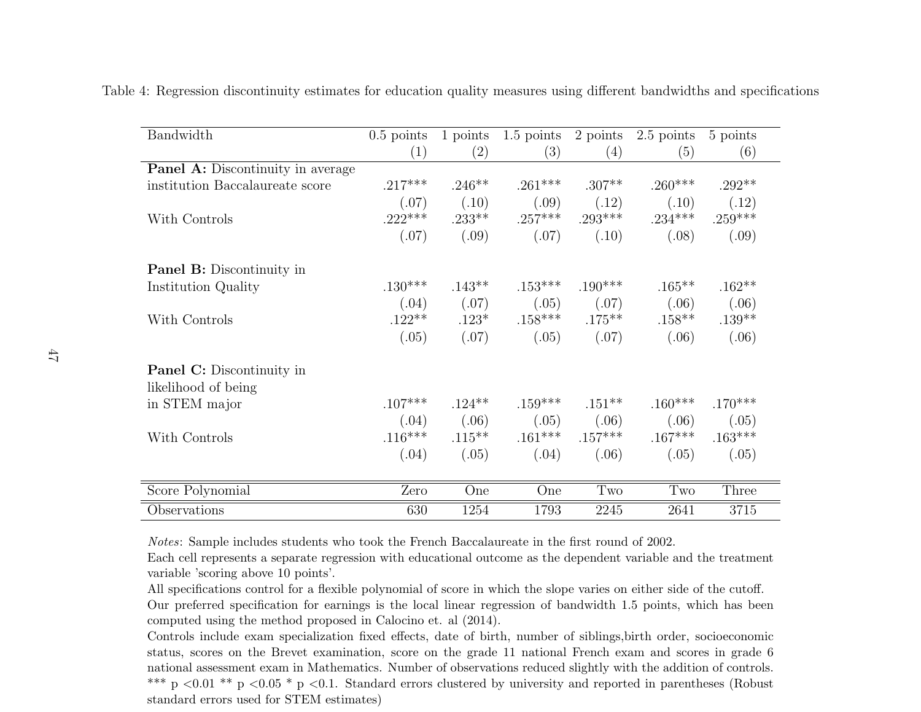Table 4: Regression discontinuity estimates for education quality measures using different bandwidths and specifications

| Bandwidth | 0.5 points | 1 points | 1.5 points | 2 points | 2.5 points | 5 points |
|---|---|---|---|---|---|---|
| | (1) | (2) | (3) | (4) | (5) | (6) |
| **Panel A:** Discontinuity in average institution Baccalaureate score | .217*** | .246** | .261*** | .307** | .260*** | .292** |
| | (.07) | (.10) | (.09) | (.12) | (.10) | (.12) |
| With Controls | .222*** | .233** | .257*** | .293*** | .234*** | .259*** |
| | (.07) | (.09) | (.07) | (.10) | (.08) | (.09) |
| **Panel B:** Discontinuity in Institution Quality | .130*** | .143** | .153*** | .190*** | .165** | .162** |
| | (.04) | (.07) | (.05) | (.07) | (.06) | (.06) |
| With Controls | .122** | .123* | .158*** | .175** | .158** | .139** |
| | (.05) | (.07) | (.05) | (.07) | (.06) | (.06) |
| **Panel C:** Discontinuity in likelihood of being in STEM major | .107*** | .124** | .159*** | .151** | .160*** | .170*** |
| | (.04) | (.06) | (.05) | (.06) | (.06) | (.05) |
| With Controls | .116*** | .115** | .161*** | .157*** | .167*** | .163*** |
| | (.04) | (.05) | (.04) | (.06) | (.05) | (.05) |
| Score Polynomial | Zero | One | One | Two | Two | Three |
| Observations | 630 | 1254 | 1793 | 2245 | 2641 | 3715 |

*Notes*: Sample includes students who took the French Baccalaureate in the first round of 2002.
Each cell represents a separate regression with educational outcome as the dependent variable and the treatment variable 'scoring above 10 points'.
All specifications control for a flexible polynomial of score in which the slope varies on either side of the cutoff.
Our preferred specification for earnings is the local linear regression of bandwidth 1.5 points, which has been computed using the method proposed in Calocino et. al (2014).
Controls include exam specialization fixed effects, date of birth, number of siblings,birth order, socioeconomic status, scores on the Brevet examination, score on the grade 11 national French exam and scores in grade 6 national assessment exam in Mathematics. Number of observations reduced slightly with the addition of controls.
*** p <0.01 ** p <0.05 * p <0.1. Standard errors clustered by university and reported in parentheses (Robust standard errors used for STEM estimates)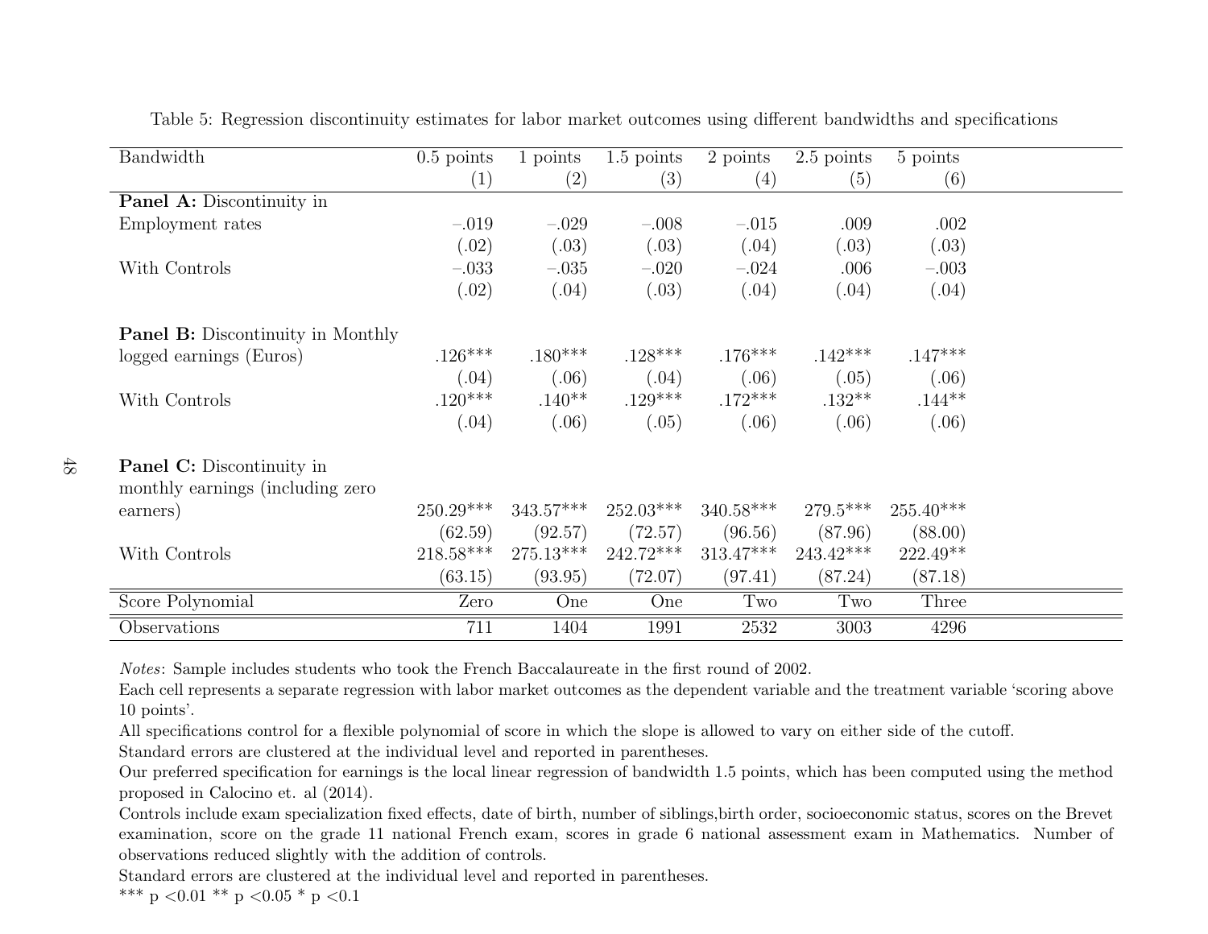Table 5: Regression discontinuity estimates for labor market outcomes using different bandwidths and specifications

| Bandwidth | 0.5 points | 1 points | 1.5 points | 2 points | 2.5 points | 5 points |
|---|---|---|---|---|---|---|
| | (1) | (2) | (3) | (4) | (5) | (6) |
| **Panel A:** Discontinuity in | | | | | | |
| Employment rates | –.019 | –.029 | –.008 | –.015 | .009 | .002 |
| | (.02) | (.03) | (.03) | (.04) | (.03) | (.03) |
| With Controls | –.033 | –.035 | –.020 | –.024 | .006 | –.003 |
| | (.02) | (.04) | (.03) | (.04) | (.04) | (.04) |
| **Panel B:** Discontinuity in Monthly | | | | | | |
| logged earnings (Euros) | .126*** | .180*** | .128*** | .176*** | .142*** | .147*** |
| | (.04) | (.06) | (.04) | (.06) | (.05) | (.06) |
| With Controls | .120*** | .140** | .129*** | .172*** | .132** | .144** |
| | (.04) | (.06) | (.05) | (.06) | (.06) | (.06) |
| **Panel C:** Discontinuity in monthly earnings (including zero earners) | 250.29*** | 343.57*** | 252.03*** | 340.58*** | 279.5*** | 255.40*** |
| | (62.59) | (92.57) | (72.57) | (96.56) | (87.96) | (88.00) |
| With Controls | 218.58*** | 275.13*** | 242.72*** | 313.47*** | 243.42*** | 222.49** |
| | (63.15) | (93.95) | (72.07) | (97.41) | (87.24) | (87.18) |
| Score Polynomial | Zero | One | One | Two | Two | Three |
| Observations | 711 | 1404 | 1991 | 2532 | 3003 | 4296 |

*Notes*: Sample includes students who took the French Baccalaureate in the first round of 2002.

Each cell represents a separate regression with labor market outcomes as the dependent variable and the treatment variable 'scoring above 10 points'.

All specifications control for a flexible polynomial of score in which the slope is allowed to vary on either side of the cutoff.

Standard errors are clustered at the individual level and reported in parentheses.

Our preferred specification for earnings is the local linear regression of bandwidth 1.5 points, which has been computed using the method proposed in Calocino et. al (2014).

Controls include exam specialization fixed effects, date of birth, number of siblings,birth order, socioeconomic status, scores on the Brevet examination, score on the grade 11 national French exam, scores in grade 6 national assessment exam in Mathematics. Number of observations reduced slightly with the addition of controls.

Standard errors are clustered at the individual level and reported in parentheses.

*** p <0.01 ** p <0.05 * p <0.1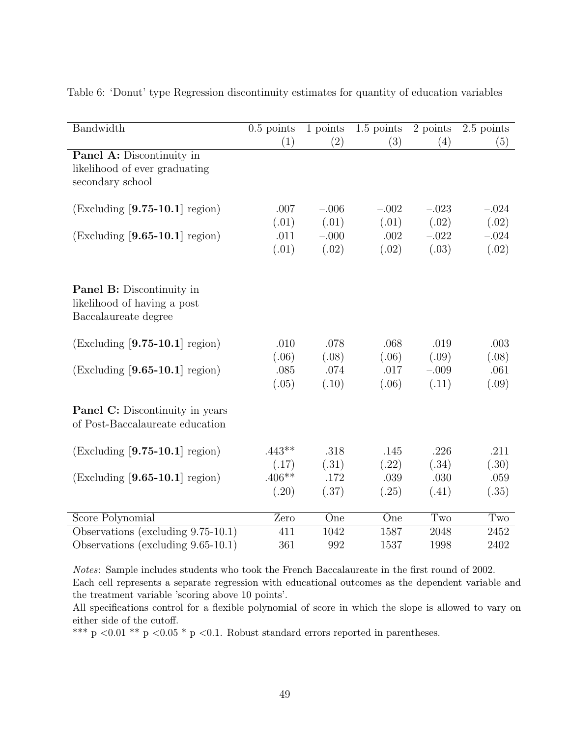Table 6: 'Donut' type Regression discontinuity estimates for quantity of education variables

| Bandwidth | 0.5 points (1) | 1 points (2) | 1.5 points (3) | 2 points (4) | 2.5 points (5) |
|---|---|---|---|---|---|
| **Panel A:** Discontinuity in likelihood of ever graduating secondary school | | | | | |
| (Excluding [**9.75-10.1**] region) | .007 | −.006 | −.002 | −.023 | −.024 |
| | (.01) | (.01) | (.01) | (.02) | (.02) |
| (Excluding [**9.65-10.1**] region) | .011 | −.000 | .002 | −.022 | −.024 |
| | (.01) | (.02) | (.02) | (.03) | (.02) |
| **Panel B:** Discontinuity in likelihood of having a post Baccalaureate degree | | | | | |
| (Excluding [**9.75-10.1**] region) | .010 | .078 | .068 | .019 | .003 |
| | (.06) | (.08) | (.06) | (.09) | (.08) |
| (Excluding [**9.65-10.1**] region) | .085 | .074 | .017 | −.009 | .061 |
| | (.05) | (.10) | (.06) | (.11) | (.09) |
| **Panel C:** Discontinuity in years of Post-Baccalaureate education | | | | | |
| (Excluding [**9.75-10.1**] region) | .443** | .318 | .145 | .226 | .211 |
| | (.17) | (.31) | (.22) | (.34) | (.30) |
| (Excluding [**9.65-10.1**] region) | .406** | .172 | .039 | .030 | .059 |
| | (.20) | (.37) | (.25) | (.41) | (.35) |
| Score Polynomial | Zero | One | One | Two | Two |
| Observations (excluding 9.75-10.1) | 411 | 1042 | 1587 | 2048 | 2452 |
| Observations (excluding 9.65-10.1) | 361 | 992 | 1537 | 1998 | 2402 |

*Notes*: Sample includes students who took the French Baccalaureate in the first round of 2002.
Each cell represents a separate regression with educational outcomes as the dependent variable and the treatment variable 'scoring above 10 points'.
All specifications control for a flexible polynomial of score in which the slope is allowed to vary on either side of the cutoff.
*** p <0.01 ** p <0.05 * p <0.1. Robust standard errors reported in parentheses.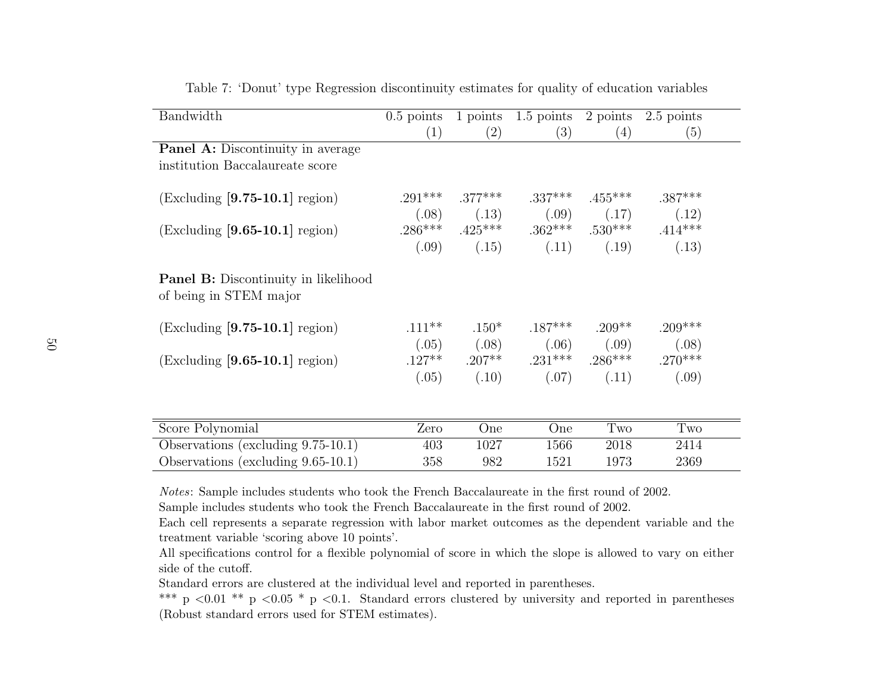Table 7: 'Donut' type Regression discontinuity estimates for quality of education variables

| Bandwidth | 0.5 points (1) | 1 points (2) | 1.5 points (3) | 2 points (4) | 2.5 points (5) |
|---|---|---|---|---|---|
| **Panel A:** Discontinuity in average institution Baccalaureate score | | | | | |
| (Excluding [**9.75-10.1**] region) | .291*** | .377*** | .337*** | .455*** | .387*** |
| | (.08) | (.13) | (.09) | (.17) | (.12) |
| (Excluding [**9.65-10.1**] region) | .286*** | .425*** | .362*** | .530*** | .414*** |
| | (.09) | (.15) | (.11) | (.19) | (.13) |
| **Panel B:** Discontinuity in likelihood of being in STEM major | | | | | |
| (Excluding [**9.75-10.1**] region) | .111** | .150* | .187*** | .209** | .209*** |
| | (.05) | (.08) | (.06) | (.09) | (.08) |
| (Excluding [**9.65-10.1**] region) | .127** | .207** | .231*** | .286*** | .270*** |
| | (.05) | (.10) | (.07) | (.11) | (.09) |
| Score Polynomial | Zero | One | One | Two | Two |
| Observations (excluding 9.75-10.1) | 403 | 1027 | 1566 | 2018 | 2414 |
| Observations (excluding 9.65-10.1) | 358 | 982 | 1521 | 1973 | 2369 |

*Notes*: Sample includes students who took the French Baccalaureate in the first round of 2002.
Sample includes students who took the French Baccalaureate in the first round of 2002.
Each cell represents a separate regression with labor market outcomes as the dependent variable and the treatment variable 'scoring above 10 points'.
All specifications control for a flexible polynomial of score in which the slope is allowed to vary on either side of the cutoff.
Standard errors are clustered at the individual level and reported in parentheses.
*** p <0.01 ** p <0.05 * p <0.1. Standard errors clustered by university and reported in parentheses (Robust standard errors used for STEM estimates).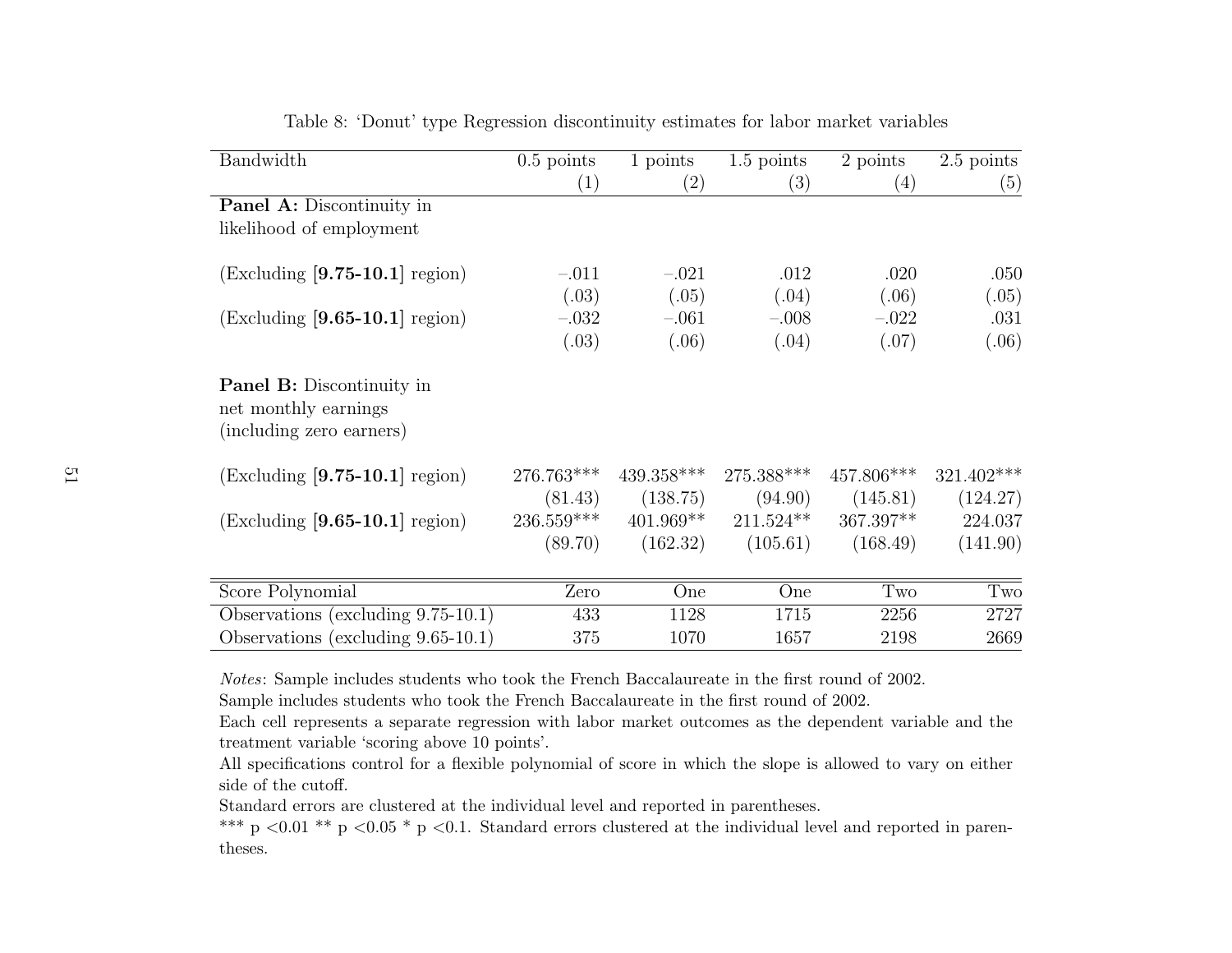Table 8: 'Donut' type Regression discontinuity estimates for labor market variables

| Bandwidth | 0.5 points | 1 points | 1.5 points | 2 points | 2.5 points |
|---|---|---|---|---|---|
| | (1) | (2) | (3) | (4) | (5) |
| **Panel A:** Discontinuity in likelihood of employment | | | | | |
| (Excluding [**9.75-10.1**] region) | –.011 | –.021 | .012 | .020 | .050 |
| | (.03) | (.05) | (.04) | (.06) | (.05) |
| (Excluding [**9.65-10.1**] region) | –.032 | –.061 | –.008 | –.022 | .031 |
| | (.03) | (.06) | (.04) | (.07) | (.06) |
| **Panel B:** Discontinuity in net monthly earnings (including zero earners) | | | | | |
| (Excluding [**9.75-10.1**] region) | 276.763*** | 439.358*** | 275.388*** | 457.806*** | 321.402*** |
| | (81.43) | (138.75) | (94.90) | (145.81) | (124.27) |
| (Excluding [**9.65-10.1**] region) | 236.559*** | 401.969** | 211.524** | 367.397** | 224.037 |
| | (89.70) | (162.32) | (105.61) | (168.49) | (141.90) |
| Score Polynomial | Zero | One | One | Two | Two |
| Observations (excluding 9.75-10.1) | 433 | 1128 | 1715 | 2256 | 2727 |
| Observations (excluding 9.65-10.1) | 375 | 1070 | 1657 | 2198 | 2669 |

*Notes*: Sample includes students who took the French Baccalaureate in the first round of 2002.
Sample includes students who took the French Baccalaureate in the first round of 2002.
Each cell represents a separate regression with labor market outcomes as the dependent variable and the treatment variable 'scoring above 10 points'.
All specifications control for a flexible polynomial of score in which the slope is allowed to vary on either side of the cutoff.
Standard errors are clustered at the individual level and reported in parentheses.
*** p <0.01 ** p <0.05 * p <0.1. Standard errors clustered at the individual level and reported in parentheses.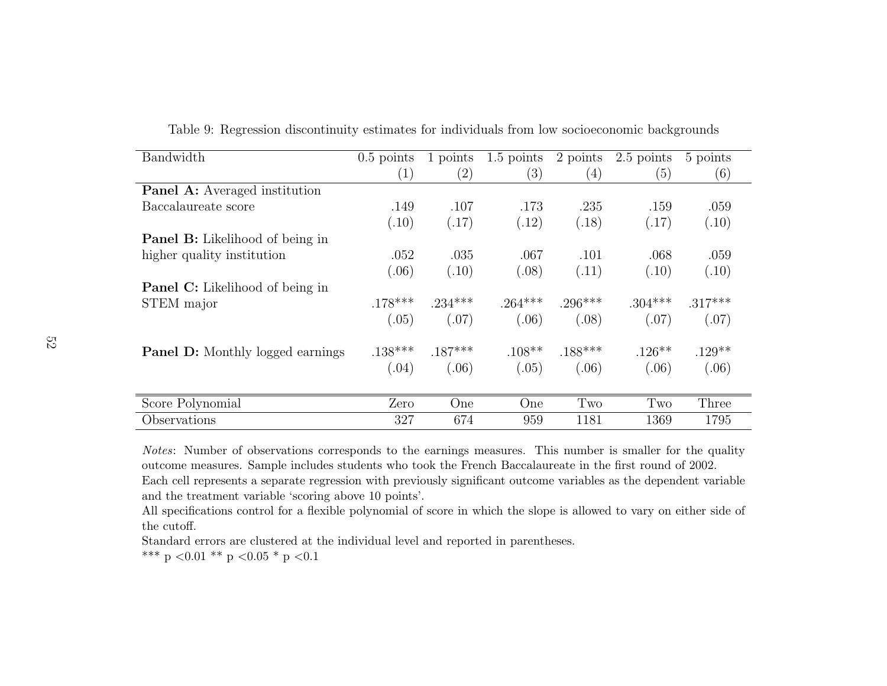Table 9: Regression discontinuity estimates for individuals from low socioeconomic backgrounds

| Bandwidth | 0.5 points | 1 points | 1.5 points | 2 points | 2.5 points | 5 points |
|---|---|---|---|---|---|---|
| | (1) | (2) | (3) | (4) | (5) | (6) |
| **Panel A:** Averaged institution | | | | | | |
| Baccalaureate score | .149 | .107 | .173 | .235 | .159 | .059 |
| | (.10) | (.17) | (.12) | (.18) | (.17) | (.10) |
| **Panel B:** Likelihood of being in | | | | | | |
| higher quality institution | .052 | .035 | .067 | .101 | .068 | .059 |
| | (.06) | (.10) | (.08) | (.11) | (.10) | (.10) |
| **Panel C:** Likelihood of being in | | | | | | |
| STEM major | .178*** | .234*** | .264*** | .296*** | .304*** | .317*** |
| | (.05) | (.07) | (.06) | (.08) | (.07) | (.07) |
| **Panel D:** Monthly logged earnings | .138*** | .187*** | .108** | .188*** | .126** | .129** |
| | (.04) | (.06) | (.05) | (.06) | (.06) | (.06) |
| Score Polynomial | Zero | One | One | Two | Two | Three |
| Observations | 327 | 674 | 959 | 1181 | 1369 | 1795 |

*Notes*: Number of observations corresponds to the earnings measures. This number is smaller for the quality outcome measures. Sample includes students who took the French Baccalaureate in the first round of 2002.
Each cell represents a separate regression with previously significant outcome variables as the dependent variable and the treatment variable 'scoring above 10 points'.
All specifications control for a flexible polynomial of score in which the slope is allowed to vary on either side of the cutoff.
Standard errors are clustered at the individual level and reported in parentheses.
*** p <0.01 ** p <0.05 * p <0.1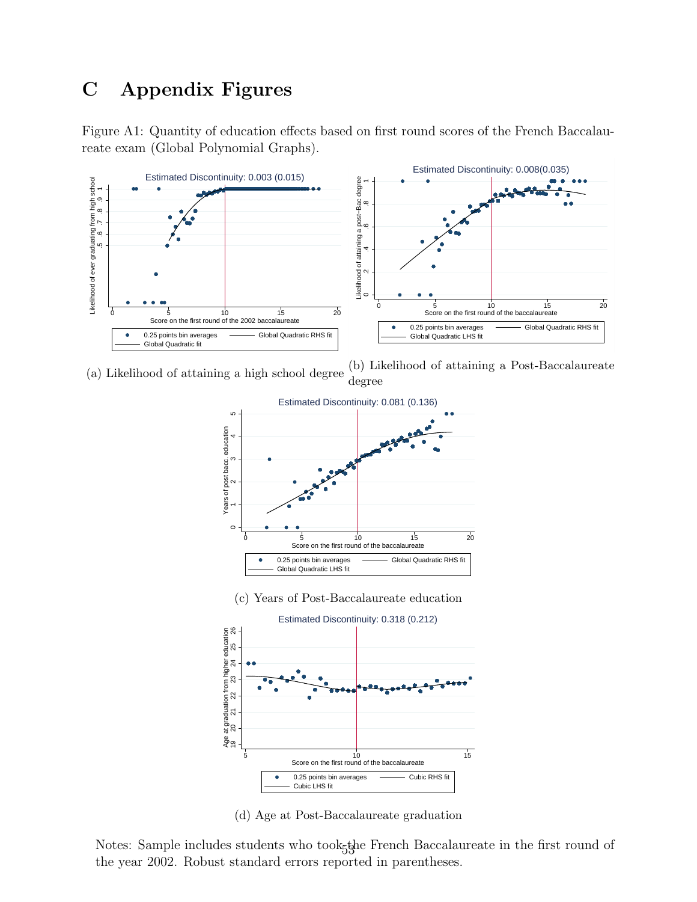# C Appendix Figures

Figure A1: Quantity of education effects based on first round scores of the French Baccalaureate exam (Global Polynomial Graphs).

(a) Likelihood of attaining a high school degree

(b) Likelihood of attaining a Post-Baccalaureate degree

(c) Years of Post-Baccalaureate education

(d) Age at Post-Baccalaureate graduation

Notes: Sample includes students who took the French Baccalaureate in the first round of the year 2002. Robust standard errors reported in parentheses.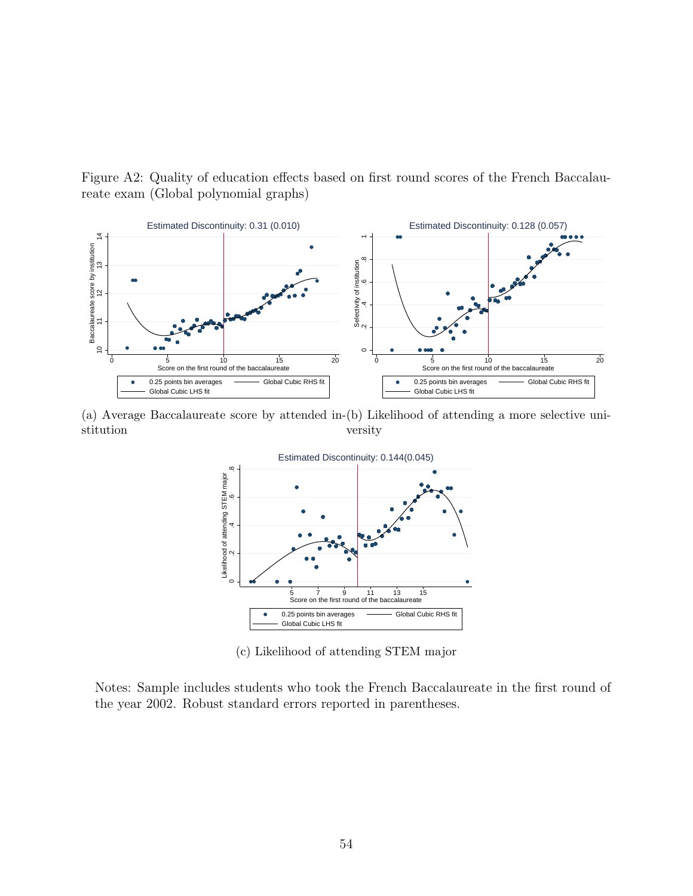Figure A2: Quality of education effects based on first round scores of the French Baccalaureate exam (Global polynomial graphs)

(a) Average Baccalaureate score by attended institution

(b) Likelihood of attending a more selective university

(c) Likelihood of attending STEM major

Notes: Sample includes students who took the French Baccalaureate in the first round of the year 2002. Robust standard errors reported in parentheses.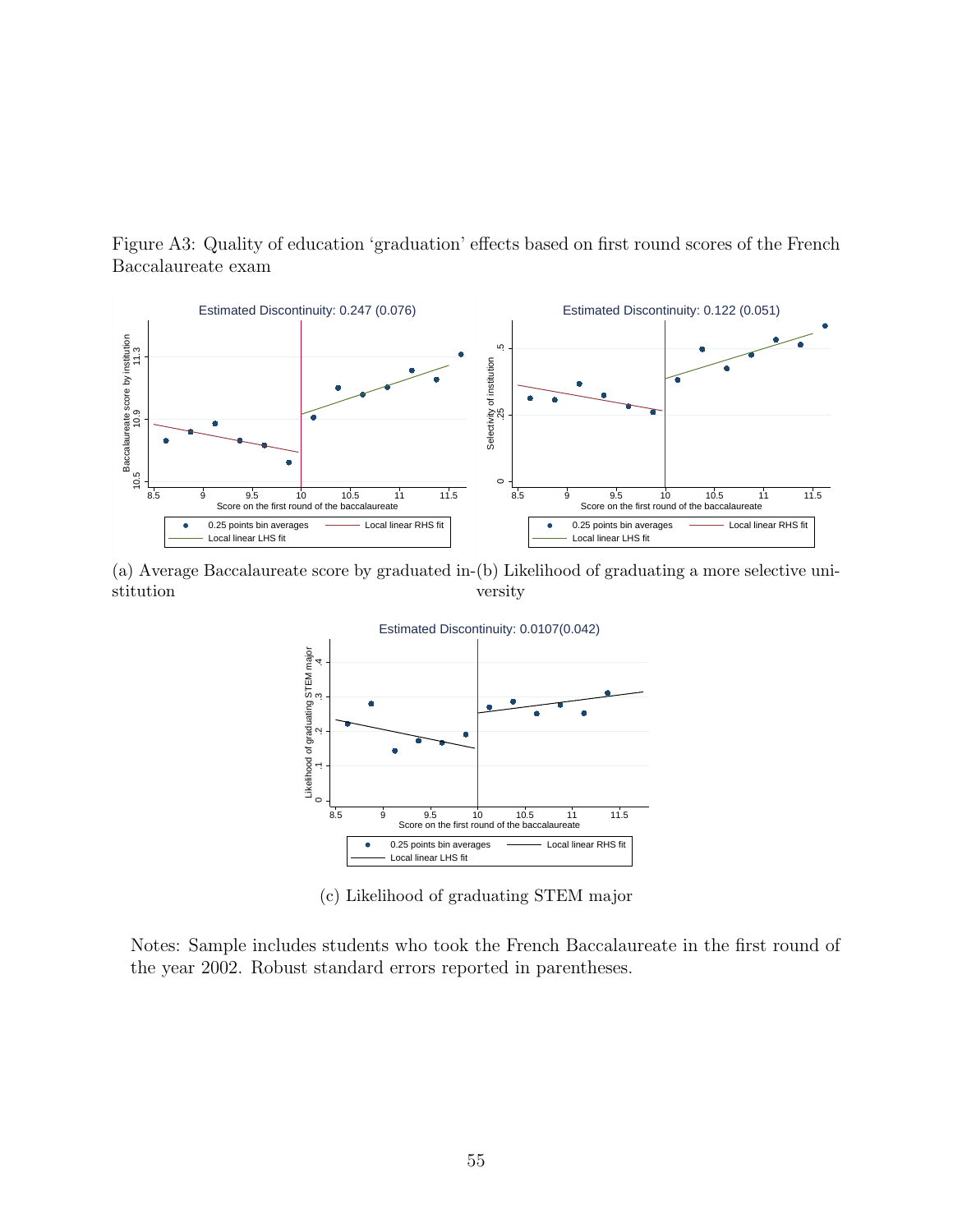Figure A3: Quality of education 'graduation' effects based on first round scores of the French Baccalaureate exam

Estimated Discontinuity: 0.247 (0.076)

(a) Average Baccalaureate score by graduated institution

Estimated Discontinuity: 0.122 (0.051)

(b) Likelihood of graduating a more selective university

Estimated Discontinuity: 0.0107(0.042)

(c) Likelihood of graduating STEM major

Notes: Sample includes students who took the French Baccalaureate in the first round of the year 2002. Robust standard errors reported in parentheses.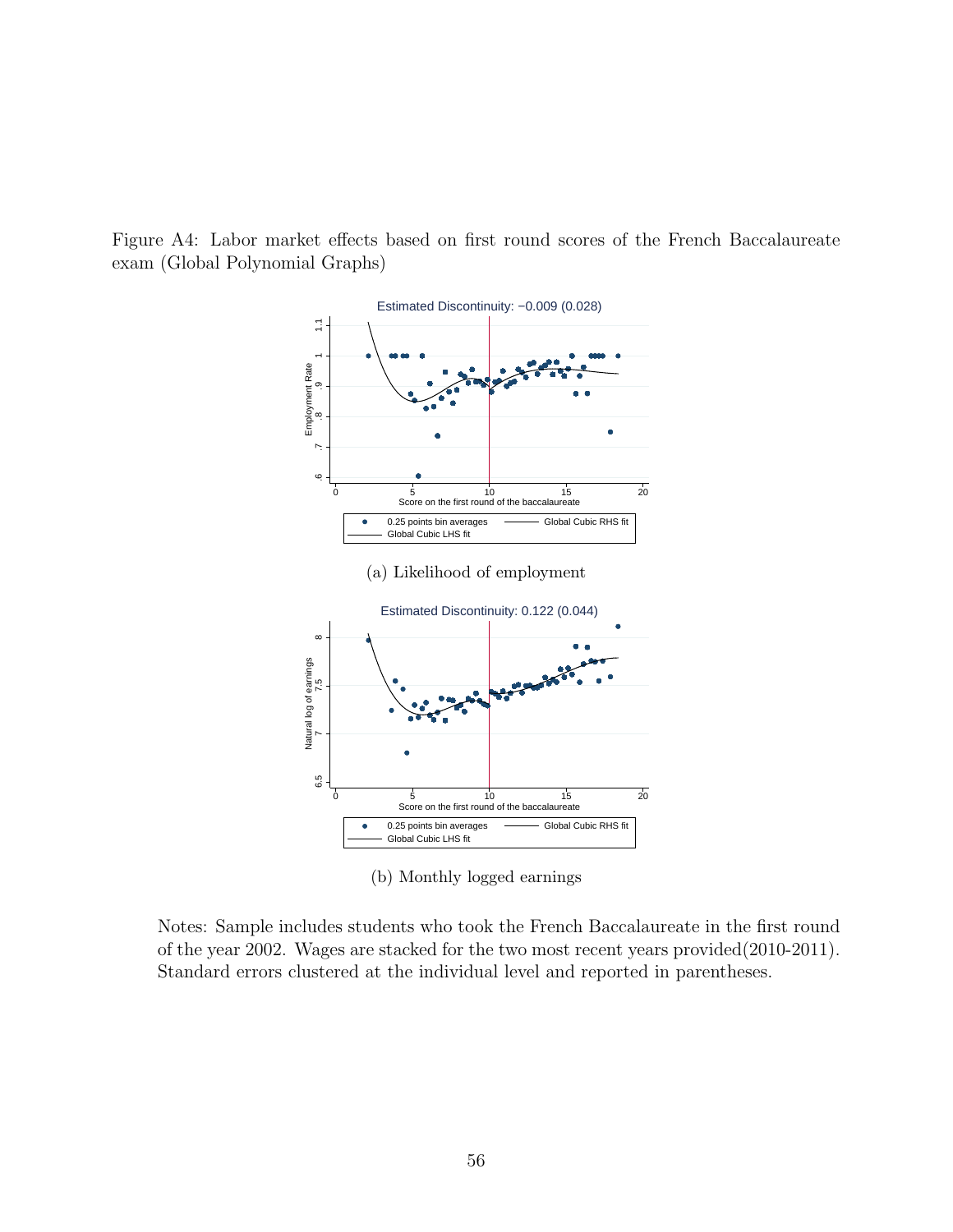Figure A4: Labor market effects based on first round scores of the French Baccalaureate exam (Global Polynomial Graphs)

Estimated Discontinuity: −0.009 (0.028)

(a) Likelihood of employment

Estimated Discontinuity: 0.122 (0.044)

(b) Monthly logged earnings

Notes: Sample includes students who took the French Baccalaureate in the first round of the year 2002. Wages are stacked for the two most recent years provided(2010-2011). Standard errors clustered at the individual level and reported in parentheses.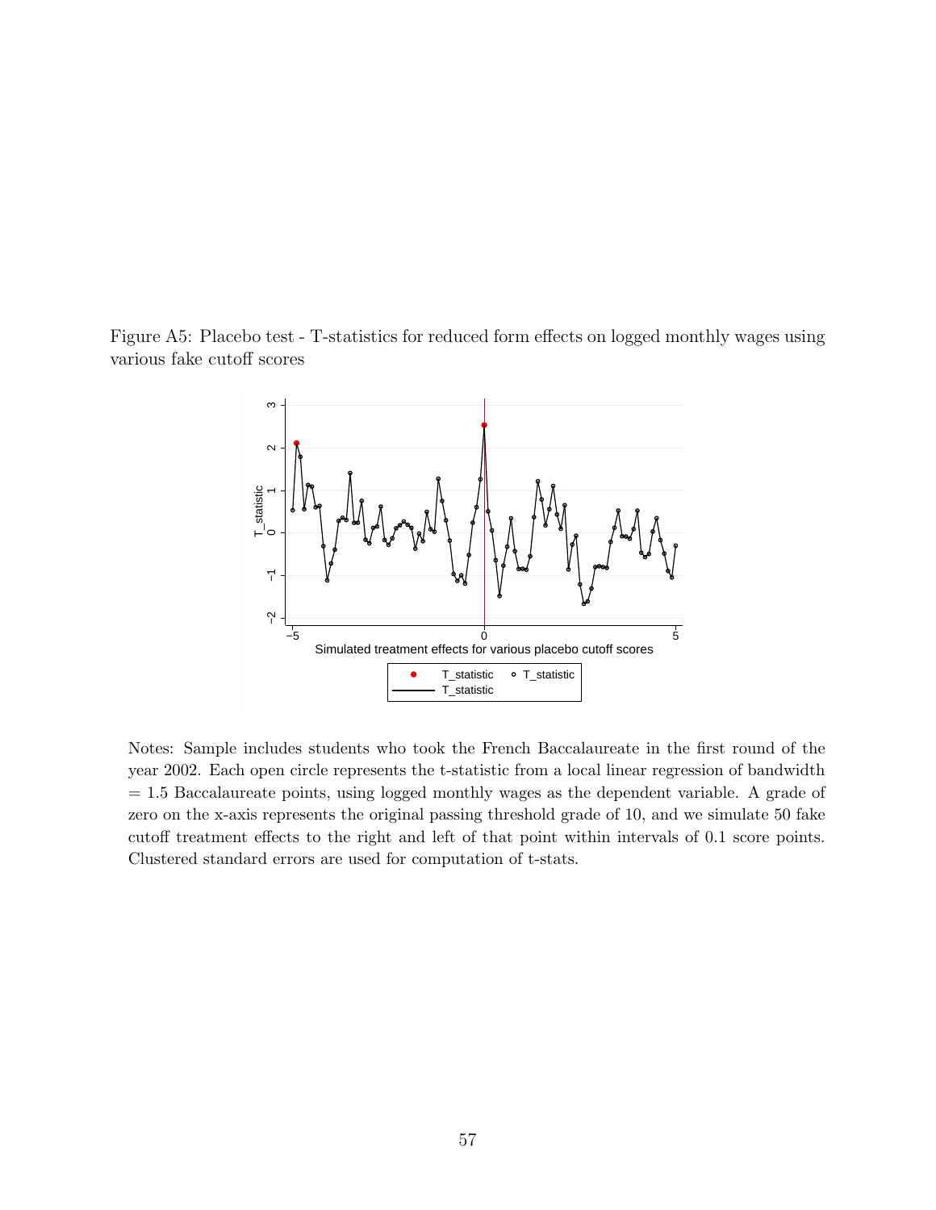Figure A5: Placebo test - T-statistics for reduced form effects on logged monthly wages using various fake cutoff scores

Notes: Sample includes students who took the French Baccalaureate in the first round of the year 2002. Each open circle represents the t-statistic from a local linear regression of bandwidth = 1.5 Baccalaureate points, using logged monthly wages as the dependent variable. A grade of zero on the x-axis represents the original passing threshold grade of 10, and we simulate 50 fake cutoff treatment effects to the right and left of that point within intervals of 0.1 score points. Clustered standard errors are used for computation of t-stats.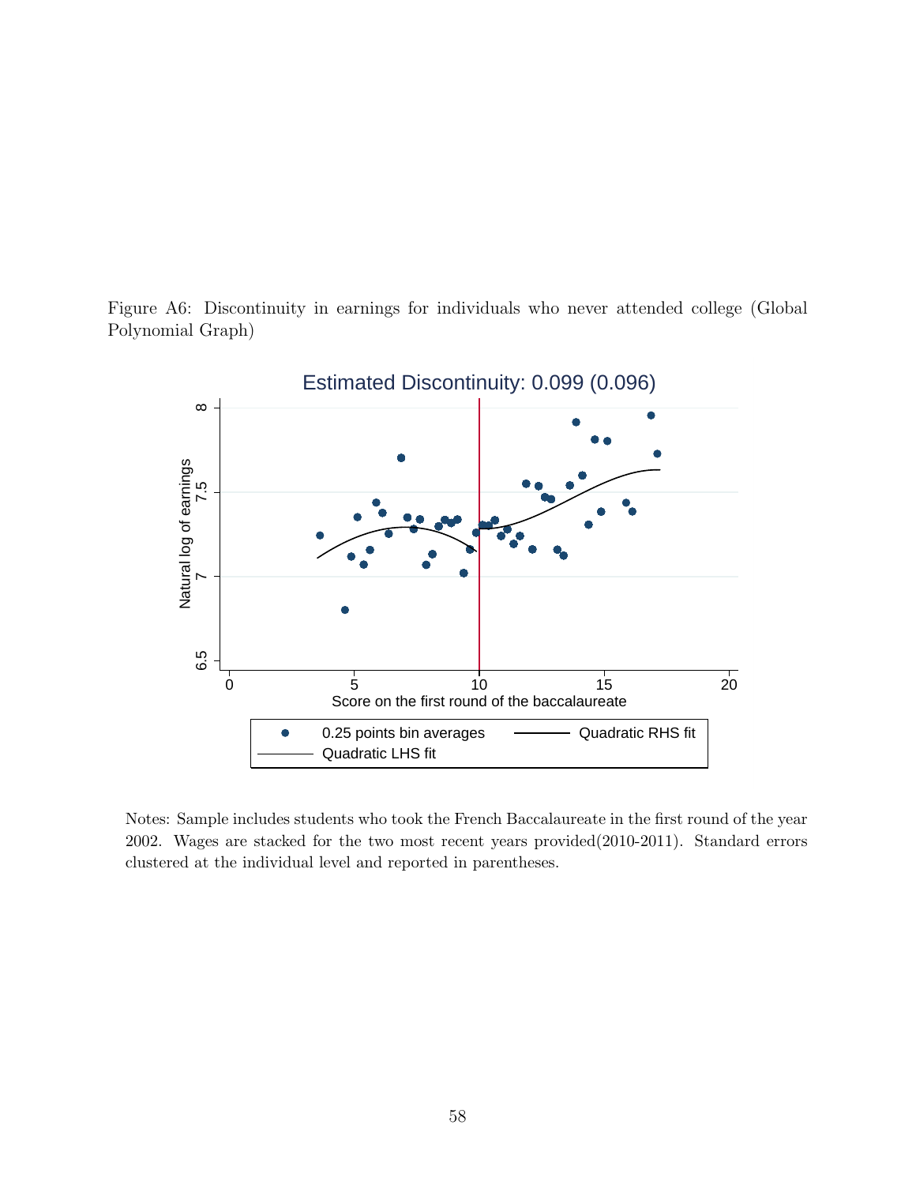Figure A6: Discontinuity in earnings for individuals who never attended college (Global Polynomial Graph)

Estimated Discontinuity: 0.099 (0.096)

Notes: Sample includes students who took the French Baccalaureate in the first round of the year 2002. Wages are stacked for the two most recent years provided(2010-2011). Standard errors clustered at the individual level and reported in parentheses.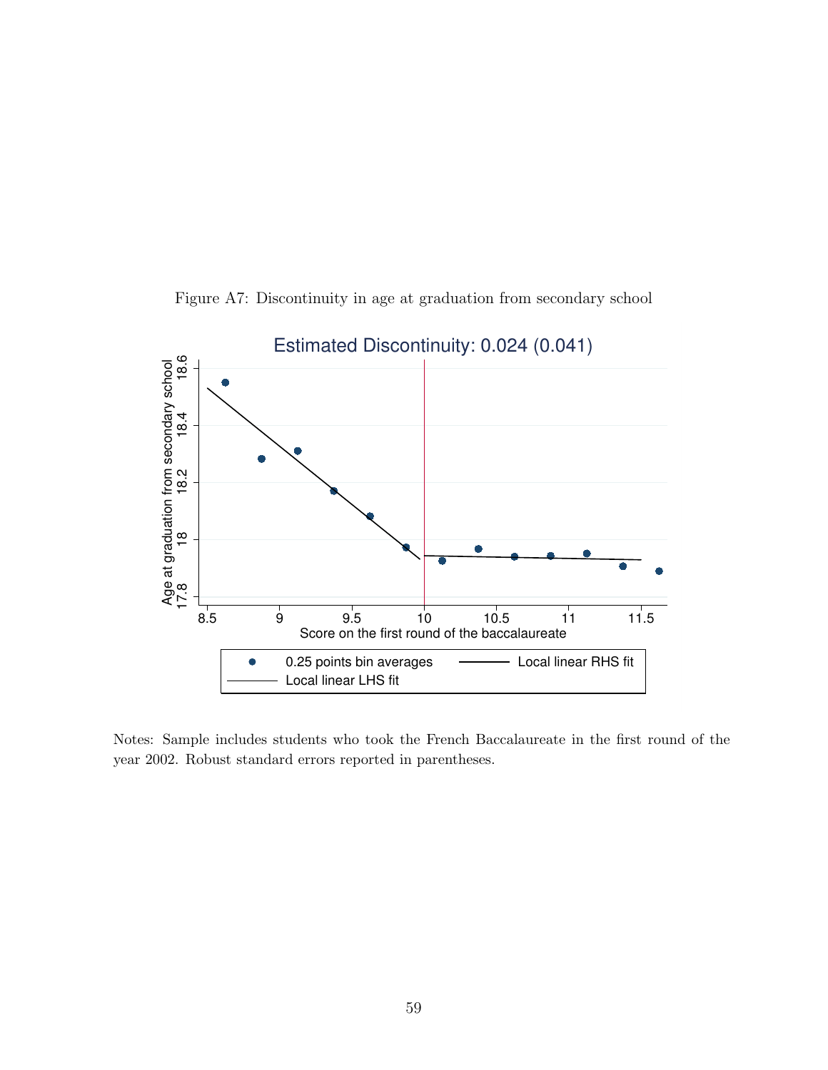Figure A7: Discontinuity in age at graduation from secondary school

Notes: Sample includes students who took the French Baccalaureate in the first round of the year 2002. Robust standard errors reported in parentheses.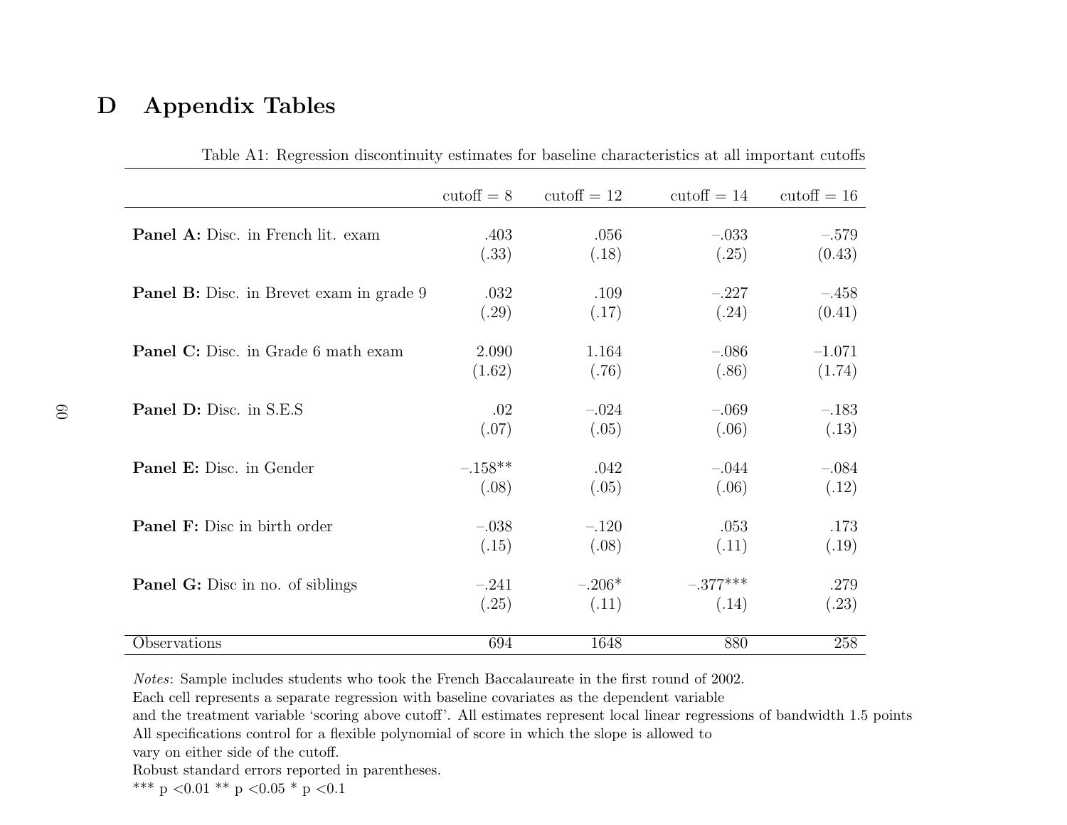# D Appendix Tables

Table A1: Regression discontinuity estimates for baseline characteristics at all important cutoffs

| | cutoff = 8 | cutoff = 12 | cutoff = 14 | cutoff = 16 |
|---|---|---|---|---|
| **Panel A:** Disc. in French lit. exam | .403 | .056 | –.033 | –.579 |
| | (.33) | (.18) | (.25) | (0.43) |
| **Panel B:** Disc. in Brevet exam in grade 9 | .032 | .109 | –.227 | –.458 |
| | (.29) | (.17) | (.24) | (0.41) |
| **Panel C:** Disc. in Grade 6 math exam | 2.090 | 1.164 | –.086 | –1.071 |
| | (1.62) | (.76) | (.86) | (1.74) |
| **Panel D:** Disc. in S.E.S | .02 | –.024 | –.069 | –.183 |
| | (.07) | (.05) | (.06) | (.13) |
| **Panel E:** Disc. in Gender | –.158** | .042 | –.044 | –.084 |
| | (.08) | (.05) | (.06) | (.12) |
| **Panel F:** Disc in birth order | –.038 | –.120 | .053 | .173 |
| | (.15) | (.08) | (.11) | (.19) |
| **Panel G:** Disc in no. of siblings | –.241 | –.206* | –.377*** | .279 |
| | (.25) | (.11) | (.14) | (.23) |
| Observations | 694 | 1648 | 880 | 258 |

*Notes*: Sample includes students who took the French Baccalaureate in the first round of 2002.
Each cell represents a separate regression with baseline covariates as the dependent variable
and the treatment variable 'scoring above cutoff'. All estimates represent local linear regressions of bandwidth 1.5 points
All specifications control for a flexible polynomial of score in which the slope is allowed to
vary on either side of the cutoff.
Robust standard errors reported in parentheses.
*** $p < 0.01$ ** $p < 0.05$ * $p < 0.1$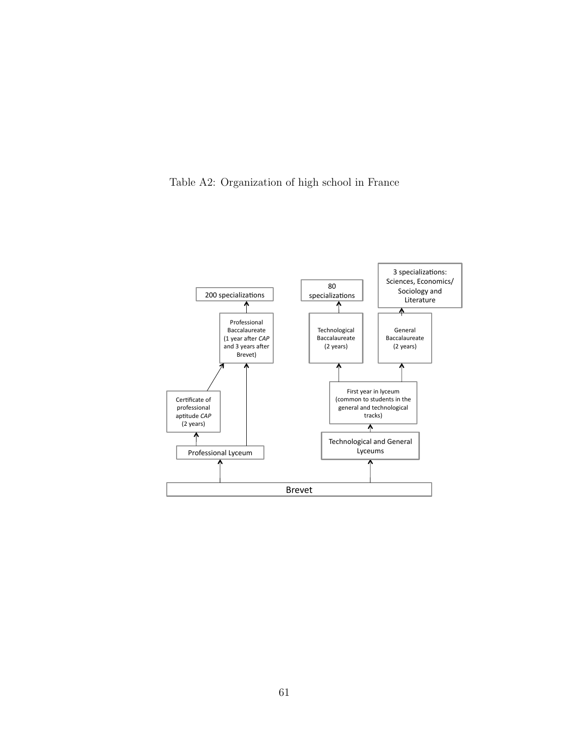Table A2: Organization of high school in France

200 specializations

Professional Baccalaureate (1 year after *CAP* and 3 years after Brevet)

Certificate of professional aptitude *CAP* (2 years)

Professional Lyceum

80 specializations

Technological Baccalaureate (2 years)

3 specializations: Sciences, Economics/ Sociology and Literature

General Baccalaureate (2 years)

First year in lyceum (common to students in the general and technological tracks)

Technological and General Lyceums

Brevet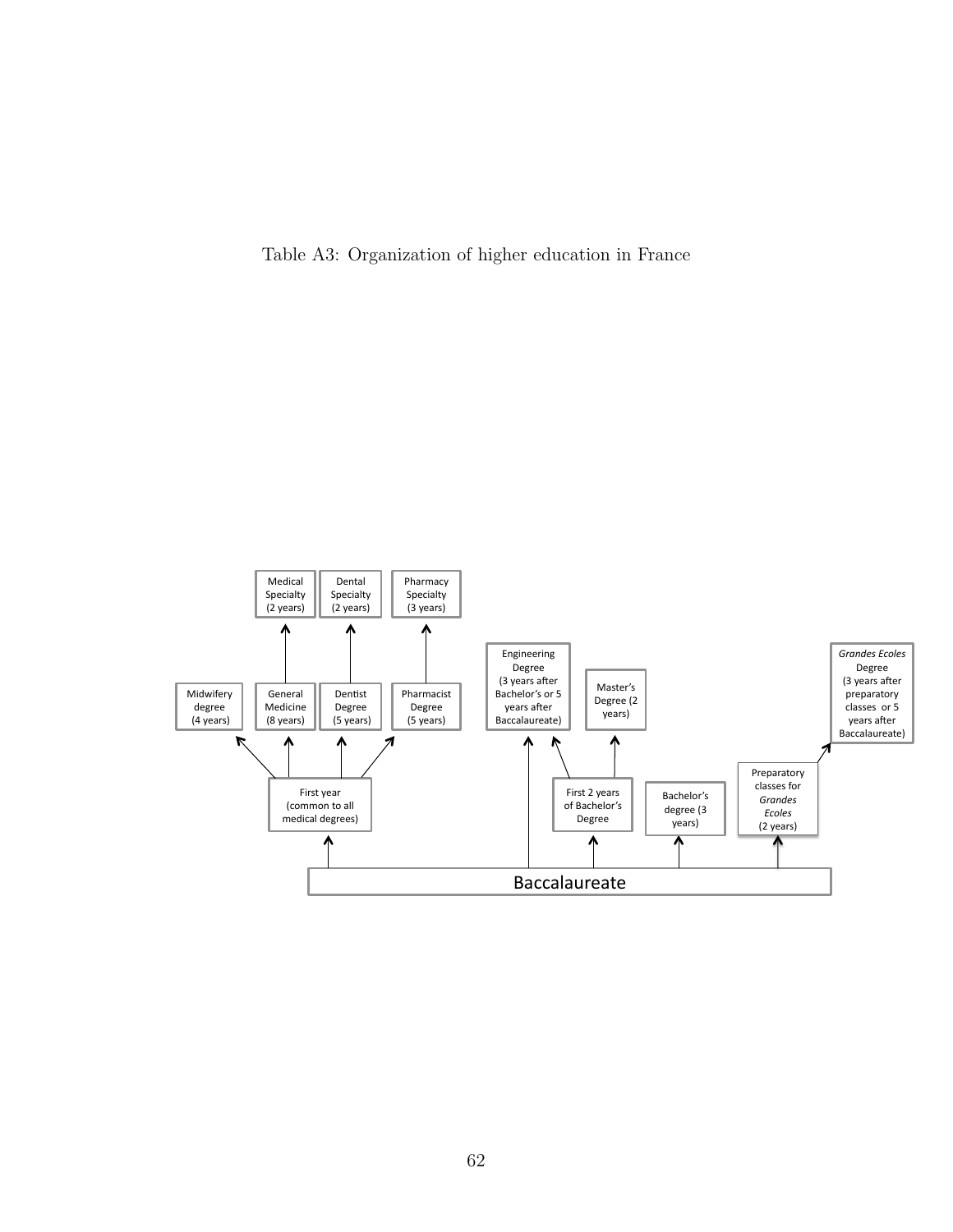Table A3: Organization of higher education in France

Baccalaureate

First year (common to all medical degrees)

Midwifery degree (4 years)

General Medicine (8 years)

Dentist Degree (5 years)

Pharmacist Degree (5 years)

Medical Specialty (2 years)

Dental Specialty (2 years)

Pharmacy Specialty (3 years)

Engineering Degree (3 years after Bachelor's or 5 years after Baccalaureate)

First 2 years of Bachelor's Degree

Master's Degree (2 years)

Bachelor's degree (3 years)

Preparatory classes for *Grandes Ecoles* (2 years)

*Grandes Ecoles* Degree (3 years after preparatory classes or 5 years after Baccalaureate)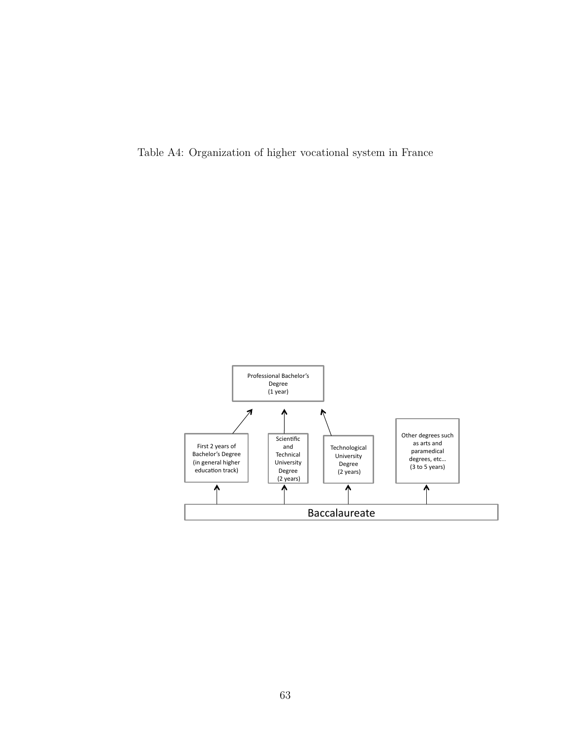Table A4: Organization of higher vocational system in France

Professional Bachelor's Degree (1 year)

First 2 years of Bachelor's Degree (in general higher education track)

Scientific and Technical University Degree (2 years)

Technological University Degree (2 years)

Other degrees such as arts and paramedical degrees, etc… (3 to 5 years)

Baccalaureate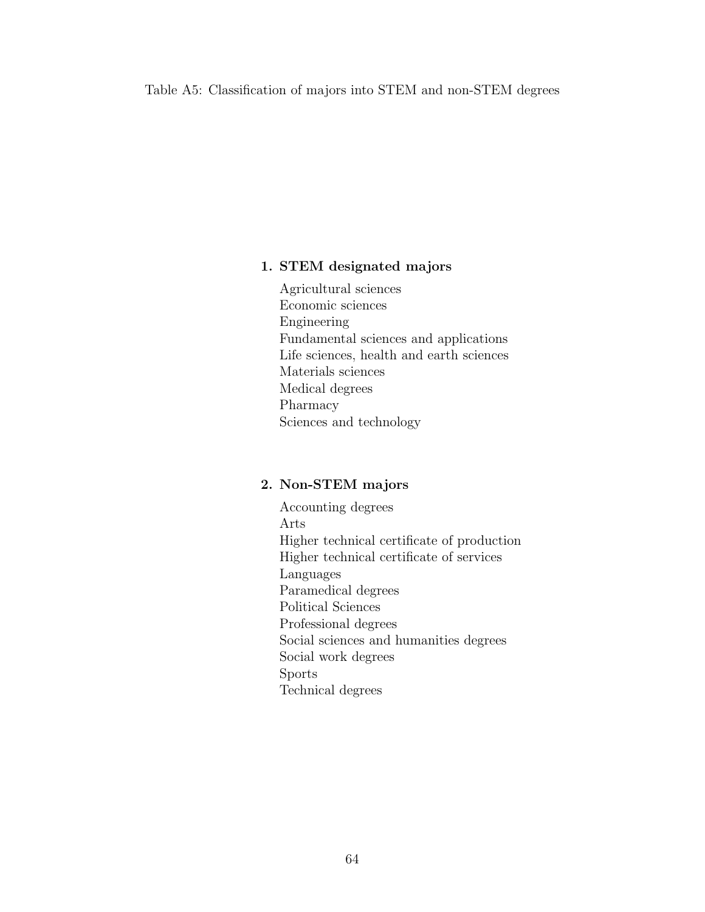Table A5: Classification of majors into STEM and non-STEM degrees

1. **STEM designated majors**

   Agricultural sciences
   Economic sciences
   Engineering
   Fundamental sciences and applications
   Life sciences, health and earth sciences
   Materials sciences
   Medical degrees
   Pharmacy
   Sciences and technology

2. **Non-STEM majors**

   Accounting degrees
   Arts
   Higher technical certificate of production
   Higher technical certificate of services
   Languages
   Paramedical degrees
   Political Sciences
   Professional degrees
   Social sciences and humanities degrees
   Social work degrees
   Sports
   Technical degrees